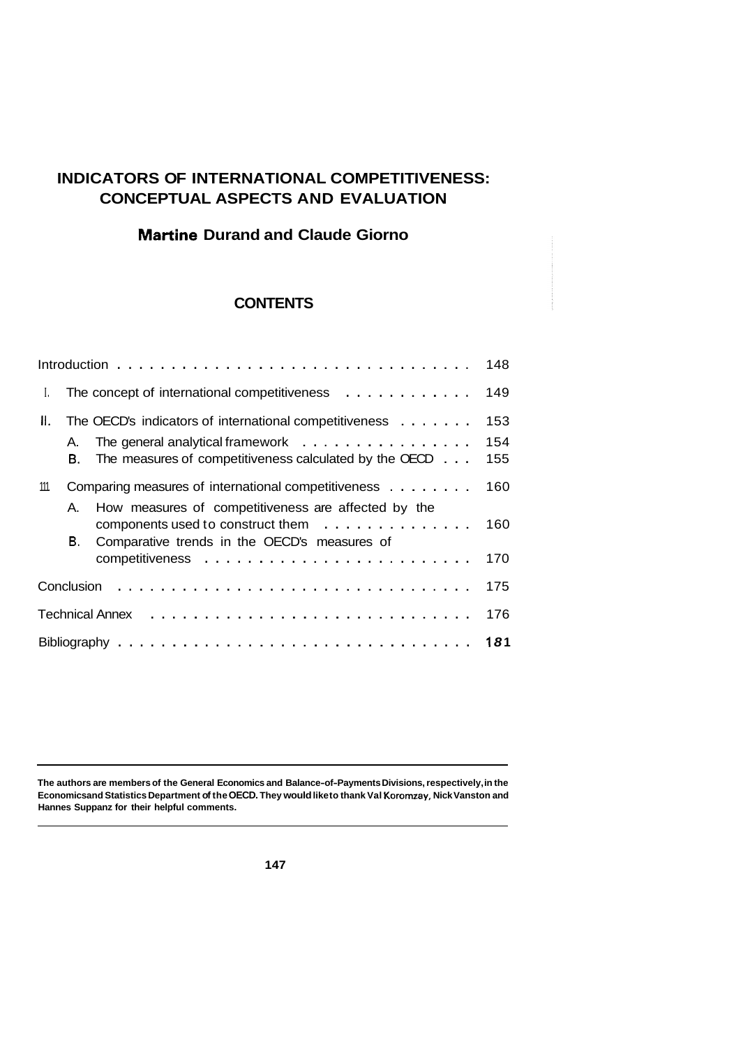# INDICATORS OF INTERNATIONAL COMPETITIVENESS: CONCEPTUAL ASPECTS AND EVALUATION

## Martine Durand and Claude Giorno

### CONTENTS

| | | |
|---|---|---|
| Introduction | | 148 |
| I. | The concept of international competitiveness | 149 |
| II. | The OECD's indicators of international competitiveness | 153 |
| | A. The general analytical framework | 154 |
| | B. The measures of competitiveness calculated by the OECD | 155 |
| III. | Comparing measures of international competitiveness | 160 |
| | A. How measures of competitiveness are affected by the components used to construct them | 160 |
| | B. Comparative trends in the OECD's measures of competitiveness | 170 |
| Conclusion | | 175 |
| Technical Annex | | 176 |
| Bibliography | | 181 |

---

**The authors are members of the General Economics and Balance-of-Payments Divisions, respectively, in the Economics and Statistics Department of the OECD. They would like to thank Val Koromzay, Nick Vanston and Hannes Suppanz for their helpful comments.**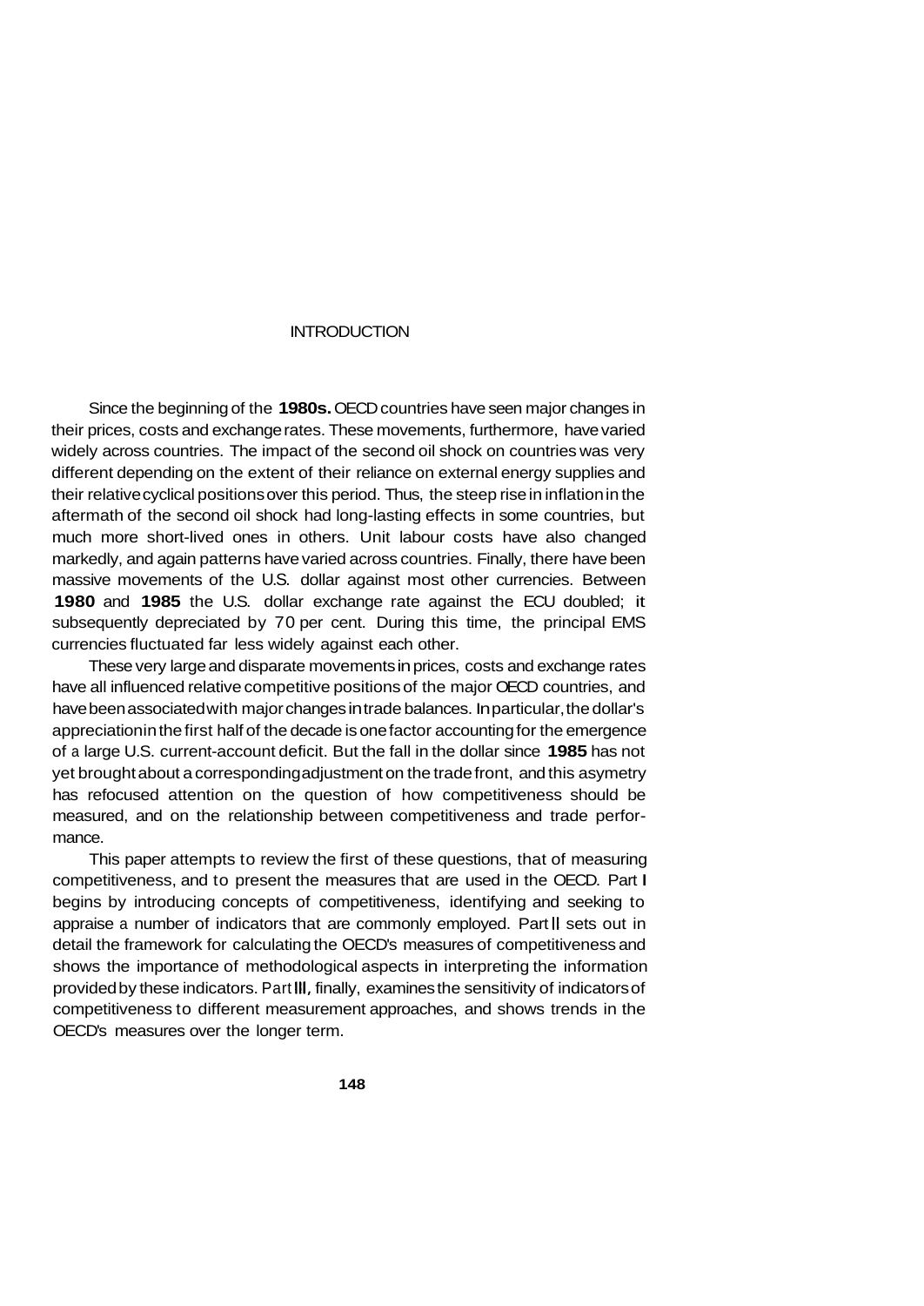# INTRODUCTION

Since the beginning of the **1980s.** OECD countries have seen major changes in their prices, costs and exchange rates. These movements, furthermore, have varied widely across countries. The impact of the second oil shock on countries was very different depending on the extent of their reliance on external energy supplies and their relative cyclical positions over this period. Thus, the steep rise in inflation in the aftermath of the second oil shock had long-lasting effects in some countries, but much more short-lived ones in others. Unit labour costs have also changed markedly, and again patterns have varied across countries. Finally, there have been massive movements of the U.S. dollar against most other currencies. Between **1980** and **1985** the U.S. dollar exchange rate against the ECU doubled; it subsequently depreciated by 70 per cent. During this time, the principal EMS currencies fluctuated far less widely against each other.

These very large and disparate movements in prices, costs and exchange rates have all influenced relative competitive positions of the major OECD countries, and have been associated with major changes in trade balances. In particular, the dollar's appreciation in the first half of the decade is one factor accounting for the emergence of a large U.S. current-account deficit. But the fall in the dollar since **1985** has not yet brought about a corresponding adjustment on the trade front, and this asymetry has refocused attention on the question of how competitiveness should be measured, and on the relationship between competitiveness and trade performance.

This paper attempts to review the first of these questions, that of measuring competitiveness, and to present the measures that are used in the OECD. Part I begins by introducing concepts of competitiveness, identifying and seeking to appraise a number of indicators that are commonly employed. Part II sets out in detail the framework for calculating the OECD's measures of competitiveness and shows the importance of methodological aspects in interpreting the information provided by these indicators. Part III, finally, examines the sensitivity of indicators of competitiveness to different measurement approaches, and shows trends in the OECD's measures over the longer term.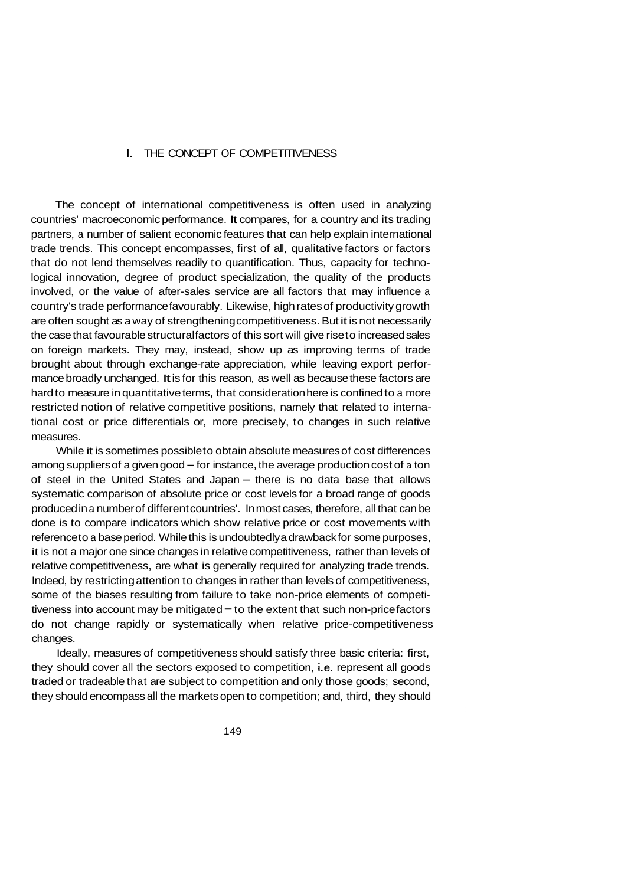## I. THE CONCEPT OF COMPETITIVENESS

The concept of international competitiveness is often used in analyzing countries' macroeconomic performance. It compares, for a country and its trading partners, a number of salient economic features that can help explain international trade trends. This concept encompasses, first of all, qualitative factors or factors that do not lend themselves readily to quantification. Thus, capacity for technological innovation, degree of product specialization, the quality of the products involved, or the value of after-sales service are all factors that may influence a country's trade performance favourably. Likewise, high rates of productivity growth are often sought as a way of strengthening competitiveness. But it is not necessarily the case that favourable structural factors of this sort will give rise to increased sales on foreign markets. They may, instead, show up as improving terms of trade brought about through exchange-rate appreciation, while leaving export performance broadly unchanged. It is for this reason, as well as because these factors are hard to measure in quantitative terms, that consideration here is confined to a more restricted notion of relative competitive positions, namely that related to international cost or price differentials or, more precisely, to changes in such relative measures.

While it is sometimes possible to obtain absolute measures of cost differences among suppliers of a given good – for instance, the average production cost of a ton of steel in the United States and Japan – there is no data base that allows systematic comparison of absolute price or cost levels for a broad range of goods produced in a number of different countries'. In most cases, therefore, all that can be done is to compare indicators which show relative price or cost movements with reference to a base period. While this is undoubtedly a drawback for some purposes, it is not a major one since changes in relative competitiveness, rather than levels of relative competitiveness, are what is generally required for analyzing trade trends. Indeed, by restricting attention to changes in rather than levels of competitiveness, some of the biases resulting from failure to take non-price elements of competitiveness into account may be mitigated – to the extent that such non-price factors do not change rapidly or systematically when relative price-competitiveness changes.

Ideally, measures of competitiveness should satisfy three basic criteria: first, they should cover all the sectors exposed to competition, i.e. represent all goods traded or tradeable that are subject to competition and only those goods; second, they should encompass all the markets open to competition; and, third, they should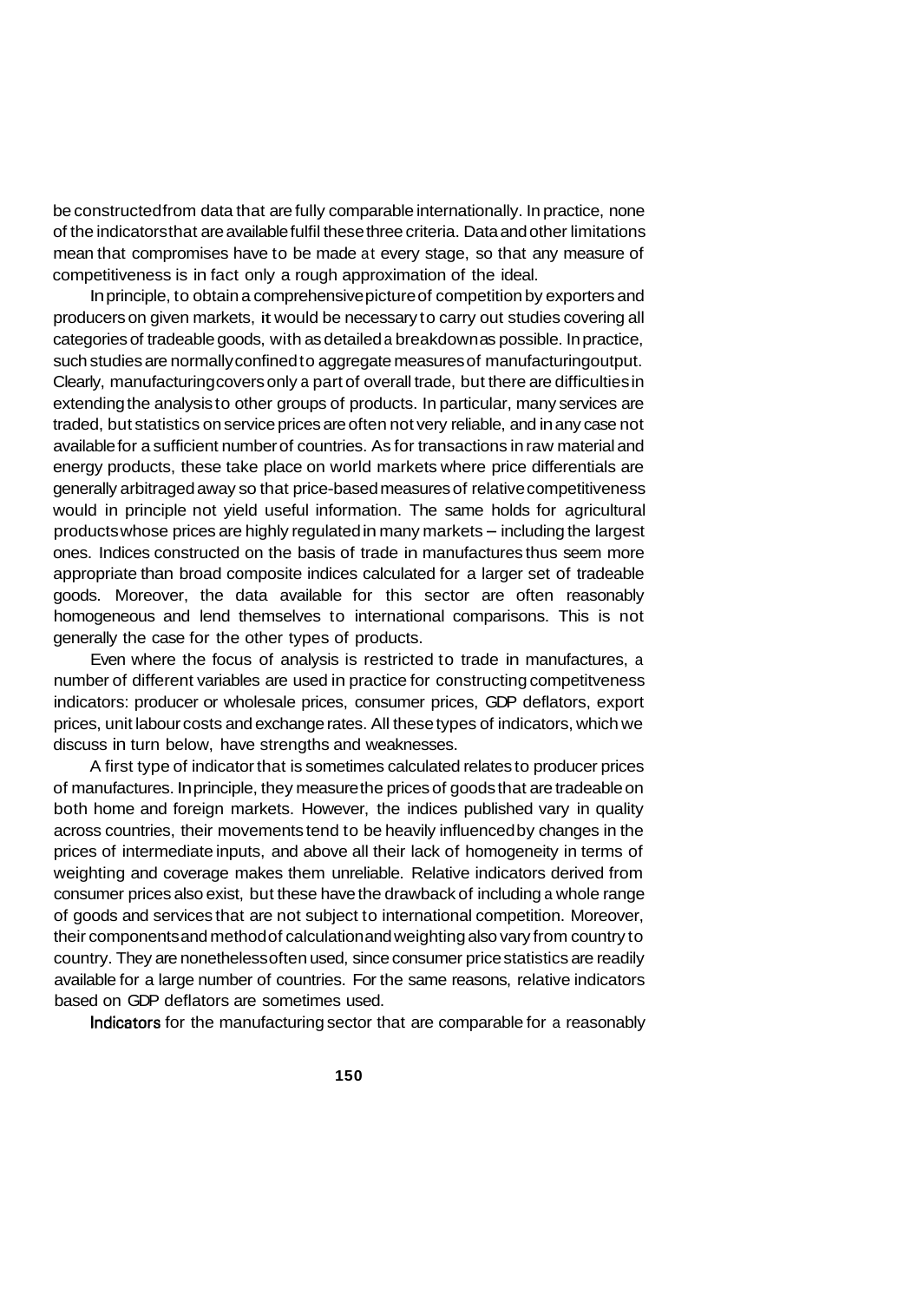be constructed from data that are fully comparable internationally. In practice, none of the indicators that are available fulfil these three criteria. Data and other limitations mean that compromises have to be made at every stage, so that any measure of competitiveness is in fact only a rough approximation of the ideal.

In principle, to obtain a comprehensive picture of competition by exporters and producers on given markets, it would be necessary to carry out studies covering all categories of tradeable goods, with as detailed a breakdown as possible. In practice, such studies are normally confined to aggregate measures of manufacturing output. Clearly, manufacturing covers only a part of overall trade, but there are difficulties in extending the analysis to other groups of products. In particular, many services are traded, but statistics on service prices are often not very reliable, and in any case not available for a sufficient number of countries. As for transactions in raw material and energy products, these take place on world markets where price differentials are generally arbitraged away so that price-based measures of relative competitiveness would in principle not yield useful information. The same holds for agricultural products whose prices are highly regulated in many markets – including the largest ones. Indices constructed on the basis of trade in manufactures thus seem more appropriate than broad composite indices calculated for a larger set of tradeable goods. Moreover, the data available for this sector are often reasonably homogeneous and lend themselves to international comparisons. This is not generally the case for the other types of products.

Even where the focus of analysis is restricted to trade in manufactures, a number of different variables are used in practice for constructing competitveness indicators: producer or wholesale prices, consumer prices, GDP deflators, export prices, unit labour costs and exchange rates. All these types of indicators, which we discuss in turn below, have strengths and weaknesses.

A first type of indicator that is sometimes calculated relates to producer prices of manufactures. In principle, they measure the prices of goods that are tradeable on both home and foreign markets. However, the indices published vary in quality across countries, their movements tend to be heavily influenced by changes in the prices of intermediate inputs, and above all their lack of homogeneity in terms of weighting and coverage makes them unreliable. Relative indicators derived from consumer prices also exist, but these have the drawback of including a whole range of goods and services that are not subject to international competition. Moreover, their components and method of calculation and weighting also vary from country to country. They are nonetheless often used, since consumer price statistics are readily available for a large number of countries. For the same reasons, relative indicators based on GDP deflators are sometimes used.

Indicators for the manufacturing sector that are comparable for a reasonably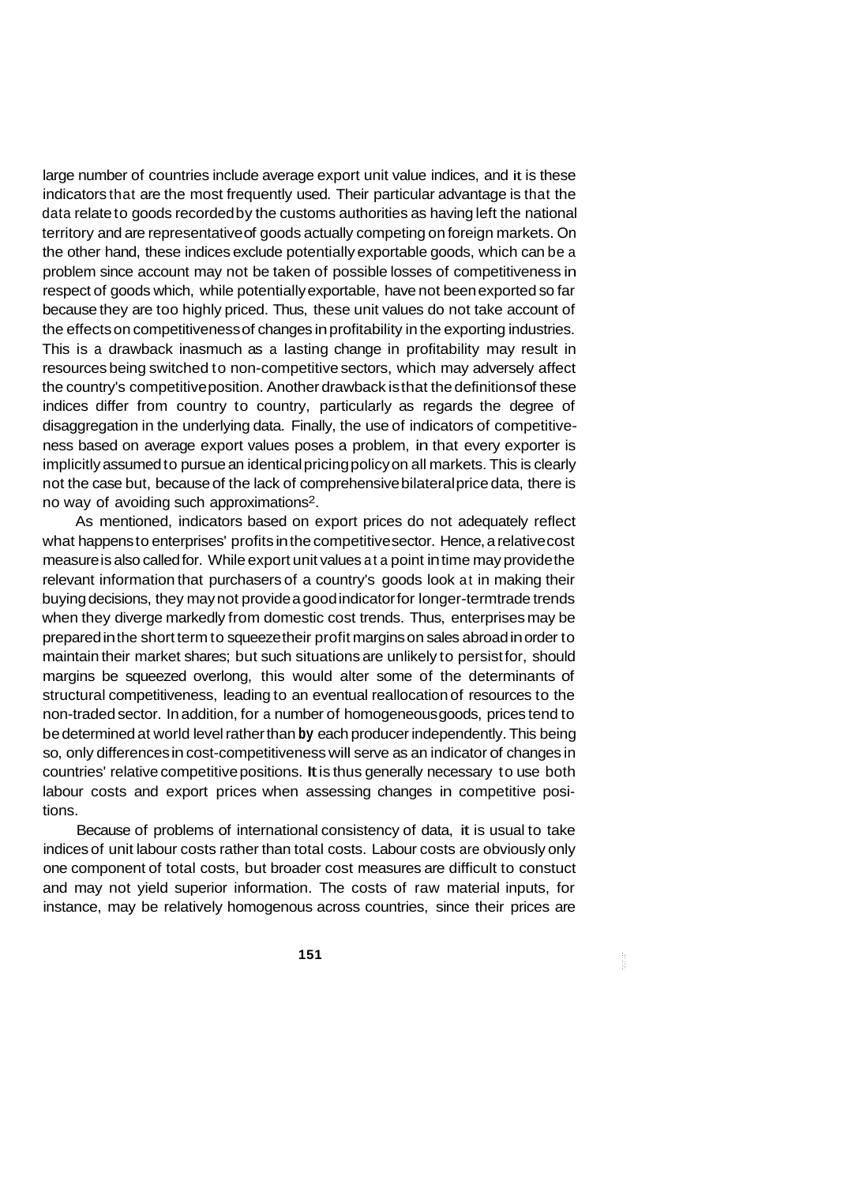large number of countries include average export unit value indices, and it is these indicators that are the most frequently used. Their particular advantage is that the data relate to goods recorded by the customs authorities as having left the national territory and are representative of goods actually competing on foreign markets. On the other hand, these indices exclude potentially exportable goods, which can be a problem since account may not be taken of possible losses of competitiveness in respect of goods which, while potentially exportable, have not been exported so far because they are too highly priced. Thus, these unit values do not take account of the effects on competitiveness of changes in profitability in the exporting industries. This is a drawback inasmuch as a lasting change in profitability may result in resources being switched to non-competitive sectors, which may adversely affect the country's competitive position. Another drawback is that the definitions of these indices differ from country to country, particularly as regards the degree of disaggregation in the underlying data. Finally, the use of indicators of competitiveness based on average export values poses a problem, in that every exporter is implicitly assumed to pursue an identical pricing policy on all markets. This is clearly not the case but, because of the lack of comprehensive bilateral price data, there is no way of avoiding such approximations[2].

As mentioned, indicators based on export prices do not adequately reflect what happens to enterprises' profits in the competitive sector. Hence, a relative cost measure is also called for. While export unit values at a point in time may provide the relevant information that purchasers of a country's goods look at in making their buying decisions, they may not provide a good indicator for longer-term trade trends when they diverge markedly from domestic cost trends. Thus, enterprises may be prepared in the short term to squeeze their profit margins on sales abroad in order to maintain their market shares; but such situations are unlikely to persist for, should margins be squeezed overlong, this would alter some of the determinants of structural competitiveness, leading to an eventual reallocation of resources to the non-traded sector. In addition, for a number of homogeneous goods, prices tend to be determined at world level rather than by each producer independently. This being so, only differences in cost-competitiveness will serve as an indicator of changes in countries' relative competitive positions. It is thus generally necessary to use both labour costs and export prices when assessing changes in competitive positions.

Because of problems of international consistency of data, it is usual to take indices of unit labour costs rather than total costs. Labour costs are obviously only one component of total costs, but broader cost measures are difficult to constuct and may not yield superior information. The costs of raw material inputs, for instance, may be relatively homogenous across countries, since their prices are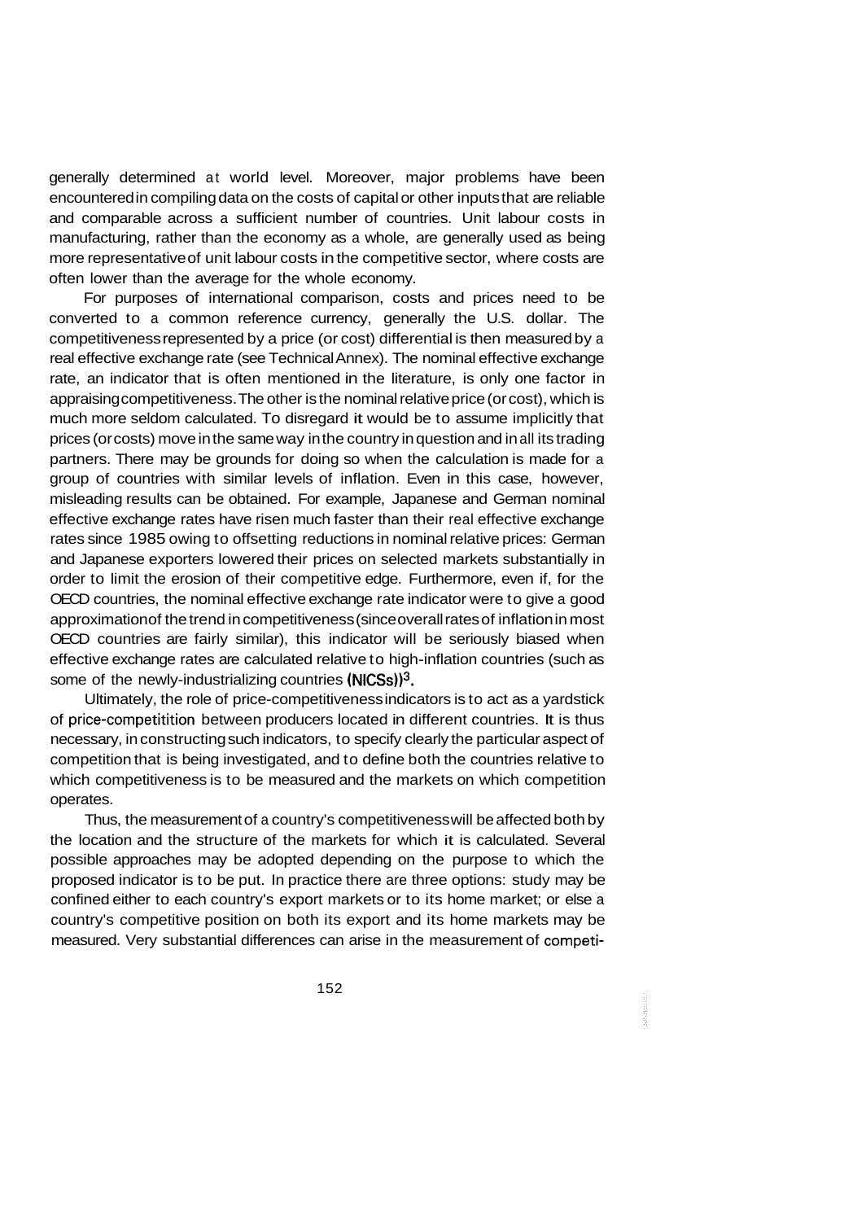generally determined at world level. Moreover, major problems have been encountered in compiling data on the costs of capital or other inputs that are reliable and comparable across a sufficient number of countries. Unit labour costs in manufacturing, rather than the economy as a whole, are generally used as being more representative of unit labour costs in the competitive sector, where costs are often lower than the average for the whole economy.

For purposes of international comparison, costs and prices need to be converted to a common reference currency, generally the U.S. dollar. The competitiveness represented by a price (or cost) differential is then measured by a real effective exchange rate (see Technical Annex). The nominal effective exchange rate, an indicator that is often mentioned in the literature, is only one factor in appraising competitiveness. The other is the nominal relative price (or cost), which is much more seldom calculated. To disregard it would be to assume implicitly that prices (or costs) move in the same way in the country in question and in all its trading partners. There may be grounds for doing so when the calculation is made for a group of countries with similar levels of inflation. Even in this case, however, misleading results can be obtained. For example, Japanese and German nominal effective exchange rates have risen much faster than their real effective exchange rates since 1985 owing to offsetting reductions in nominal relative prices: German and Japanese exporters lowered their prices on selected markets substantially in order to limit the erosion of their competitive edge. Furthermore, even if, for the OECD countries, the nominal effective exchange rate indicator were to give a good approximation of the trend in competitiveness (since overall rates of inflation in most OECD countries are fairly similar), this indicator will be seriously biased when effective exchange rates are calculated relative to high-inflation countries (such as some of the newly-industrializing countries (NICSs))[3].

Ultimately, the role of price-competitiveness indicators is to act as a yardstick of price-competitition between producers located in different countries. It is thus necessary, in constructing such indicators, to specify clearly the particular aspect of competition that is being investigated, and to define both the countries relative to which competitiveness is to be measured and the markets on which competition operates.

Thus, the measurement of a country's competitiveness will be affected both by the location and the structure of the markets for which it is calculated. Several possible approaches may be adopted depending on the purpose to which the proposed indicator is to be put. In practice there are three options: study may be confined either to each country's export markets or to its home market; or else a country's competitive position on both its export and its home markets may be measured. Very substantial differences can arise in the measurement of competi-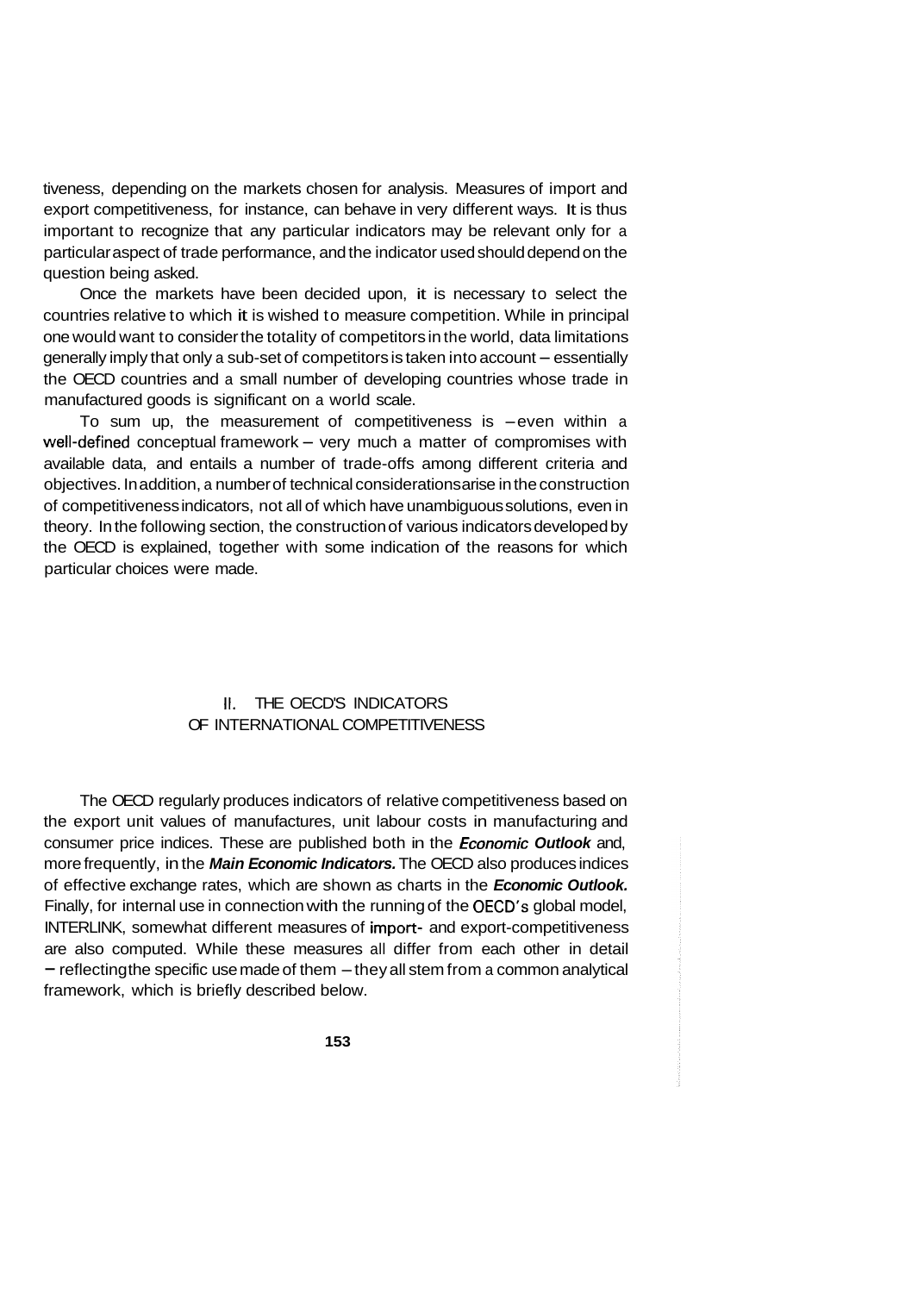tiveness, depending on the markets chosen for analysis. Measures of import and export competitiveness, for instance, can behave in very different ways. It is thus important to recognize that any particular indicators may be relevant only for a particular aspect of trade performance, and the indicator used should depend on the question being asked.

Once the markets have been decided upon, it is necessary to select the countries relative to which it is wished to measure competition. While in principal one would want to consider the totality of competitors in the world, data limitations generally imply that only a sub-set of competitors is taken into account – essentially the OECD countries and a small number of developing countries whose trade in manufactured goods is significant on a world scale.

To sum up, the measurement of competitiveness is – even within a well-defined conceptual framework – very much a matter of compromises with available data, and entails a number of trade-offs among different criteria and objectives. In addition, a number of technical considerations arise in the construction of competitiveness indicators, not all of which have unambiguous solutions, even in theory. In the following section, the construction of various indicators developed by the OECD is explained, together with some indication of the reasons for which particular choices were made.

## II. THE OECD'S INDICATORS OF INTERNATIONAL COMPETITIVENESS

The OECD regularly produces indicators of relative competitiveness based on the export unit values of manufactures, unit labour costs in manufacturing and consumer price indices. These are published both in the ***Economic Outlook*** and, more frequently, in the ***Main Economic Indicators.*** The OECD also produces indices of effective exchange rates, which are shown as charts in the ***Economic Outlook.*** Finally, for internal use in connection with the running of the OECD's global model, INTERLINK, somewhat different measures of import- and export-competitiveness are also computed. While these measures all differ from each other in detail – reflecting the specific use made of them – they all stem from a common analytical framework, which is briefly described below.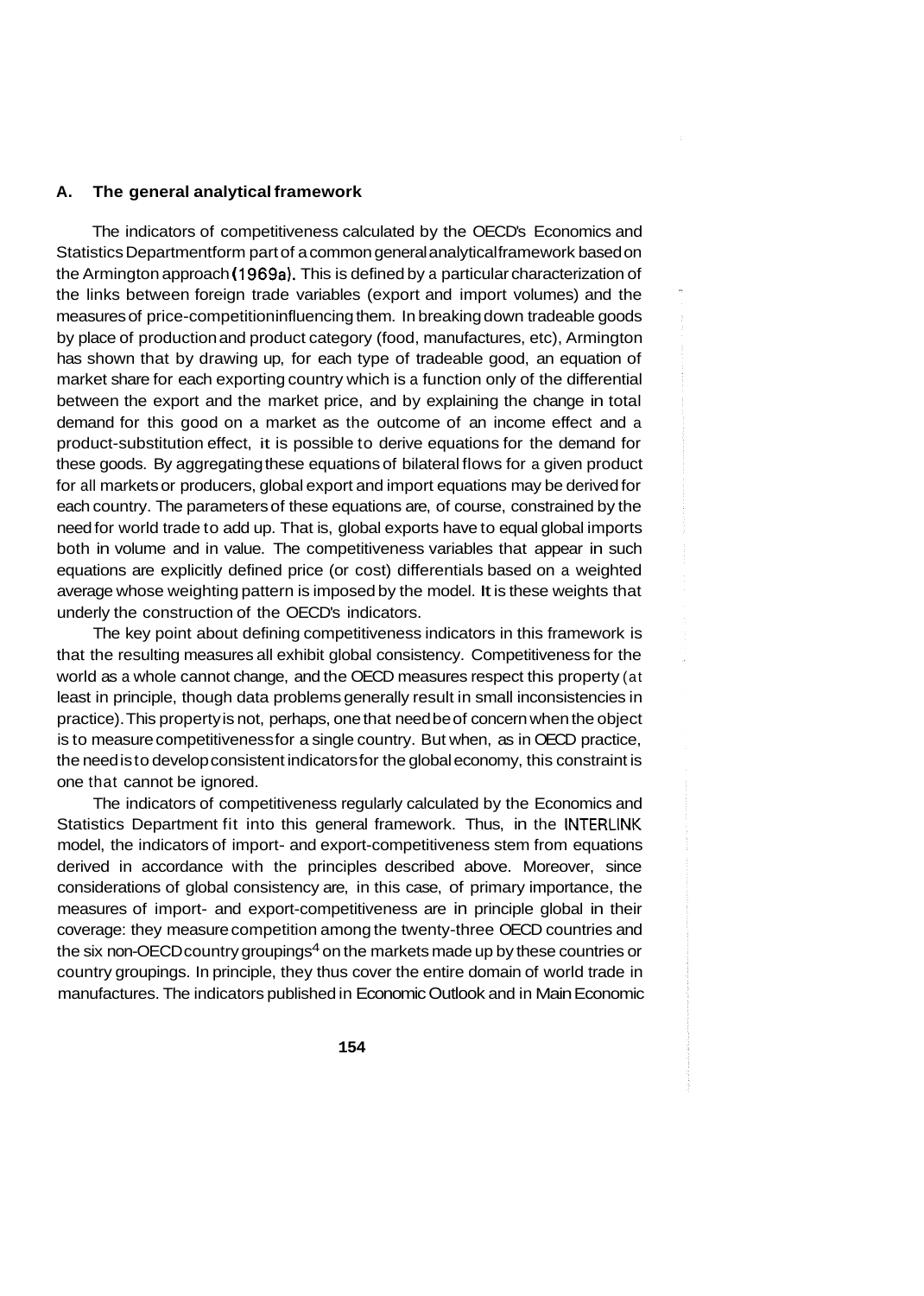## A. The general analytical framework

The indicators of competitiveness calculated by the OECD's Economics and Statistics Department form part of a common general analytical framework based on the Armington approach (1969a). This is defined by a particular characterization of the links between foreign trade variables (export and import volumes) and the measures of price-competition influencing them. In breaking down tradeable goods by place of production and product category (food, manufactures, etc), Armington has shown that by drawing up, for each type of tradeable good, an equation of market share for each exporting country which is a function only of the differential between the export and the market price, and by explaining the change in total demand for this good on a market as the outcome of an income effect and a product-substitution effect, it is possible to derive equations for the demand for these goods. By aggregating these equations of bilateral flows for a given product for all markets or producers, global export and import equations may be derived for each country. The parameters of these equations are, of course, constrained by the need for world trade to add up. That is, global exports have to equal global imports both in volume and in value. The competitiveness variables that appear in such equations are explicitly defined price (or cost) differentials based on a weighted average whose weighting pattern is imposed by the model. It is these weights that underly the construction of the OECD's indicators.

The key point about defining competitiveness indicators in this framework is that the resulting measures all exhibit global consistency. Competitiveness for the world as a whole cannot change, and the OECD measures respect this property (at least in principle, though data problems generally result in small inconsistencies in practice). This property is not, perhaps, one that need be of concern when the object is to measure competitiveness for a single country. But when, as in OECD practice, the need is to develop consistent indicators for the global economy, this constraint is one that cannot be ignored.

The indicators of competitiveness regularly calculated by the Economics and Statistics Department fit into this general framework. Thus, in the INTERLINK model, the indicators of import- and export-competitiveness stem from equations derived in accordance with the principles described above. Moreover, since considerations of global consistency are, in this case, of primary importance, the measures of import- and export-competitiveness are in principle global in their coverage: they measure competition among the twenty-three OECD countries and the six non-OECD country groupings[4] on the markets made up by these countries or country groupings. In principle, they thus cover the entire domain of world trade in manufactures. The indicators published in Economic Outlook and in Main Economic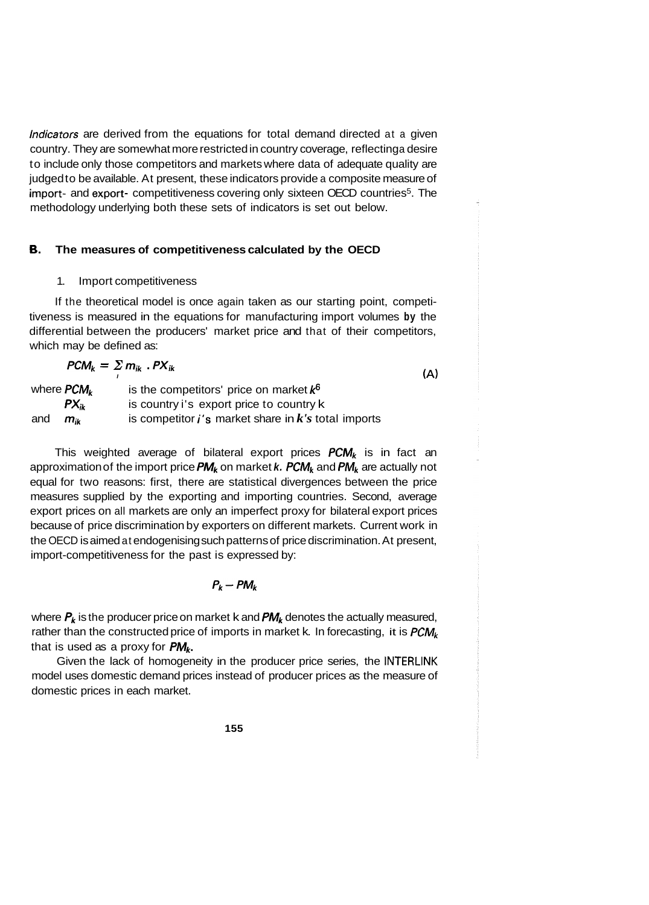*Indicators* are derived from the equations for total demand directed at a given country. They are somewhat more restricted in country coverage, reflecting a desire to include only those competitors and markets where data of adequate quality are judged to be available. At present, these indicators provide a composite measure of import- and export- competitiveness covering only sixteen OECD countries[5]. The methodology underlying both these sets of indicators is set out below.

## B. The measures of competitiveness calculated by the OECD

### 1. Import competitiveness

If the theoretical model is once again taken as our starting point, competitiveness is measured in the equations for manufacturing import volumes by the differential between the producers' market price and that of their competitors, which may be defined as:

$$PCM_k = \sum_i m_{ik} \, . \, PX_{ik} \tag{A}$$

where $PCM_k$ is the competitors' price on market $k$[6]

$PX_{ik}$ is country i's export price to country k

and $m_{ik}$ is competitor $i$'s market share in $k$'s total imports

This weighted average of bilateral export prices $PCM_k$ is in fact an approximation of the import price $PM_k$ on market $k$. $PCM_k$ and $PM_k$ are actually not equal for two reasons: first, there are statistical divergences between the price measures supplied by the exporting and importing countries. Second, average export prices on all markets are only an imperfect proxy for bilateral export prices because of price discrimination by exporters on different markets. Current work in the OECD is aimed at endogenising such patterns of price discrimination. At present, import-competitiveness for the past is expressed by:

$$P_k - PM_k$$

where $P_k$ is the producer price on market k and $PM_k$ denotes the actually measured, rather than the constructed price of imports in market k. In forecasting, it is $PCM_k$ that is used as a proxy for $PM_k$.

Given the lack of homogeneity in the producer price series, the INTERLINK model uses domestic demand prices instead of producer prices as the measure of domestic prices in each market.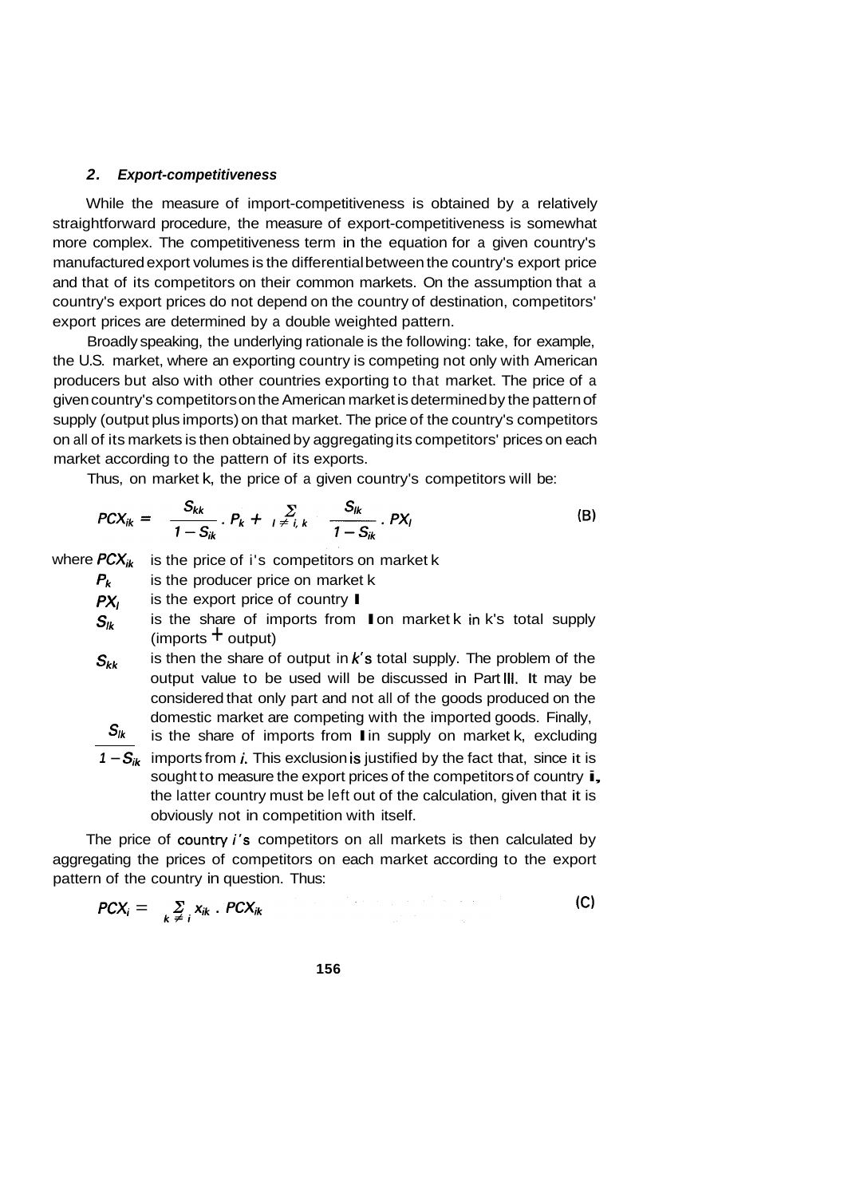### 2. *Export-competitiveness*

While the measure of import-competitiveness is obtained by a relatively straightforward procedure, the measure of export-competitiveness is somewhat more complex. The competitiveness term in the equation for a given country's manufactured export volumes is the differential between the country's export price and that of its competitors on their common markets. On the assumption that a country's export prices do not depend on the country of destination, competitors' export prices are determined by a double weighted pattern.

Broadly speaking, the underlying rationale is the following: take, for example, the U.S. market, where an exporting country is competing not only with American producers but also with other countries exporting to that market. The price of a given country's competitors on the American market is determined by the pattern of supply (output plus imports) on that market. The price of the country's competitors on all of its markets is then obtained by aggregating its competitors' prices on each market according to the pattern of its exports.

Thus, on market k, the price of a given country's competitors will be:

$$PCX_{ik} = \frac{S_{kk}}{1 - S_{ik}} \cdot P_k + \sum_{l \neq i, k} \frac{S_{lk}}{1 - S_{ik}} \cdot PX_l \tag{B}$$

where $PCX_{ik}$ is the price of i's competitors on market k

$P_k$ is the producer price on market k

$PX_l$ is the export price of country l

$S_{lk}$ is the share of imports from l on market k in k's total supply (imports + output)

$S_{kk}$ is then the share of output in $k$'s total supply. The problem of the output value to be used will be discussed in Part III. It may be considered that only part and not all of the goods produced on the domestic market are competing with the imported goods. Finally,

$\frac{S_{lk}}{1 - S_{ik}}$ is the share of imports from l in supply on market k, excluding imports from $i$. This exclusion is justified by the fact that, since it is sought to measure the export prices of the competitors of country i, the latter country must be left out of the calculation, given that it is obviously not in competition with itself.

The price of country $i$'s competitors on all markets is then calculated by aggregating the prices of competitors on each market according to the export pattern of the country in question. Thus:

$$PCX_i = \sum_{k \neq i} x_{ik} \cdot PCX_{ik} \tag{C}$$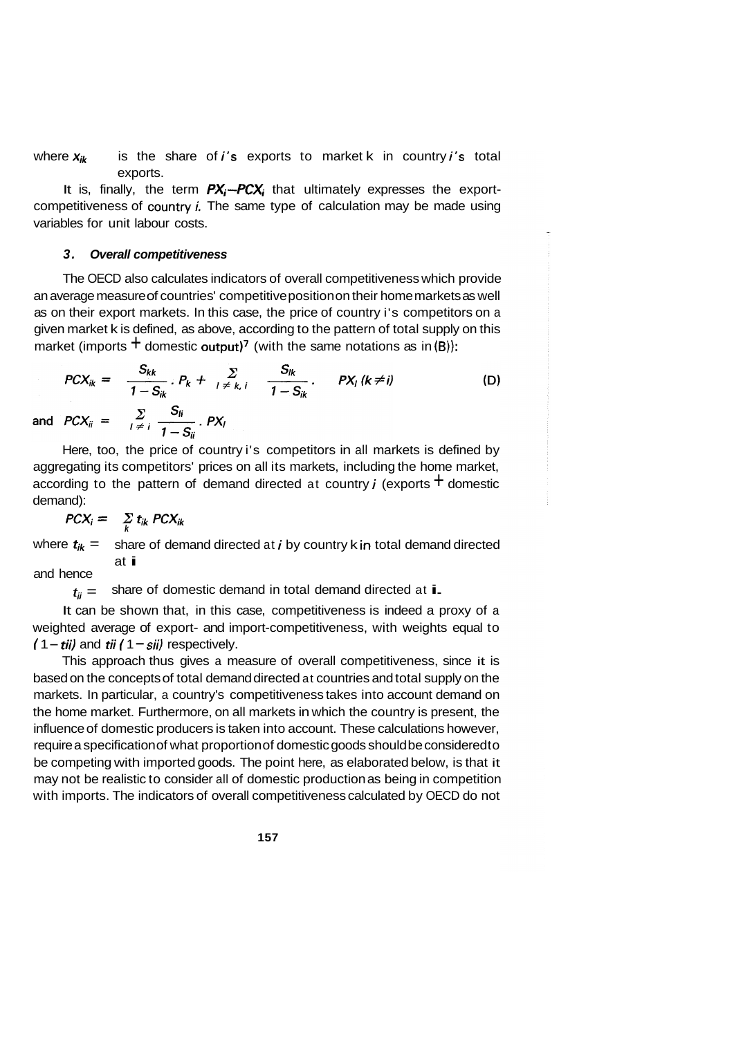where $x_{ik}$ is the share of $i$'s exports to market k in country $i$'s total exports.

It is, finally, the term $PX_i - PCX_i$ that ultimately expresses the export-competitiveness of country $i$. The same type of calculation may be made using variables for unit labour costs.

### 3. *Overall competitiveness*

The OECD also calculates indicators of overall competitiveness which provide an average measure of countries' competitive position on their home markets as well as on their export markets. In this case, the price of country i's competitors on a given market k is defined, as above, according to the pattern of total supply on this market (imports + domestic output)[7] (with the same notations as in (B)):

$$PCX_{ik} = \frac{S_{kk}}{1 - S_{ik}} \cdot P_k + \sum_{l \neq k, i} \frac{S_{lk}}{1 - S_{ik}} \cdot PX_l \ (k \neq i) \qquad \text{(D)}$$

$$\text{and} \quad PCX_{ii} = \sum_{l \neq i} \frac{S_{li}}{1 - S_{ii}} \cdot PX_l$$

Here, too, the price of country i's competitors in all markets is defined by aggregating its competitors' prices on all its markets, including the home market, according to the pattern of demand directed at country $i$ (exports + domestic demand):

$$PCX_i = \sum_k t_{ik} PCX_{ik}$$

where $t_{ik}$ = share of demand directed at $i$ by country k in total demand directed at $i$

and hence

$t_{ii}$ = share of domestic demand in total demand directed at $i$.

It can be shown that, in this case, competitiveness is indeed a proxy of a weighted average of export- and import-competitiveness, with weights equal to $(1 - t_{ii})$ and $t_{ii}(1 - s_{ii})$ respectively.

This approach thus gives a measure of overall competitiveness, since it is based on the concepts of total demand directed at countries and total supply on the markets. In particular, a country's competitiveness takes into account demand on the home market. Furthermore, on all markets in which the country is present, the influence of domestic producers is taken into account. These calculations however, require a specification of what proportion of domestic goods should be considered to be competing with imported goods. The point here, as elaborated below, is that it may not be realistic to consider all of domestic production as being in competition with imports. The indicators of overall competitiveness calculated by OECD do not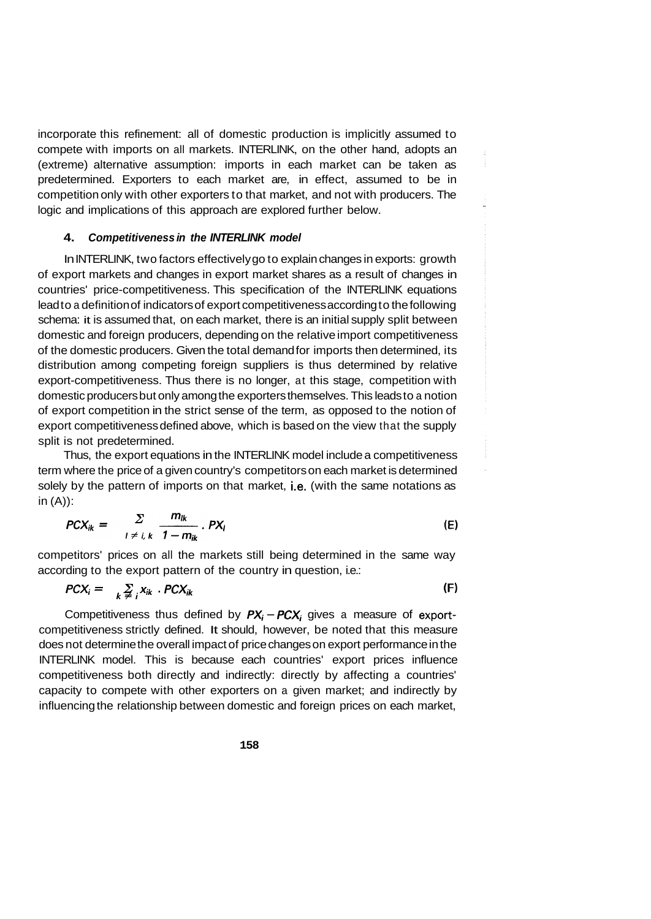incorporate this refinement: all of domestic production is implicitly assumed to compete with imports on all markets. INTERLINK, on the other hand, adopts an (extreme) alternative assumption: imports in each market can be taken as predetermined. Exporters to each market are, in effect, assumed to be in competition only with other exporters to that market, and not with producers. The logic and implications of this approach are explored further below.

#### 4. *Competitiveness in the INTERLINK model*

In INTERLINK, two factors effectively go to explain changes in exports: growth of export markets and changes in export market shares as a result of changes in countries' price-competitiveness. This specification of the INTERLINK equations lead to a definition of indicators of export competitiveness according to the following schema: it is assumed that, on each market, there is an initial supply split between domestic and foreign producers, depending on the relative import competitiveness of the domestic producers. Given the total demand for imports then determined, its distribution among competing foreign suppliers is thus determined by relative export-competitiveness. Thus there is no longer, at this stage, competition with domestic producers but only among the exporters themselves. This leads to a notion of export competition in the strict sense of the term, as opposed to the notion of export competitiveness defined above, which is based on the view that the supply split is not predetermined.

Thus, the export equations in the INTERLINK model include a competitiveness term where the price of a given country's competitors on each market is determined solely by the pattern of imports on that market, i.e. (with the same notations as in (A)):

$$PCX_{ik} = \sum_{l \neq i, k} \frac{m_{lk}}{1 - m_{ik}} \cdot PX_l \tag{E}$$

competitors' prices on all the markets still being determined in the same way according to the export pattern of the country in question, i.e.:

$$PCX_i = \sum_{k \neq i} x_{ik} \cdot PCX_{ik} \tag{F}$$

Competitiveness thus defined by $PX_i - PCX_i$ gives a measure of export-competitiveness strictly defined. It should, however, be noted that this measure does not determine the overall impact of price changes on export performance in the INTERLINK model. This is because each countries' export prices influence competitiveness both directly and indirectly: directly by affecting a countries' capacity to compete with other exporters on a given market; and indirectly by influencing the relationship between domestic and foreign prices on each market,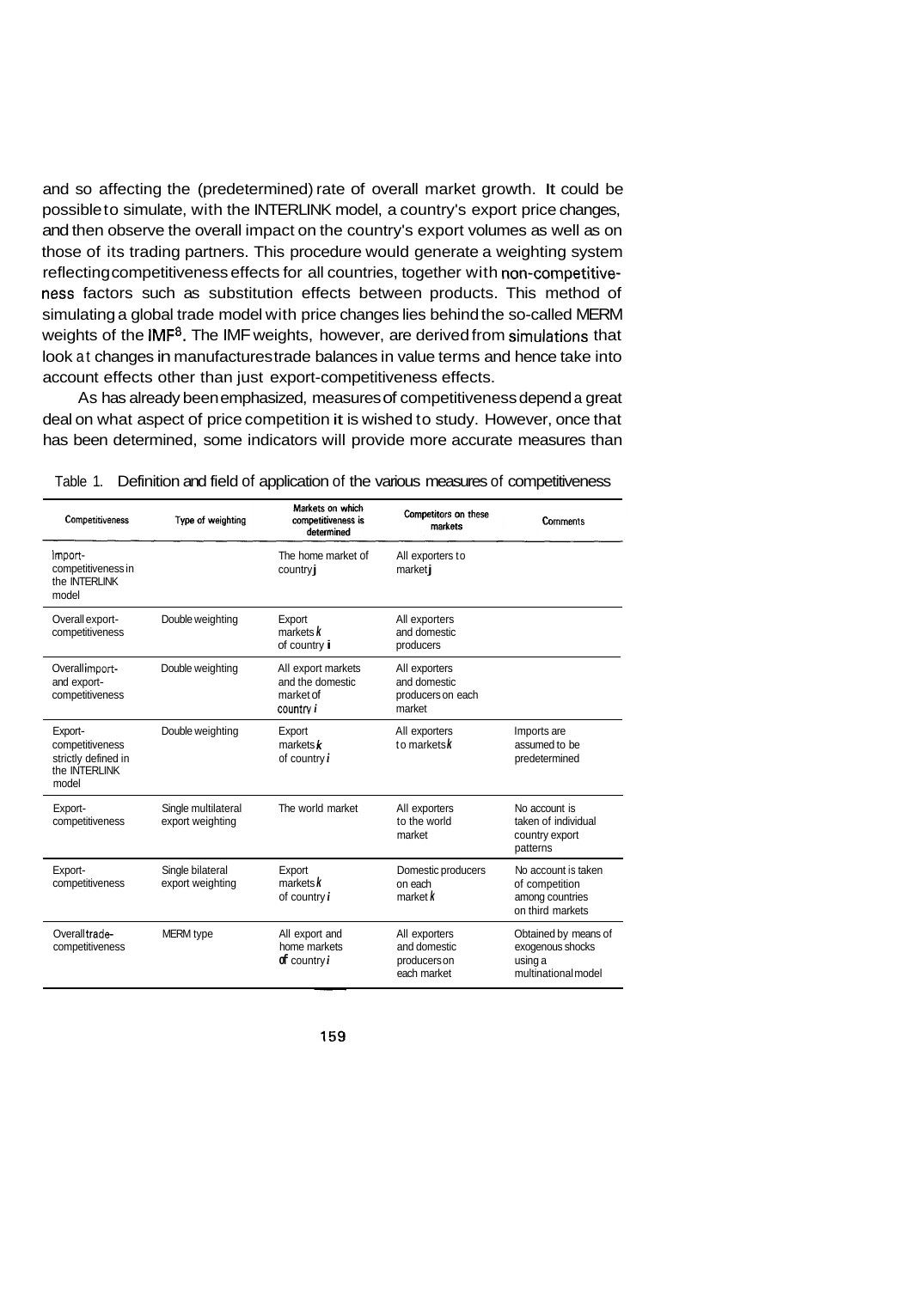and so affecting the (predetermined) rate of overall market growth. It could be possible to simulate, with the INTERLINK model, a country's export price changes, and then observe the overall impact on the country's export volumes as well as on those of its trading partners. This procedure would generate a weighting system reflecting competitiveness effects for all countries, together with non-competitiveness factors such as substitution effects between products. This method of simulating a global trade model with price changes lies behind the so-called MERM weights of the IMF[8]. The IMF weights, however, are derived from simulations that look at changes in manufactures trade balances in value terms and hence take into account effects other than just export-competitiveness effects.

As has already been emphasized, measures of competitiveness depend a great deal on what aspect of price competition it is wished to study. However, once that has been determined, some indicators will provide more accurate measures than

Table 1. Definition and field of application of the various measures of competitiveness

| Competitiveness | Type of weighting | Markets on which competitiveness is determined | Competitors on these markets | Comments |
|---|---|---|---|---|
| Import-competitiveness in the INTERLINK model | | The home market of country $j$ | All exporters to market $j$ | |
| Overall export-competitiveness | Double weighting | Export markets $k$ of country $i$ | All exporters and domestic producers | |
| Overall import- and export-competitiveness | Double weighting | All export markets and the domestic market of country $i$ | All exporters and domestic producers on each market | |
| Export-competitiveness strictly defined in the INTERLINK model | Double weighting | Export markets $k$ of country $i$ | All exporters to markets $k$ | Imports are assumed to be predetermined |
| Export-competitiveness | Single multilateral export weighting | The world market | All exporters to the world market | No account is taken of individual country export patterns |
| Export-competitiveness | Single bilateral export weighting | Export markets $k$ of country $i$ | Domestic producers on each market $k$ | No account is taken of competition among countries on third markets |
| Overall trade-competitiveness | MERM type | All export and home markets of country $i$ | All exporters and domestic producers on each market | Obtained by means of exogenous shocks using a multinational model |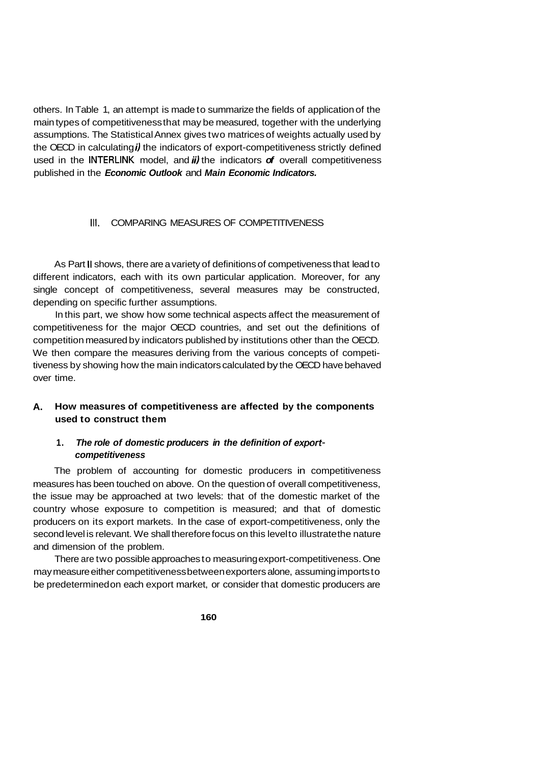others. In Table 1, an attempt is made to summarize the fields of application of the main types of competitiveness that may be measured, together with the underlying assumptions. The Statistical Annex gives two matrices of weights actually used by the OECD in calculating *i)* the indicators of export-competitiveness strictly defined used in the INTERLINK model, and *ii)* the indicators *of* overall competitiveness published in the ***Economic Outlook*** and ***Main Economic Indicators.***

## III. COMPARING MEASURES OF COMPETITIVENESS

As Part II shows, there are a variety of definitions of competiveness that lead to different indicators, each with its own particular application. Moreover, for any single concept of competitiveness, several measures may be constructed, depending on specific further assumptions.

In this part, we show how some technical aspects affect the measurement of competitiveness for the major OECD countries, and set out the definitions of competition measured by indicators published by institutions other than the OECD. We then compare the measures deriving from the various concepts of competitiveness by showing how the main indicators calculated by the OECD have behaved over time.

### A. How measures of competitiveness are affected by the components used to construct them

#### 1. *The role of domestic producers in the definition of export-competitiveness*

The problem of accounting for domestic producers in competitiveness measures has been touched on above. On the question of overall competitiveness, the issue may be approached at two levels: that of the domestic market of the country whose exposure to competition is measured; and that of domestic producers on its export markets. In the case of export-competitiveness, only the second level is relevant. We shall therefore focus on this level to illustrate the nature and dimension of the problem.

There are two possible approaches to measuring export-competitiveness. One may measure either competitiveness between exporters alone, assuming imports to be predetermined on each export market, or consider that domestic producers are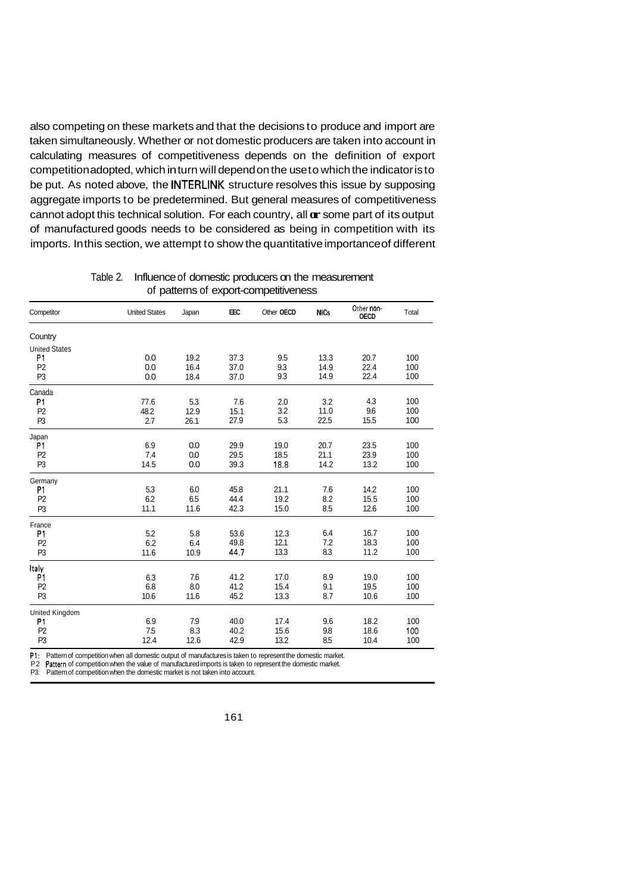also competing on these markets and that the decisions to produce and import are taken simultaneously. Whether or not domestic producers are taken into account in calculating measures of competitiveness depends on the definition of export competition adopted, which in turn will depend on the use to which the indicator is to be put. As noted above, the INTERLINK structure resolves this issue by supposing aggregate imports to be predetermined. But general measures of competitiveness cannot adopt this technical solution. For each country, all or some part of its output of manufactured goods needs to be considered as being in competition with its imports. In this section, we attempt to show the quantitative importance of different

Table 2. Influence of domestic producers on the measurement of patterns of export-competitiveness

| Competitor | United States | Japan | EEC | Other OECD | NICs | Other non-OECD | Total |
|---|---|---|---|---|---|---|---|
| Country | | | | | | | |
| United States | | | | | | | |
| P1 | 0.0 | 19.2 | 37.3 | 9.5 | 13.3 | 20.7 | 100 |
| P2 | 0.0 | 16.4 | 37.0 | 9.3 | 14.9 | 22.4 | 100 |
| P3 | 0.0 | 18.4 | 37.0 | 9.3 | 14.9 | 22.4 | 100 |
| Canada | | | | | | | |
| P1 | 77.6 | 5.3 | 7.6 | 2.0 | 3.2 | 4.3 | 100 |
| P2 | 48.2 | 12.9 | 15.1 | 3.2 | 11.0 | 9.6 | 100 |
| P3 | 2.7 | 26.1 | 27.9 | 5.3 | 22.5 | 15.5 | 100 |
| Japan | | | | | | | |
| P1 | 6.9 | 0.0 | 29.9 | 19.0 | 20.7 | 23.5 | 100 |
| P2 | 7.4 | 0.0 | 29.5 | 18.5 | 21.1 | 23.9 | 100 |
| P3 | 14.5 | 0.0 | 39.3 | 18.8 | 14.2 | 13.2 | 100 |
| Germany | | | | | | | |
| P1 | 5.3 | 6.0 | 45.8 | 21.1 | 7.6 | 14.2 | 100 |
| P2 | 6.2 | 6.5 | 44.4 | 19.2 | 8.2 | 15.5 | 100 |
| P3 | 11.1 | 11.6 | 42.3 | 15.0 | 8.5 | 12.6 | 100 |
| France | | | | | | | |
| P1 | 5.2 | 5.8 | 53.6 | 12.3 | 6.4 | 16.7 | 100 |
| P2 | 6.2 | 6.4 | 49.8 | 12.1 | 7.2 | 18.3 | 100 |
| P3 | 11.6 | 10.9 | 44.7 | 13.3 | 8.3 | 11.2 | 100 |
| Italy | | | | | | | |
| P1 | 6.3 | 7.6 | 41.2 | 17.0 | 8.9 | 19.0 | 100 |
| P2 | 6.8 | 8.0 | 41.2 | 15.4 | 9.1 | 19.5 | 100 |
| P3 | 10.6 | 11.6 | 45.2 | 13.3 | 8.7 | 10.6 | 100 |
| United Kingdom | | | | | | | |
| P1 | 6.9 | 7.9 | 40.0 | 17.4 | 9.6 | 18.2 | 100 |
| P2 | 7.5 | 8.3 | 40.2 | 15.6 | 9.8 | 18.6 | 100 |
| P3 | 12.4 | 12.6 | 42.9 | 13.2 | 8.5 | 10.4 | 100 |

P1: Pattern of competition when all domestic output of manufactures is taken to represent the domestic market.
P2: Pattern of competition when the value of manufactured imports is taken to represent the domestic market.
P3: Pattern of competition when the domestic market is not taken into account.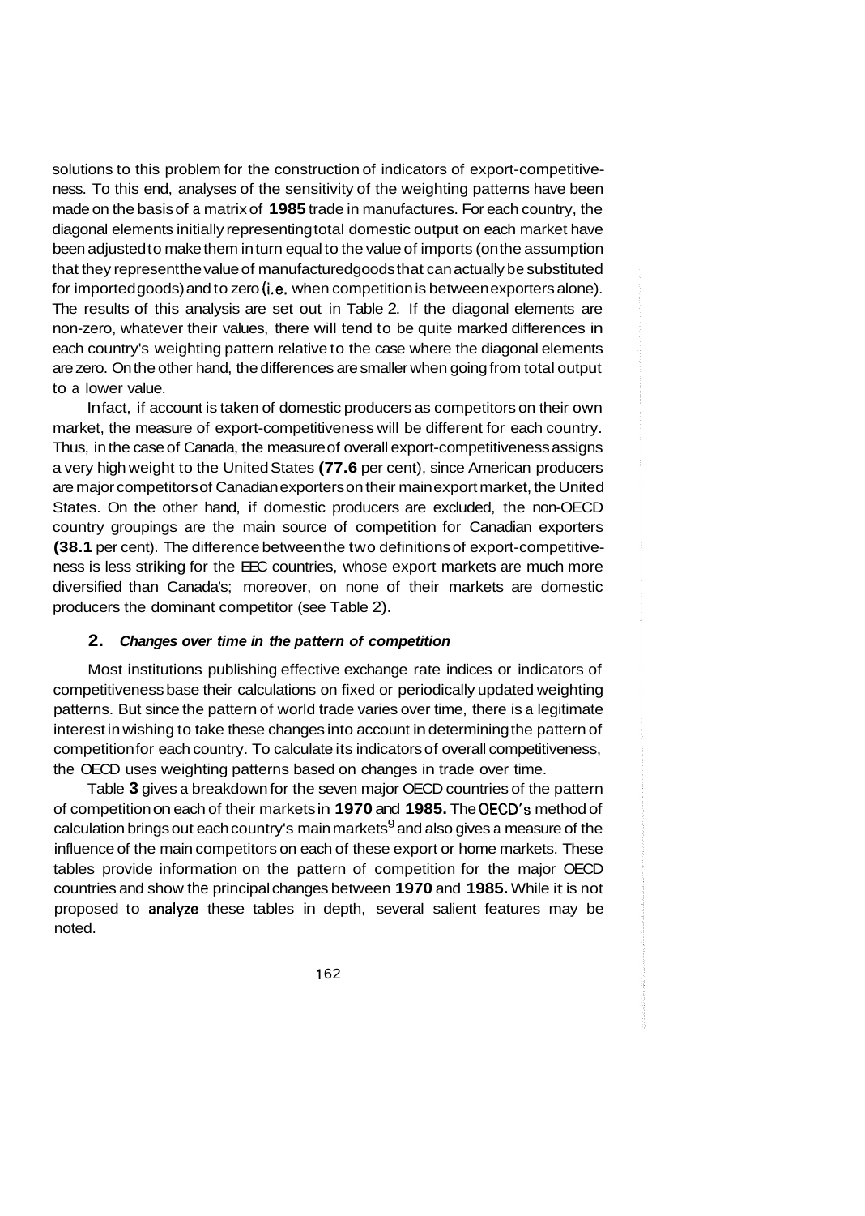solutions to this problem for the construction of indicators of export-competitiveness. To this end, analyses of the sensitivity of the weighting patterns have been made on the basis of a matrix of **1985** trade in manufactures. For each country, the diagonal elements initially representing total domestic output on each market have been adjusted to make them in turn equal to the value of imports (on the assumption that they represent the value of manufactured goods that can actually be substituted for imported goods) and to zero (i.e. when competition is between exporters alone). The results of this analysis are set out in Table 2. If the diagonal elements are non-zero, whatever their values, there will tend to be quite marked differences in each country's weighting pattern relative to the case where the diagonal elements are zero. On the other hand, the differences are smaller when going from total output to a lower value.

In fact, if account is taken of domestic producers as competitors on their own market, the measure of export-competitiveness will be different for each country. Thus, in the case of Canada, the measure of overall export-competitiveness assigns a very high weight to the United States **(77.6** per cent), since American producers are major competitors of Canadian exporters on their main export market, the United States. On the other hand, if domestic producers are excluded, the non-OECD country groupings are the main source of competition for Canadian exporters **(38.1** per cent). The difference between the two definitions of export-competitiveness is less striking for the EEC countries, whose export markets are much more diversified than Canada's; moreover, on none of their markets are domestic producers the dominant competitor (see Table 2).

### 2. *Changes over time in the pattern of competition*

Most institutions publishing effective exchange rate indices or indicators of competitiveness base their calculations on fixed or periodically updated weighting patterns. But since the pattern of world trade varies over time, there is a legitimate interest in wishing to take these changes into account in determining the pattern of competition for each country. To calculate its indicators of overall competitiveness, the OECD uses weighting patterns based on changes in trade over time.

Table **3** gives a breakdown for the seven major OECD countries of the pattern of competition on each of their markets in **1970** and **1985.** The OECD's method of calculation brings out each country's main markets[9] and also gives a measure of the influence of the main competitors on each of these export or home markets. These tables provide information on the pattern of competition for the major OECD countries and show the principal changes between **1970** and **1985.** While it is not proposed to analyze these tables in depth, several salient features may be noted.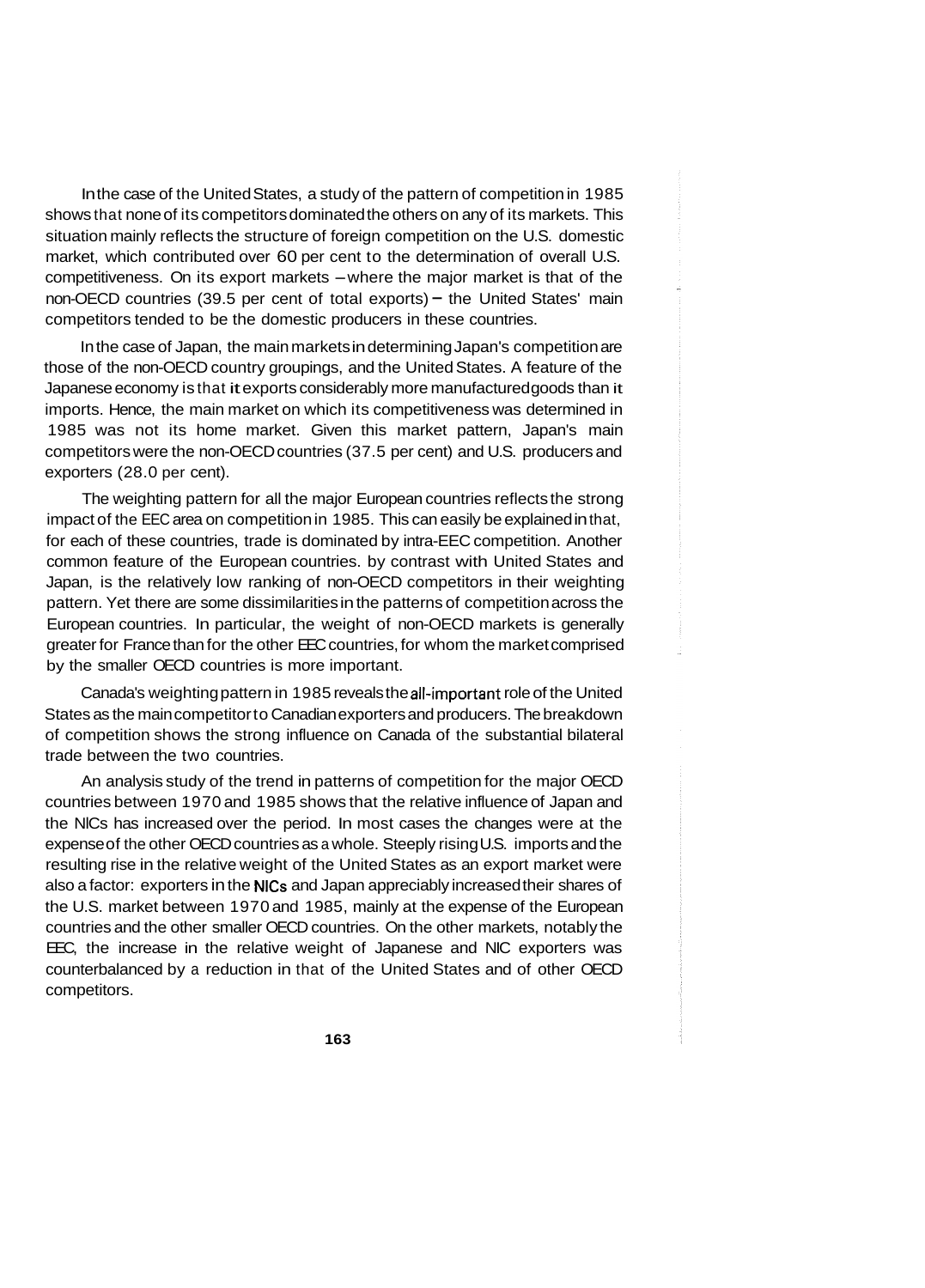In the case of the United States, a study of the pattern of competition in 1985 shows that none of its competitors dominated the others on any of its markets. This situation mainly reflects the structure of foreign competition on the U.S. domestic market, which contributed over 60 per cent to the determination of overall U.S. competitiveness. On its export markets – where the major market is that of the non-OECD countries (39.5 per cent of total exports) – the United States' main competitors tended to be the domestic producers in these countries.

In the case of Japan, the main markets in determining Japan's competition are those of the non-OECD country groupings, and the United States. A feature of the Japanese economy is that it exports considerably more manufactured goods than it imports. Hence, the main market on which its competitiveness was determined in 1985 was not its home market. Given this market pattern, Japan's main competitors were the non-OECD countries (37.5 per cent) and U.S. producers and exporters (28.0 per cent).

The weighting pattern for all the major European countries reflects the strong impact of the EEC area on competition in 1985. This can easily be explained in that, for each of these countries, trade is dominated by intra-EEC competition. Another common feature of the European countries. by contrast with United States and Japan, is the relatively low ranking of non-OECD competitors in their weighting pattern. Yet there are some dissimilarities in the patterns of competition across the European countries. In particular, the weight of non-OECD markets is generally greater for France than for the other EEC countries, for whom the market comprised by the smaller OECD countries is more important.

Canada's weighting pattern in 1985 reveals the all-important role of the United States as the main competitor to Canadian exporters and producers. The breakdown of competition shows the strong influence on Canada of the substantial bilateral trade between the two countries.

An analysis study of the trend in patterns of competition for the major OECD countries between 1970 and 1985 shows that the relative influence of Japan and the NICs has increased over the period. In most cases the changes were at the expense of the other OECD countries as a whole. Steeply rising U.S. imports and the resulting rise in the relative weight of the United States as an export market were also a factor: exporters in the NICs and Japan appreciably increased their shares of the U.S. market between 1970 and 1985, mainly at the expense of the European countries and the other smaller OECD countries. On the other markets, notably the EEC, the increase in the relative weight of Japanese and NIC exporters was counterbalanced by a reduction in that of the United States and of other OECD competitors.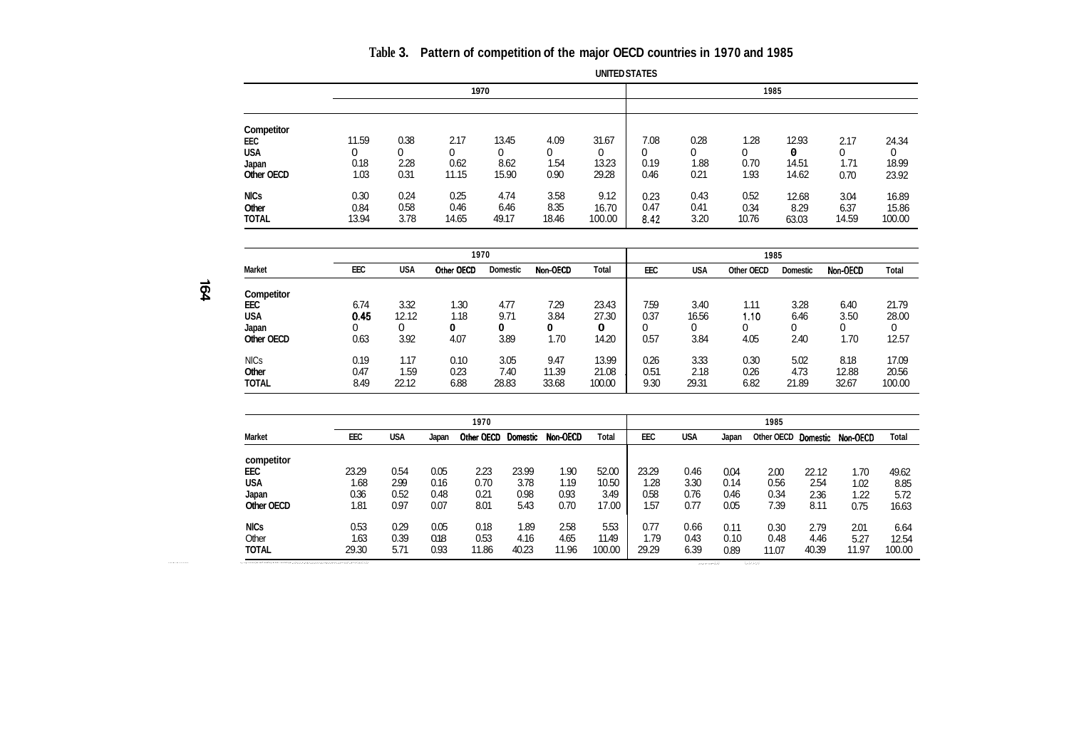**Table 3. Pattern of competition of the major OECD countries in 1970 and 1985**

UNITED STATES

| | 1970 | | | | | | 1985 | | | | | |
|---|---|---|---|---|---|---|---|---|---|---|---|---|
| Competitor | | | | | | | | | | | | |
| EEC | 11.59 | 0.38 | 2.17 | 13.45 | 4.09 | 31.67 | 7.08 | 0.28 | 1.28 | 12.93 | 2.17 | 24.34 |
| USA | 0 | 0 | 0 | 0 | 0 | 0 | 0 | 0 | 0 | 0 | 0 | 0 |
| Japan | 0.18 | 2.28 | 0.62 | 8.62 | 1.54 | 13.23 | 0.19 | 1.88 | 0.70 | 14.51 | 1.71 | 18.99 |
| Other OECD | 1.03 | 0.31 | 11.15 | 15.90 | 0.90 | 29.28 | 0.46 | 0.21 | 1.93 | 14.62 | 0.70 | 23.92 |
| NICs | 0.30 | 0.24 | 0.25 | 4.74 | 3.58 | 9.12 | 0.23 | 0.43 | 0.52 | 12.68 | 3.04 | 16.89 |
| Other | 0.84 | 0.58 | 0.46 | 6.46 | 8.35 | 16.70 | 0.47 | 0.41 | 0.34 | 8.29 | 6.37 | 15.86 |
| TOTAL | 13.94 | 3.78 | 14.65 | 49.17 | 18.46 | 100.00 | 8.42 | 3.20 | 10.76 | 63.03 | 14.59 | 100.00 |

| | 1970 | | | | | | 1985 | | | | | |
|---|---|---|---|---|---|---|---|---|---|---|---|---|
| Market | EEC | USA | Other OECD | Domestic | Non-OECD | Total | EEC | USA | Other OECD | Domestic | Non-OECD | Total |
| Competitor | | | | | | | | | | | | |
| EEC | 6.74 | 3.32 | 1.30 | 4.77 | 7.29 | 23.43 | 7.59 | 3.40 | 1.11 | 3.28 | 6.40 | 21.79 |
| USA | 0.45 | 12.12 | 1.18 | 9.71 | 3.84 | 27.30 | 0.37 | 16.56 | 1.10 | 6.46 | 3.50 | 28.00 |
| Japan | 0 | 0 | 0 | 0 | 0 | 0 | 0 | 0 | 0 | 0 | 0 | 0 |
| Other OECD | 0.63 | 3.92 | 4.07 | 3.89 | 1.70 | 14.20 | 0.57 | 3.84 | 4.05 | 2.40 | 1.70 | 12.57 |
| NICs | 0.19 | 1.17 | 0.10 | 3.05 | 9.47 | 13.99 | 0.26 | 3.33 | 0.30 | 5.02 | 8.18 | 17.09 |
| Other | 0.47 | 1.59 | 0.23 | 7.40 | 11.39 | 21.08 | 0.51 | 2.18 | 0.26 | 4.73 | 12.88 | 20.56 |
| TOTAL | 8.49 | 22.12 | 6.88 | 28.83 | 33.68 | 100.00 | 9.30 | 29.31 | 6.82 | 21.89 | 32.67 | 100.00 |

| | 1970 | | | | | | | 1985 | | | | | | |
|---|---|---|---|---|---|---|---|---|---|---|---|---|---|---|
| Market | EEC | USA | Japan | Other OECD | Domestic | Non-OECD | Total | EEC | USA | Japan | Other OECD | Domestic | Non-OECD | Total |
| competitor | | | | | | | | | | | | | | |
| EEC | 23.29 | 0.54 | 0.05 | 2.23 | 23.99 | 1.90 | 52.00 | 23.29 | 0.46 | 0.04 | 2.00 | 22.12 | 1.70 | 49.62 |
| USA | 1.68 | 2.99 | 0.16 | 0.70 | 3.78 | 1.19 | 10.50 | 1.28 | 3.30 | 0.14 | 0.56 | 2.54 | 1.02 | 8.85 |
| Japan | 0.36 | 0.52 | 0.48 | 0.21 | 0.98 | 0.93 | 3.49 | 0.58 | 0.76 | 0.46 | 0.34 | 2.36 | 1.22 | 5.72 |
| Other OECD | 1.81 | 0.97 | 0.07 | 8.01 | 5.43 | 0.70 | 17.00 | 1.57 | 0.77 | 0.05 | 7.39 | 8.11 | 0.75 | 16.63 |
| NICs | 0.53 | 0.29 | 0.05 | 0.18 | 1.89 | 2.58 | 5.53 | 0.77 | 0.66 | 0.11 | 0.30 | 2.79 | 2.01 | 6.64 |
| Other | 1.63 | 0.39 | 0.18 | 0.53 | 4.16 | 4.65 | 11.49 | 1.79 | 0.43 | 0.10 | 0.48 | 4.46 | 5.27 | 12.54 |
| TOTAL | 29.30 | 5.71 | 0.93 | 11.86 | 40.23 | 11.96 | 100.00 | 29.29 | 6.39 | 0.89 | 11.07 | 40.39 | 11.97 | 100.00 |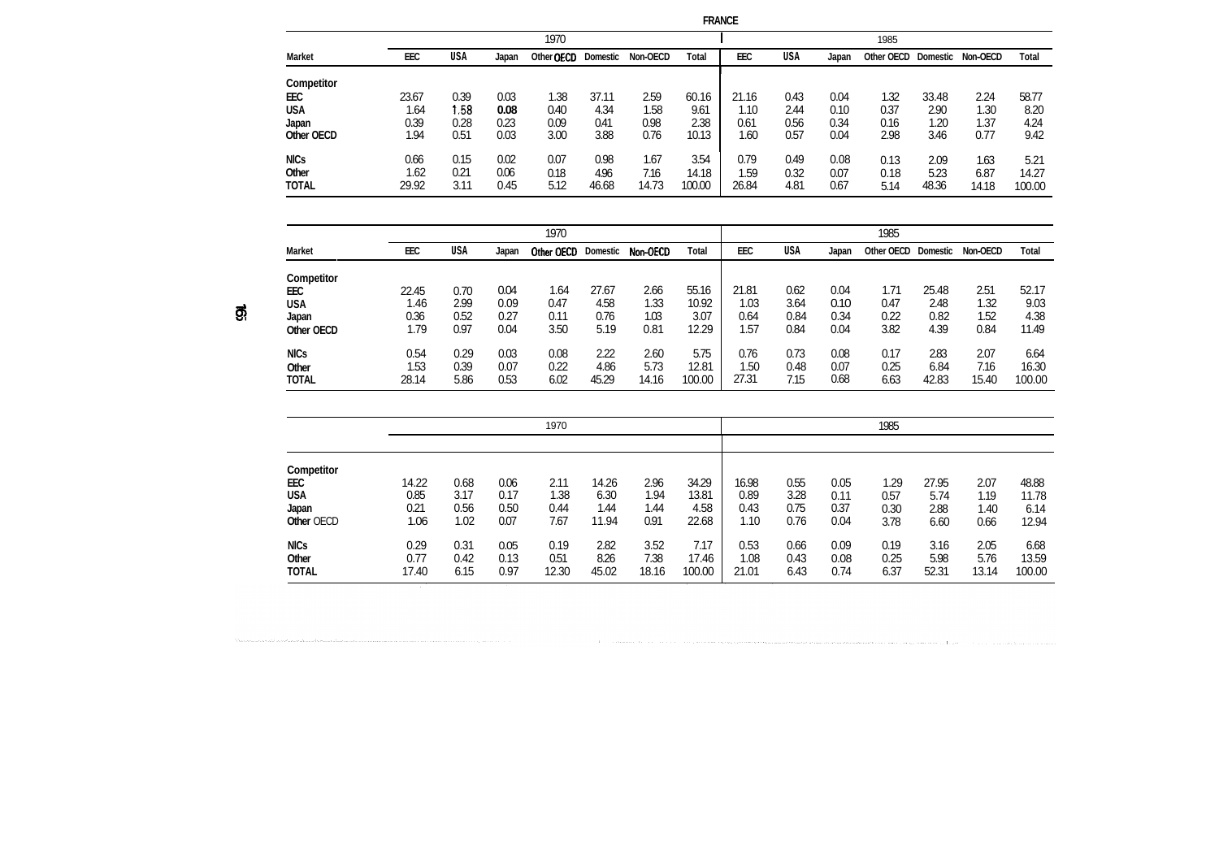**FRANCE**

| Market | 1970 EEC | USA | Japan | Other OECD | Domestic | Non-OECD | Total | 1985 EEC | USA | Japan | Other OECD | Domestic | Non-OECD | Total |
|---|---|---|---|---|---|---|---|---|---|---|---|---|---|---|
| **Competitor** | | | | | | | | | | | | | | |
| EEC | 23.67 | 0.39 | 0.03 | 1.38 | 37.11 | 2.59 | 60.16 | 21.16 | 0.43 | 0.04 | 1.32 | 33.48 | 2.24 | 58.77 |
| USA | 1.64 | 1.58 | 0.08 | 0.40 | 4.34 | 1.58 | 9.61 | 1.10 | 2.44 | 0.10 | 0.37 | 2.90 | 1.30 | 8.20 |
| Japan | 0.39 | 0.28 | 0.23 | 0.09 | 0.41 | 0.98 | 2.38 | 0.61 | 0.56 | 0.34 | 0.16 | 1.20 | 1.37 | 4.24 |
| Other OECD | 1.94 | 0.51 | 0.03 | 3.00 | 3.88 | 0.76 | 10.13 | 1.60 | 0.57 | 0.04 | 2.98 | 3.46 | 0.77 | 9.42 |
| NICs | 0.66 | 0.15 | 0.02 | 0.07 | 0.98 | 1.67 | 3.54 | 0.79 | 0.49 | 0.08 | 0.13 | 2.09 | 1.63 | 5.21 |
| Other | 1.62 | 0.21 | 0.06 | 0.18 | 4.96 | 7.16 | 14.18 | 1.59 | 0.32 | 0.07 | 0.18 | 5.23 | 6.87 | 14.27 |
| TOTAL | 29.92 | 3.11 | 0.45 | 5.12 | 46.68 | 14.73 | 100.00 | 26.84 | 4.81 | 0.67 | 5.14 | 48.36 | 14.18 | 100.00 |

| Market | 1970 EEC | USA | Japan | Other OECD | Domestic | Non-OECD | Total | 1985 EEC | USA | Japan | Other OECD | Domestic | Non-OECD | Total |
|---|---|---|---|---|---|---|---|---|---|---|---|---|---|---|
| **Competitor** | | | | | | | | | | | | | | |
| EEC | 22.45 | 0.70 | 0.04 | 1.64 | 27.67 | 2.66 | 55.16 | 21.81 | 0.62 | 0.04 | 1.71 | 25.48 | 2.51 | 52.17 |
| USA | 1.46 | 2.99 | 0.09 | 0.47 | 4.58 | 1.33 | 10.92 | 1.03 | 3.64 | 0.10 | 0.47 | 2.48 | 1.32 | 9.03 |
| Japan | 0.36 | 0.52 | 0.27 | 0.11 | 0.76 | 1.03 | 3.07 | 0.64 | 0.84 | 0.34 | 0.22 | 0.82 | 1.52 | 4.38 |
| Other OECD | 1.79 | 0.97 | 0.04 | 3.50 | 5.19 | 0.81 | 12.29 | 1.57 | 0.84 | 0.04 | 3.82 | 4.39 | 0.84 | 11.49 |
| NICs | 0.54 | 0.29 | 0.03 | 0.08 | 2.22 | 2.60 | 5.75 | 0.76 | 0.73 | 0.08 | 0.17 | 2.83 | 2.07 | 6.64 |
| Other | 1.53 | 0.39 | 0.07 | 0.22 | 4.86 | 5.73 | 12.81 | 1.50 | 0.48 | 0.07 | 0.25 | 6.84 | 7.16 | 16.30 |
| TOTAL | 28.14 | 5.86 | 0.53 | 6.02 | 45.29 | 14.16 | 100.00 | 27.31 | 7.15 | 0.68 | 6.63 | 42.83 | 15.40 | 100.00 |

| | 1970 | | | | | | | 1985 | | | | | | |
|---|---|---|---|---|---|---|---|---|---|---|---|---|---|---|
| **Competitor** | | | | | | | | | | | | | | |
| EEC | 14.22 | 0.68 | 0.06 | 2.11 | 14.26 | 2.96 | 34.29 | 16.98 | 0.55 | 0.05 | 1.29 | 27.95 | 2.07 | 48.88 |
| USA | 0.85 | 3.17 | 0.17 | 1.38 | 6.30 | 1.94 | 13.81 | 0.89 | 3.28 | 0.11 | 0.57 | 5.74 | 1.19 | 11.78 |
| Japan | 0.21 | 0.56 | 0.50 | 0.44 | 1.44 | 1.44 | 4.58 | 0.43 | 0.75 | 0.37 | 0.30 | 2.88 | 1.40 | 6.14 |
| Other OECD | 1.06 | 1.02 | 0.07 | 7.67 | 11.94 | 0.91 | 22.68 | 1.10 | 0.76 | 0.04 | 3.78 | 6.60 | 0.66 | 12.94 |
| NICs | 0.29 | 0.31 | 0.05 | 0.19 | 2.82 | 3.52 | 7.17 | 0.53 | 0.66 | 0.09 | 0.19 | 3.16 | 2.05 | 6.68 |
| Other | 0.77 | 0.42 | 0.13 | 0.51 | 8.26 | 7.38 | 17.46 | 1.08 | 0.43 | 0.08 | 0.25 | 5.98 | 5.76 | 13.59 |
| TOTAL | 17.40 | 6.15 | 0.97 | 12.30 | 45.02 | 18.16 | 100.00 | 21.01 | 6.43 | 0.74 | 6.37 | 52.31 | 13.14 | 100.00 |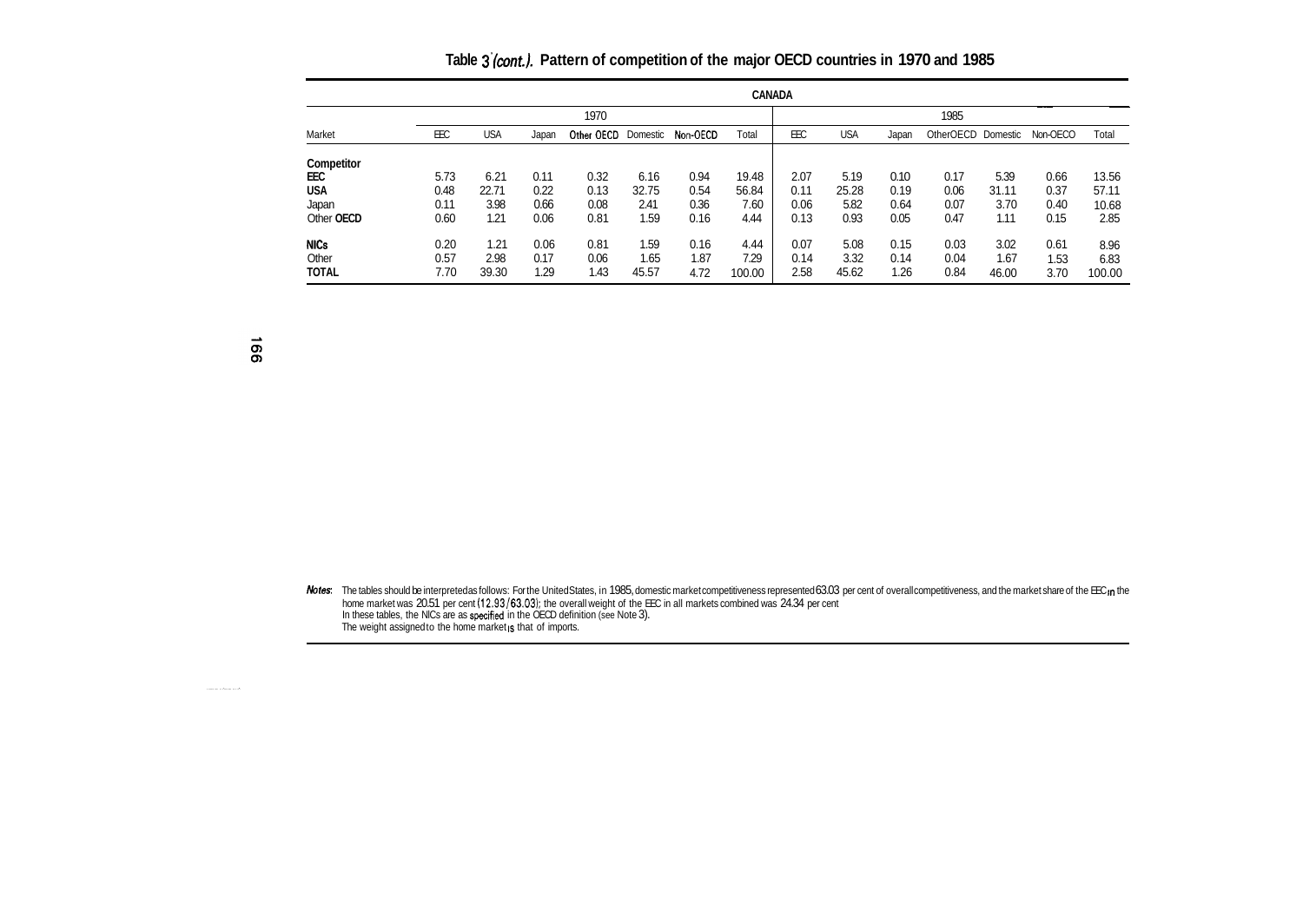**Table 3 (cont.). Pattern of competition of the major OECD countries in 1970 and 1985**

| CANADA | | | | | | | | | | | | | | |
|---|---|---|---|---|---|---|---|---|---|---|---|---|---|---|
| | 1970 | | | | | | | 1985 | | | | | | |
| Market | EEC | USA | Japan | Other OECD | Domestic | Non-OECD | Total | EEC | USA | Japan | OtherOECD | Domestic | Non-OECD | Total |
| **Competitor** | | | | | | | | | | | | | | |
| **EEC** | 5.73 | 6.21 | 0.11 | 0.32 | 6.16 | 0.94 | 19.48 | 2.07 | 5.19 | 0.10 | 0.17 | 5.39 | 0.66 | 13.56 |
| **USA** | 0.48 | 22.71 | 0.22 | 0.13 | 32.75 | 0.54 | 56.84 | 0.11 | 25.28 | 0.19 | 0.06 | 31.11 | 0.37 | 57.11 |
| Japan | 0.11 | 3.98 | 0.66 | 0.08 | 2.41 | 0.36 | 7.60 | 0.06 | 5.82 | 0.64 | 0.07 | 3.70 | 0.40 | 10.68 |
| Other **OECD** | 0.60 | 1.21 | 0.06 | 0.81 | 1.59 | 0.16 | 4.44 | 0.13 | 0.93 | 0.05 | 0.47 | 1.11 | 0.15 | 2.85 |
| **NICs** | 0.20 | 1.21 | 0.06 | 0.81 | 1.59 | 0.16 | 4.44 | 0.07 | 5.08 | 0.15 | 0.03 | 3.02 | 0.61 | 8.96 |
| Other | 0.57 | 2.98 | 0.17 | 0.06 | 1.65 | 1.87 | 7.29 | 0.14 | 3.32 | 0.14 | 0.04 | 1.67 | 1.53 | 6.83 |
| **TOTAL** | 7.70 | 39.30 | 1.29 | 1.43 | 45.57 | 4.72 | 100.00 | 2.58 | 45.62 | 1.26 | 0.84 | 46.00 | 3.70 | 100.00 |

*Notes*: The tables should be interpreted as follows: For the United States, in 1985, domestic market competitiveness represented 63.03 per cent of overall competitiveness, and the market share of the EEC in the home market was 20.51 per cent (12.93/63.03); the overall weight of the EEC in all markets combined was 24.34 per cent
In these tables, the NICs are as specified in the OECD definition (see Note 3).
The weight assigned to the home market is that of imports.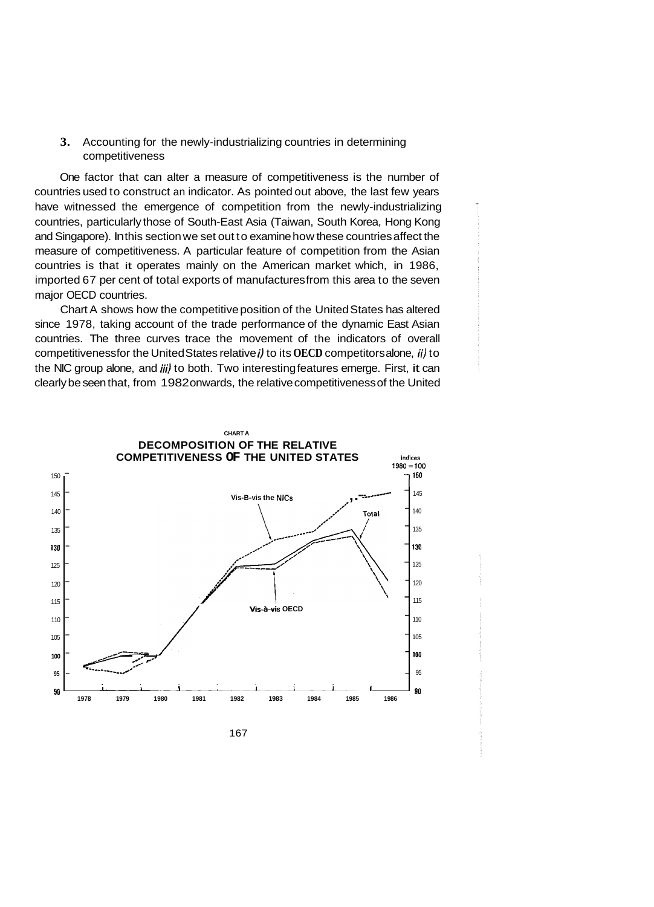### 3. Accounting for the newly-industrializing countries in determining competitiveness

One factor that can alter a measure of competitiveness is the number of countries used to construct an indicator. As pointed out above, the last few years have witnessed the emergence of competition from the newly-industrializing countries, particularly those of South-East Asia (Taiwan, South Korea, Hong Kong and Singapore). In this section we set out to examine how these countries affect the measure of competitiveness. A particular feature of competition from the Asian countries is that it operates mainly on the American market which, in 1986, imported 67 per cent of total exports of manufactures from this area to the seven major OECD countries.

Chart A shows how the competitive position of the United States has altered since 1978, taking account of the trade performance of the dynamic East Asian countries. The three curves trace the movement of the indicators of overall competitiveness for the United States relative *i)* to its OECD competitors alone, *ii)* to the NIC group alone, and *iii)* to both. Two interesting features emerge. First, it can clearly be seen that, from 1982 onwards, the relative competitiveness of the United

**CHART A**

**DECOMPOSITION OF THE RELATIVE COMPETITIVENESS OF THE UNITED STATES**

Indices 1980 = 100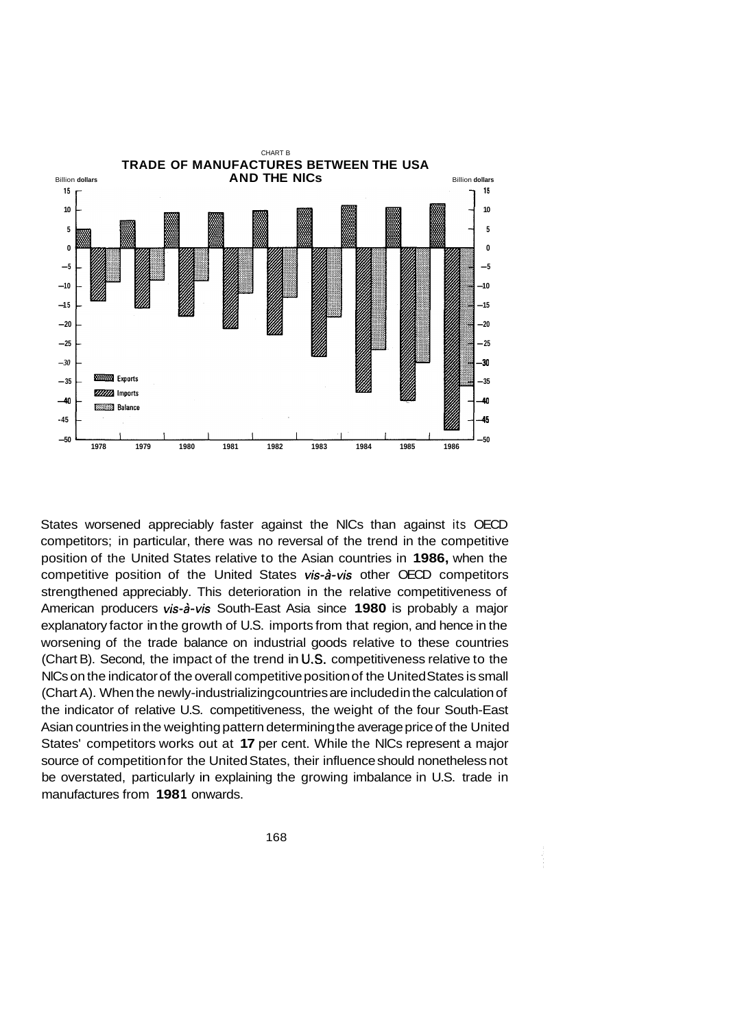CHART B

**TRADE OF MANUFACTURES BETWEEN THE USA AND THE NICs**

States worsened appreciably faster against the NICs than against its OECD competitors; in particular, there was no reversal of the trend in the competitive position of the United States relative to the Asian countries in **1986,** when the competitive position of the United States *vis-à-vis* other OECD competitors strengthened appreciably. This deterioration in the relative competitiveness of American producers *vis-à-vis* South-East Asia since **1980** is probably a major explanatory factor in the growth of U.S. imports from that region, and hence in the worsening of the trade balance on industrial goods relative to these countries (Chart B). Second, the impact of the trend in U.S. competitiveness relative to the NICs on the indicator of the overall competitive position of the United States is small (Chart A). When the newly-industrializing countries are included in the calculation of the indicator of relative U.S. competitiveness, the weight of the four South-East Asian countries in the weighting pattern determining the average price of the United States' competitors works out at **17** per cent. While the NICs represent a major source of competition for the United States, their influence should nonetheless not be overstated, particularly in explaining the growing imbalance in U.S. trade in manufactures from **1981** onwards.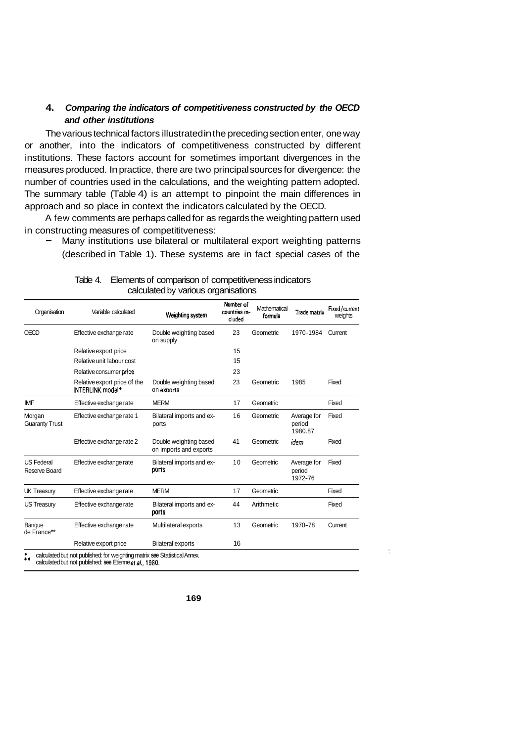## 4. *Comparing the indicators of competitiveness constructed by the OECD and other institutions*

The various technical factors illustrated in the preceding section enter, one way or another, into the indicators of competitiveness constructed by different institutions. These factors account for sometimes important divergences in the measures produced. In practice, there are two principal sources for divergence: the number of countries used in the calculations, and the weighting pattern adopted. The summary table (Table 4) is an attempt to pinpoint the main differences in approach and so place in context the indicators calculated by the OECD.

A few comments are perhaps called for as regards the weighting pattern used in constructing measures of competititveness:

- Many institutions use bilateral or multilateral export weighting patterns (described in Table 1). These systems are in fact special cases of the

Table 4. Elements of comparison of competitiveness indicators calculated by various organisations

| Organisation | Variable calculated | Weighting system | Number of countries included | Mathematical formula | Trade matrix | Fixed/current weights |
|---|---|---|---|---|---|---|
| OECD | Effective exchange rate | Double weighting based on supply | 23 | Geometric | 1970-1984 | Current |
| | Relative export price | | 15 | | | |
| | Relative unit labour cost | | 15 | | | |
| | Relative consumer price | | 23 | | | |
| | Relative export price of the INTERLINK model* | Double weighting based on exports | 23 | Geometric | 1985 | Fixed |
| IMF | Effective exchange rate | MERM | 17 | Geometric | | Fixed |
| Morgan Guaranty Trust | Effective exchange rate 1 | Bilateral imports and exports | 16 | Geometric | Average for period 1980.87 | Fixed |
| | Effective exchange rate 2 | Double weighting based on imports and exports | 41 | Geometric | *idem* | Fixed |
| US Federal Reserve Board | Effective exchange rate | Bilateral imports and exports | 10 | Geometric | Average for period 1972-76 | Fixed |
| UK Treasury | Effective exchange rate | MERM | 17 | Geometric | | Fixed |
| US Treasury | Effective exchange rate | Bilateral imports and exports | 44 | Arithmetic | | Fixed |
| Banque de France** | Effective exchange rate | Multilateral exports | 13 | Geometric | 1970-78 | Current |
| | Relative export price | Bilateral exports | 16 | | | |

\* calculated but not published: for weighting matrix see Statistical Annex.
\** calculated but not published: see Etienne *et al.*, 1980.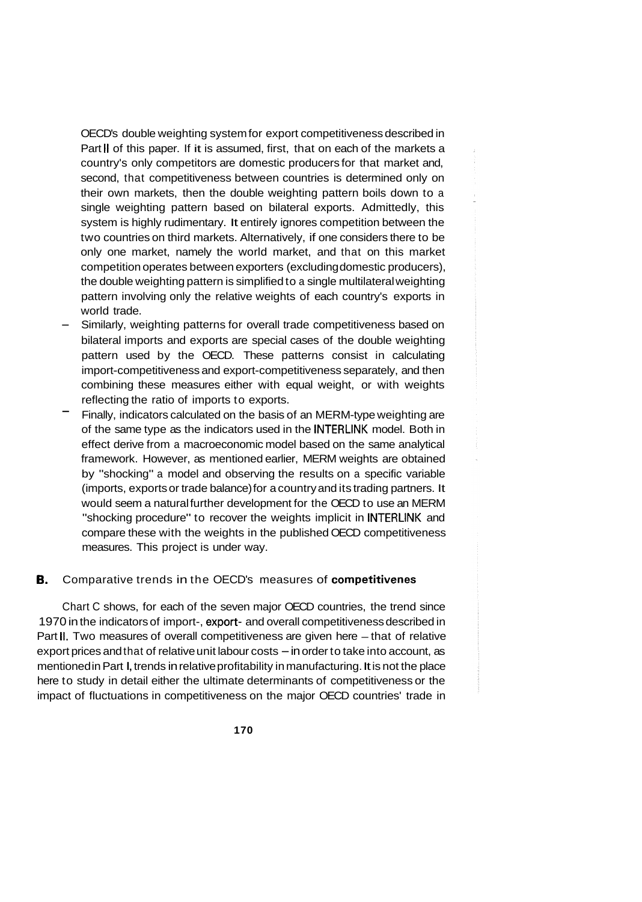OECD's double weighting system for export competitiveness described in Part II of this paper. If it is assumed, first, that on each of the markets a country's only competitors are domestic producers for that market and, second, that competitiveness between countries is determined only on their own markets, then the double weighting pattern boils down to a single weighting pattern based on bilateral exports. Admittedly, this system is highly rudimentary. It entirely ignores competition between the two countries on third markets. Alternatively, if one considers there to be only one market, namely the world market, and that on this market competition operates between exporters (excluding domestic producers), the double weighting pattern is simplified to a single multilateral weighting pattern involving only the relative weights of each country's exports in world trade.

- Similarly, weighting patterns for overall trade competitiveness based on bilateral imports and exports are special cases of the double weighting pattern used by the OECD. These patterns consist in calculating import-competitiveness and export-competitiveness separately, and then combining these measures either with equal weight, or with weights reflecting the ratio of imports to exports.
- Finally, indicators calculated on the basis of an MERM-type weighting are of the same type as the indicators used in the INTERLINK model. Both in effect derive from a macroeconomic model based on the same analytical framework. However, as mentioned earlier, MERM weights are obtained by "shocking" a model and observing the results on a specific variable (imports, exports or trade balance) for a country and its trading partners. It would seem a natural further development for the OECD to use an MERM "shocking procedure" to recover the weights implicit in INTERLINK and compare these with the weights in the published OECD competitiveness measures. This project is under way.

## B. Comparative trends in the OECD's measures of competitivenes

Chart C shows, for each of the seven major OECD countries, the trend since 1970 in the indicators of import-, export- and overall competitiveness described in Part II. Two measures of overall competitiveness are given here – that of relative export prices and that of relative unit labour costs – in order to take into account, as mentioned in Part I, trends in relative profitability in manufacturing. It is not the place here to study in detail either the ultimate determinants of competitiveness or the impact of fluctuations in competitiveness on the major OECD countries' trade in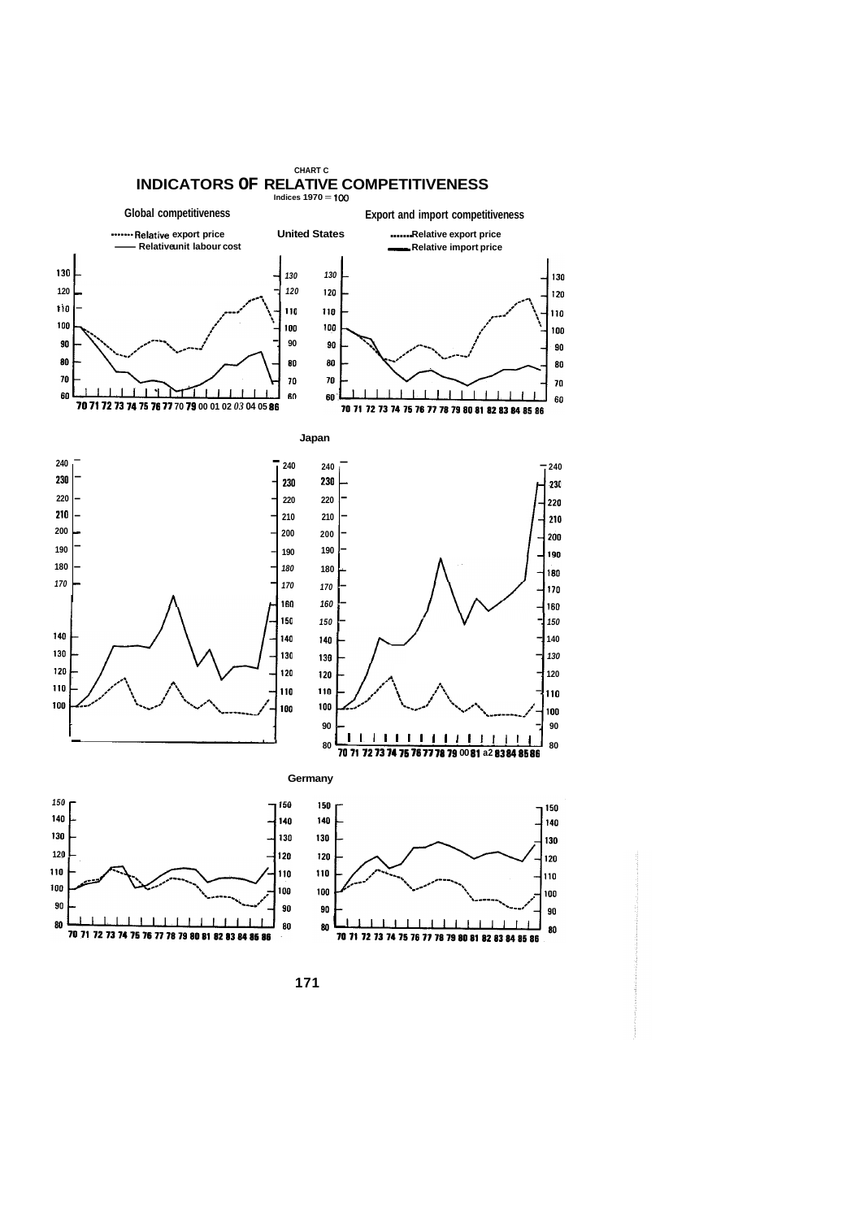CHART C

# INDICATORS OF RELATIVE COMPETITIVENESS

Indices 1970 = 100

**Global competitiveness**

······ Relative export price
—— Relative unit labour cost

**Export and import competitiveness**

······ Relative export price
—— Relative import price

**United States**

**Japan**

**Germany**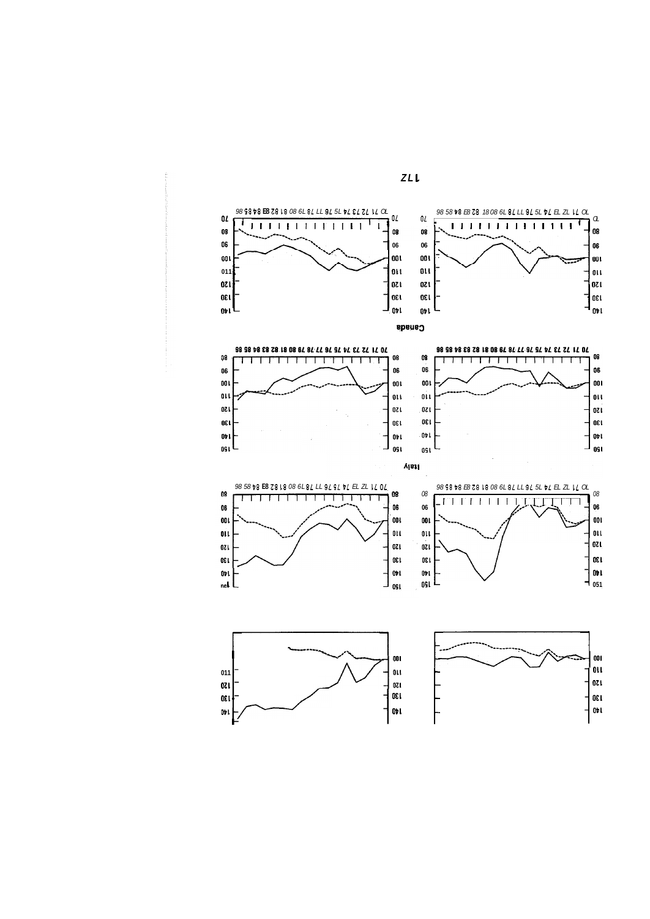Canada

Italy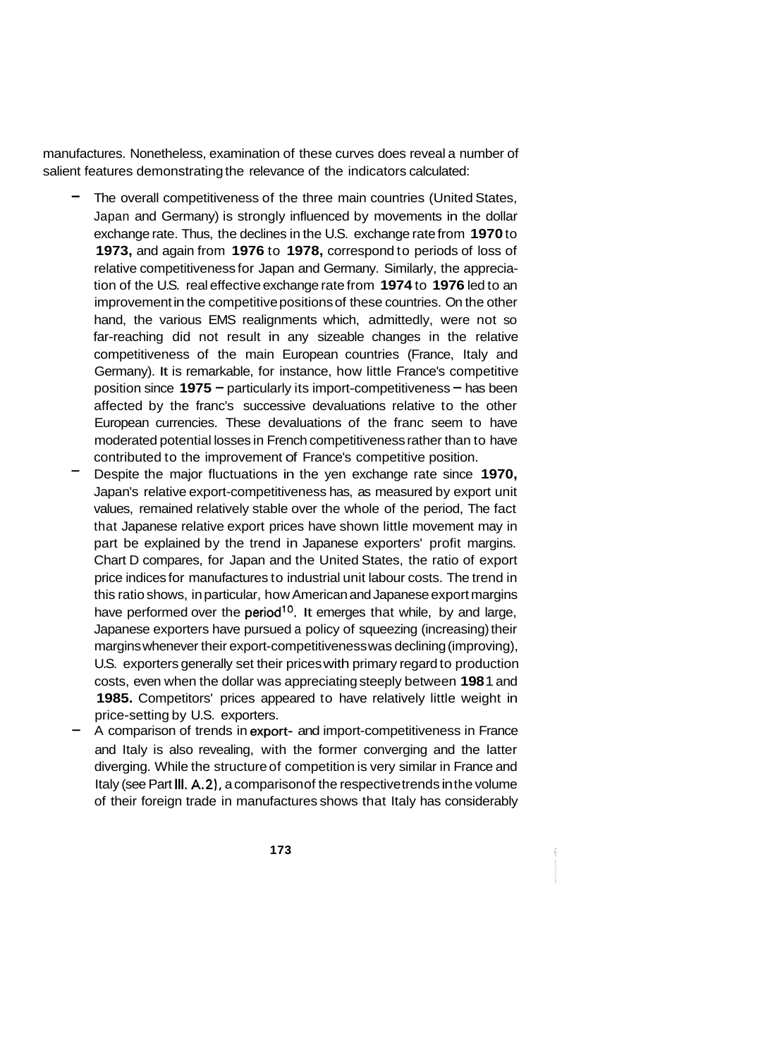manufactures. Nonetheless, examination of these curves does reveal a number of salient features demonstrating the relevance of the indicators calculated:

- The overall competitiveness of the three main countries (United States, Japan and Germany) is strongly influenced by movements in the dollar exchange rate. Thus, the declines in the U.S. exchange rate from **1970** to **1973,** and again from **1976** to **1978,** correspond to periods of loss of relative competitiveness for Japan and Germany. Similarly, the appreciation of the U.S. real effective exchange rate from **1974** to **1976** led to an improvement in the competitive positions of these countries. On the other hand, the various EMS realignments which, admittedly, were not so far-reaching did not result in any sizeable changes in the relative competitiveness of the main European countries (France, Italy and Germany). It is remarkable, for instance, how little France's competitive position since **1975** – particularly its import-competitiveness – has been affected by the franc's successive devaluations relative to the other European currencies. These devaluations of the franc seem to have moderated potential losses in French competitiveness rather than to have contributed to the improvement of France's competitive position.
- Despite the major fluctuations in the yen exchange rate since **1970,** Japan's relative export-competitiveness has, as measured by export unit values, remained relatively stable over the whole of the period, The fact that Japanese relative export prices have shown little movement may in part be explained by the trend in Japanese exporters' profit margins. Chart D compares, for Japan and the United States, the ratio of export price indices for manufactures to industrial unit labour costs. The trend in this ratio shows, in particular, how American and Japanese export margins have performed over the period[10]. It emerges that while, by and large, Japanese exporters have pursued a policy of squeezing (increasing) their margins whenever their export-competitiveness was declining (improving), U.S. exporters generally set their prices with primary regard to production costs, even when the dollar was appreciating steeply between **1981** and **1985.** Competitors' prices appeared to have relatively little weight in price-setting by U.S. exporters.
- A comparison of trends in export- and import-competitiveness in France and Italy is also revealing, with the former converging and the latter diverging. While the structure of competition is very similar in France and Italy (see Part III. A.2), a comparison of the respective trends in the volume of their foreign trade in manufactures shows that Italy has considerably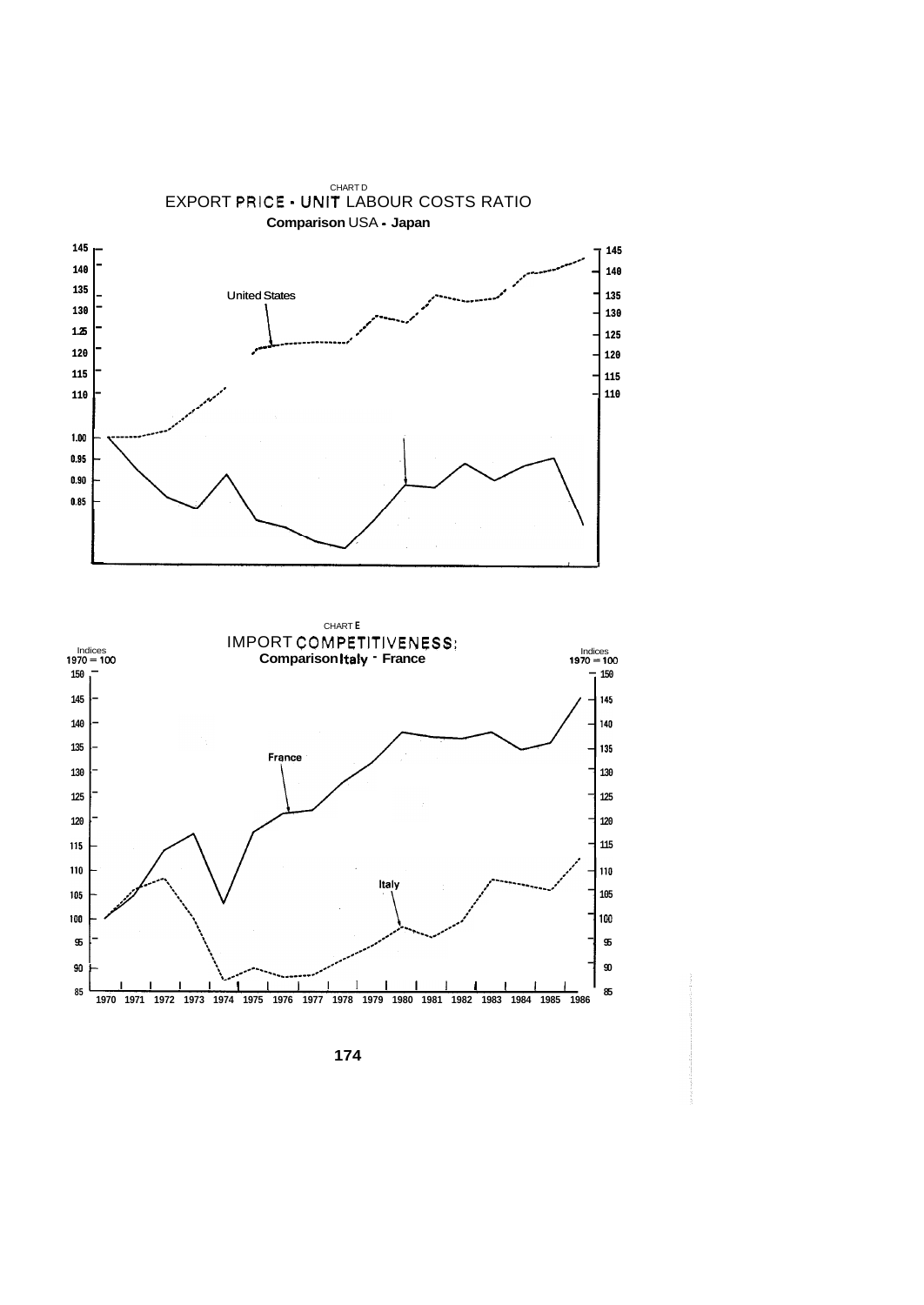CHART D

# EXPORT PRICE - UNIT LABOUR COSTS RATIO

**Comparison** USA **- Japan**

145 145
140 140
135 135
130 130
125 125
120 120
115 115
110 110
1.00
0.95
0.90
0.85

United States

CHART **E**

# IMPORT COMPETITIVENESS:

**Comparison Italy - France**

Indices
1970 = 100

Indices
1970 = 100

150 150
145 145
140 140
135 135
130 130
125 125
120 120
115 115
110 110
105 105
100 100
95 95
90 90
85 85

France

Italy

1970 1971 1972 1973 1974 1975 1976 1977 1978 1979 1980 1981 1982 1983 1984 1985 1986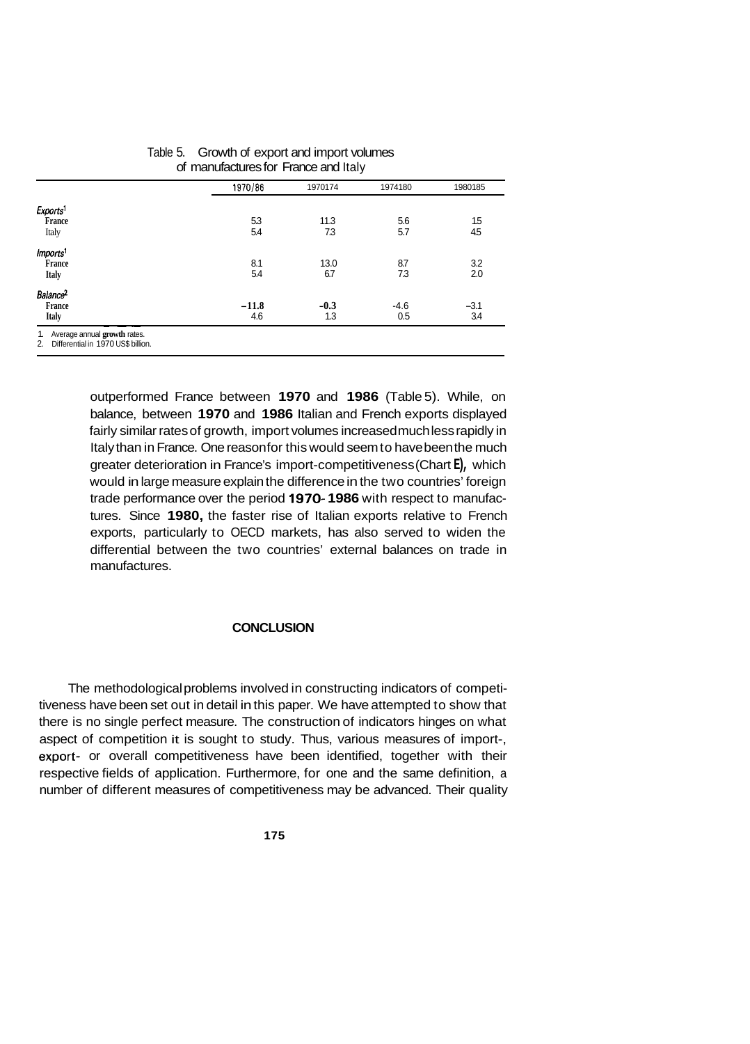Table 5. Growth of export and import volumes of manufactures for France and Italy

| | 1970/86 | 1970/74 | 1974/80 | 1980/85 |
|---|---|---|---|---|
| *Exports*[1] | | | | |
| France | 5.3 | 11.3 | 5.6 | 1.5 |
| Italy | 5.4 | 7.3 | 5.7 | 4.5 |
| *Imports*[1] | | | | |
| France | 8.1 | 13.0 | 8.7 | 3.2 |
| Italy | 5.4 | 6.7 | 7.3 | 2.0 |
| *Balance*[2] | | | | |
| France | −11.8 | −0.3 | −4.6 | −3.1 |
| Italy | 4.6 | 1.3 | 0.5 | 3.4 |

1. Average annual growth rates.
2. Differential in 1970 US$ billion.

outperformed France between 1970 and 1986 (Table 5). While, on balance, between 1970 and 1986 Italian and French exports displayed fairly similar rates of growth, import volumes increased much less rapidly in Italy than in France. One reason for this would seem to have been the much greater deterioration in France's import-competitiveness (Chart E), which would in large measure explain the difference in the two countries' foreign trade performance over the period 1970-1986 with respect to manufactures. Since 1980, the faster rise of Italian exports relative to French exports, particularly to OECD markets, has also served to widen the differential between the two countries' external balances on trade in manufactures.

## CONCLUSION

The methodological problems involved in constructing indicators of competitiveness have been set out in detail in this paper. We have attempted to show that there is no single perfect measure. The construction of indicators hinges on what aspect of competition it is sought to study. Thus, various measures of import-, export- or overall competitiveness have been identified, together with their respective fields of application. Furthermore, for one and the same definition, a number of different measures of competitiveness may be advanced. Their quality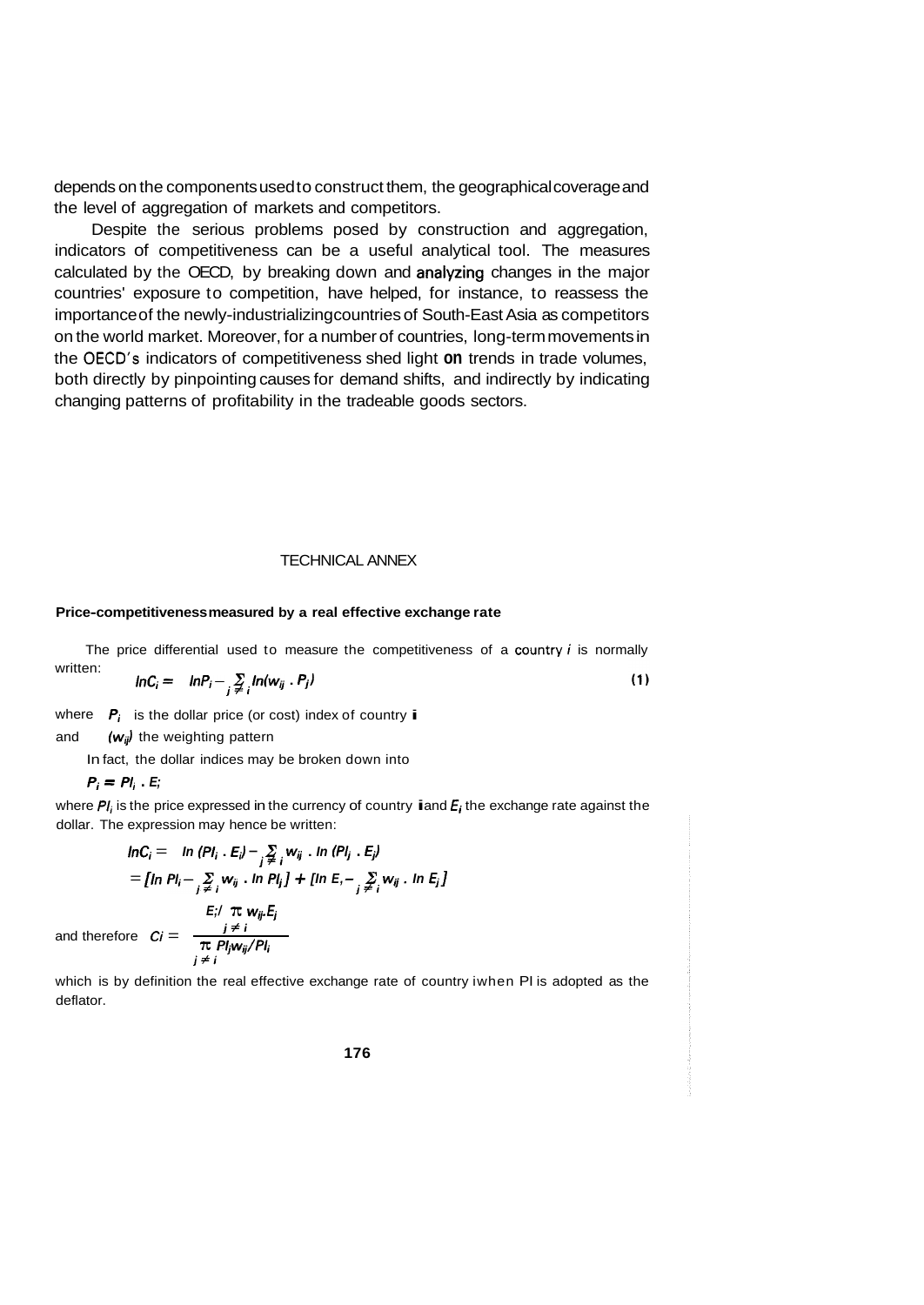depends on the components used to construct them, the geographical coverage and the level of aggregation of markets and competitors.

Despite the serious problems posed by construction and aggregation, indicators of competitiveness can be a useful analytical tool. The measures calculated by the OECD, by breaking down and analyzing changes in the major countries' exposure to competition, have helped, for instance, to reassess the importance of the newly-industrializing countries of South-East Asia as competitors on the world market. Moreover, for a number of countries, long-term movements in the OECD's indicators of competitiveness shed light on trends in trade volumes, both directly by pinpointing causes for demand shifts, and indirectly by indicating changing patterns of profitability in the tradeable goods sectors.

## TECHNICAL ANNEX

**Price-competitiveness measured by a real effective exchange rate**

The price differential used to measure the competitiveness of a country $i$ is normally written:

$$\ln C_i = \ln P_i - \sum_{j \neq i} \ln(w_{ij} \cdot P_j) \qquad (1)$$

where $P_i$ is the dollar price (or cost) index of country $i$

and $(w_{ij})$ the weighting pattern

In fact, the dollar indices may be broken down into

$$P_i = Pl_i \cdot E_i$$

where $Pl_i$ is the price expressed in the currency of country $i$ and $E_i$ the exchange rate against the dollar. The expression may hence be written:

$$\begin{aligned} \ln C_i &= \ln (Pl_i \cdot E_i) - \sum_{j \neq i} w_{ij} \cdot \ln (Pl_j \cdot E_j) \\ &= [\ln Pl_i - \sum_{j \neq i} w_{ij} \cdot \ln Pl_j] + [\ln E_i - \sum_{j \neq i} w_{ij} \cdot \ln E_j] \end{aligned}$$

and therefore $$C_i = \frac{E_i / \prod_{j \neq i} w_{ij} \cdot E_j}{\prod_{j \neq i} Pl_j w_{ij} / Pl_i}$$

which is by definition the real effective exchange rate of country $i$ when Pl is adopted as the deflator.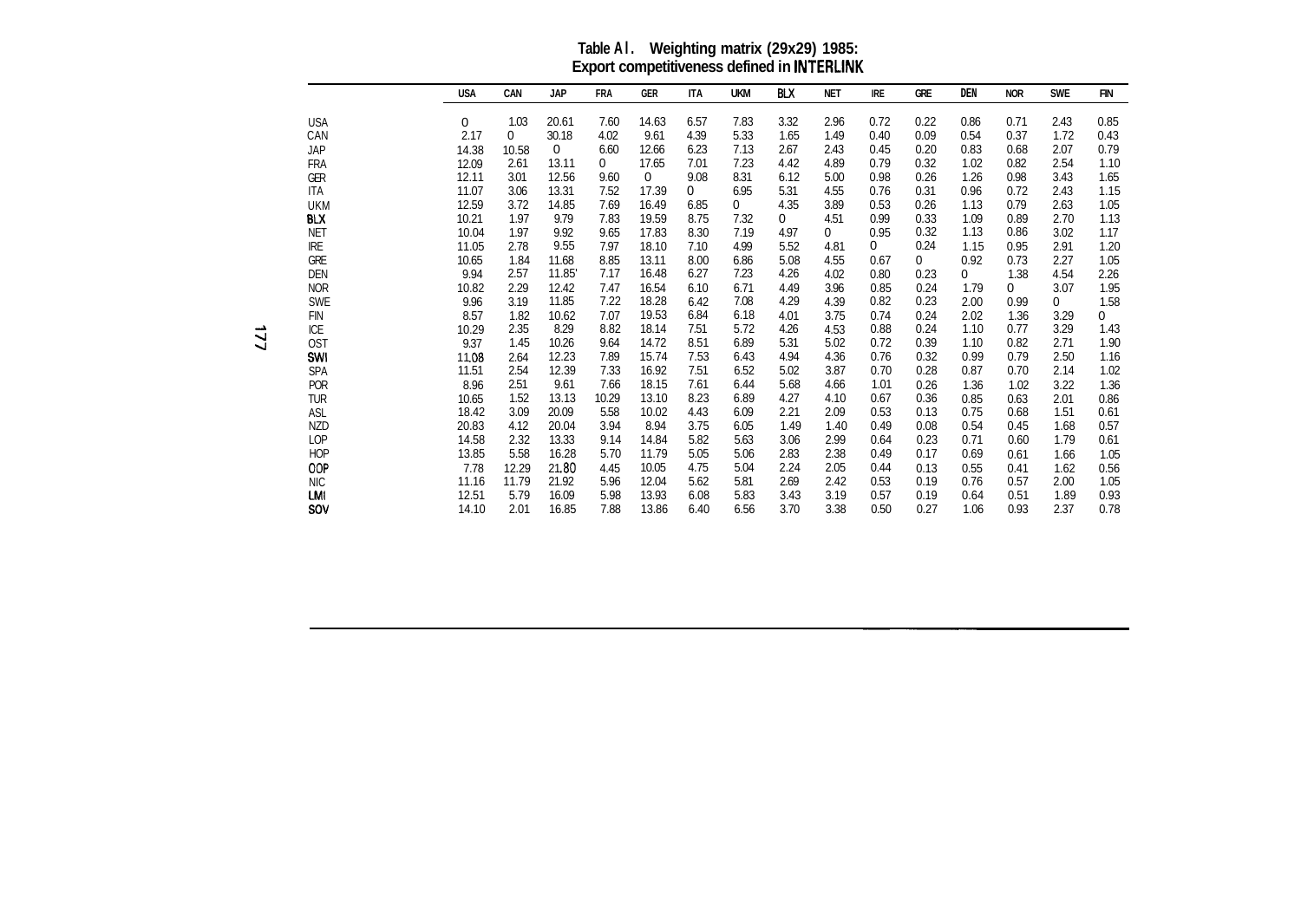**Table A1. Weighting matrix (29x29) 1985: Export competitiveness defined in INTERLINK**

| | USA | CAN | JAP | FRA | GER | ITA | UKM | BLX | NET | IRE | GRE | DEN | NOR | SWE | FIN |
|---|---|---|---|---|---|---|---|---|---|---|---|---|---|---|---|
| USA | 0 | 1.03 | 20.61 | 7.60 | 14.63 | 6.57 | 7.83 | 3.32 | 2.96 | 0.72 | 0.22 | 0.86 | 0.71 | 2.43 | 0.85 |
| CAN | 2.17 | 0 | 30.18 | 4.02 | 9.61 | 4.39 | 5.33 | 1.65 | 1.49 | 0.40 | 0.09 | 0.54 | 0.37 | 1.72 | 0.43 |
| JAP | 14.38 | 10.58 | 0 | 6.60 | 12.66 | 6.23 | 7.13 | 2.67 | 2.43 | 0.45 | 0.20 | 0.83 | 0.68 | 2.07 | 0.79 |
| FRA | 12.09 | 2.61 | 13.11 | 0 | 17.65 | 7.01 | 7.23 | 4.42 | 4.89 | 0.79 | 0.32 | 1.02 | 0.82 | 2.54 | 1.10 |
| GER | 12.11 | 3.01 | 12.56 | 9.60 | 0 | 9.08 | 8.31 | 6.12 | 5.00 | 0.98 | 0.26 | 1.26 | 0.98 | 3.43 | 1.65 |
| ITA | 11.07 | 3.06 | 13.31 | 7.52 | 17.39 | 0 | 6.95 | 5.31 | 4.55 | 0.76 | 0.31 | 0.96 | 0.72 | 2.43 | 1.15 |
| UKM | 12.59 | 3.72 | 14.85 | 7.69 | 16.49 | 6.85 | 0 | 4.35 | 3.89 | 0.53 | 0.26 | 1.13 | 0.79 | 2.63 | 1.05 |
| BLX | 10.21 | 1.97 | 9.79 | 7.83 | 19.59 | 8.75 | 7.32 | 0 | 4.51 | 0.99 | 0.33 | 1.09 | 0.89 | 2.70 | 1.13 |
| NET | 10.04 | 1.97 | 9.92 | 9.65 | 17.83 | 8.30 | 7.19 | 4.97 | 0 | 0.95 | 0.32 | 1.13 | 0.86 | 3.02 | 1.17 |
| IRE | 11.05 | 2.78 | 9.55 | 7.97 | 18.10 | 7.10 | 4.99 | 5.52 | 4.81 | 0 | 0.24 | 1.15 | 0.95 | 2.91 | 1.20 |
| GRE | 10.65 | 1.84 | 11.68 | 8.85 | 13.11 | 8.00 | 6.86 | 5.08 | 4.55 | 0.67 | 0 | 0.92 | 0.73 | 2.27 | 1.05 |
| DEN | 9.94 | 2.57 | 11.85' | 7.17 | 16.48 | 6.27 | 7.23 | 4.26 | 4.02 | 0.80 | 0.23 | 0 | 1.38 | 4.54 | 2.26 |
| NOR | 10.82 | 2.29 | 12.42 | 7.47 | 16.54 | 6.10 | 6.71 | 4.49 | 3.96 | 0.85 | 0.24 | 1.79 | 0 | 3.07 | 1.95 |
| SWE | 9.96 | 3.19 | 11.85 | 7.22 | 18.28 | 6.42 | 7.08 | 4.29 | 4.39 | 0.82 | 0.23 | 2.00 | 0.99 | 0 | 1.58 |
| FIN | 8.57 | 1.82 | 10.62 | 7.07 | 19.53 | 6.84 | 6.18 | 4.01 | 3.75 | 0.74 | 0.24 | 2.02 | 1.36 | 3.29 | 0 |
| ICE | 10.29 | 2.35 | 8.29 | 8.82 | 18.14 | 7.51 | 5.72 | 4.26 | 4.53 | 0.88 | 0.24 | 1.10 | 0.77 | 3.29 | 1.43 |
| OST | 9.37 | 1.45 | 10.26 | 9.64 | 14.72 | 8.51 | 6.89 | 5.31 | 5.02 | 0.72 | 0.39 | 1.10 | 0.82 | 2.71 | 1.90 |
| SWI | 11.08 | 2.64 | 12.23 | 7.89 | 15.74 | 7.53 | 6.43 | 4.94 | 4.36 | 0.76 | 0.32 | 0.99 | 0.79 | 2.50 | 1.16 |
| SPA | 11.51 | 2.54 | 12.39 | 7.33 | 16.92 | 7.51 | 6.52 | 5.02 | 3.87 | 0.70 | 0.28 | 0.87 | 0.70 | 2.14 | 1.02 |
| POR | 8.96 | 2.51 | 9.61 | 7.66 | 18.15 | 7.61 | 6.44 | 5.68 | 4.66 | 1.01 | 0.26 | 1.36 | 1.02 | 3.22 | 1.36 |
| TUR | 10.65 | 1.52 | 13.13 | 10.29 | 13.10 | 8.23 | 6.89 | 4.27 | 4.10 | 0.67 | 0.36 | 0.85 | 0.63 | 2.01 | 0.86 |
| ASL | 18.42 | 3.09 | 20.09 | 5.58 | 10.02 | 4.43 | 6.09 | 2.21 | 2.09 | 0.53 | 0.13 | 0.75 | 0.68 | 1.51 | 0.61 |
| NZD | 20.83 | 4.12 | 20.04 | 3.94 | 8.94 | 3.75 | 6.05 | 1.49 | 1.40 | 0.49 | 0.08 | 0.54 | 0.45 | 1.68 | 0.57 |
| LOP | 14.58 | 2.32 | 13.33 | 9.14 | 14.84 | 5.82 | 5.63 | 3.06 | 2.99 | 0.64 | 0.23 | 0.71 | 0.60 | 1.79 | 0.61 |
| HOP | 13.85 | 5.58 | 16.28 | 5.70 | 11.79 | 5.05 | 5.06 | 2.83 | 2.38 | 0.49 | 0.17 | 0.69 | 0.61 | 1.66 | 1.05 |
| OOP | 7.78 | 12.29 | 21.80 | 4.45 | 10.05 | 4.75 | 5.04 | 2.24 | 2.05 | 0.44 | 0.13 | 0.55 | 0.41 | 1.62 | 0.56 |
| NIC | 11.16 | 11.79 | 21.92 | 5.96 | 12.04 | 5.62 | 5.81 | 2.69 | 2.42 | 0.53 | 0.19 | 0.76 | 0.57 | 2.00 | 1.05 |
| LMI | 12.51 | 5.79 | 16.09 | 5.98 | 13.93 | 6.08 | 5.83 | 3.43 | 3.19 | 0.57 | 0.19 | 0.64 | 0.51 | 1.89 | 0.93 |
| SOV | 14.10 | 2.01 | 16.85 | 7.88 | 13.86 | 6.40 | 6.56 | 3.70 | 3.38 | 0.50 | 0.27 | 1.06 | 0.93 | 2.37 | 0.78 |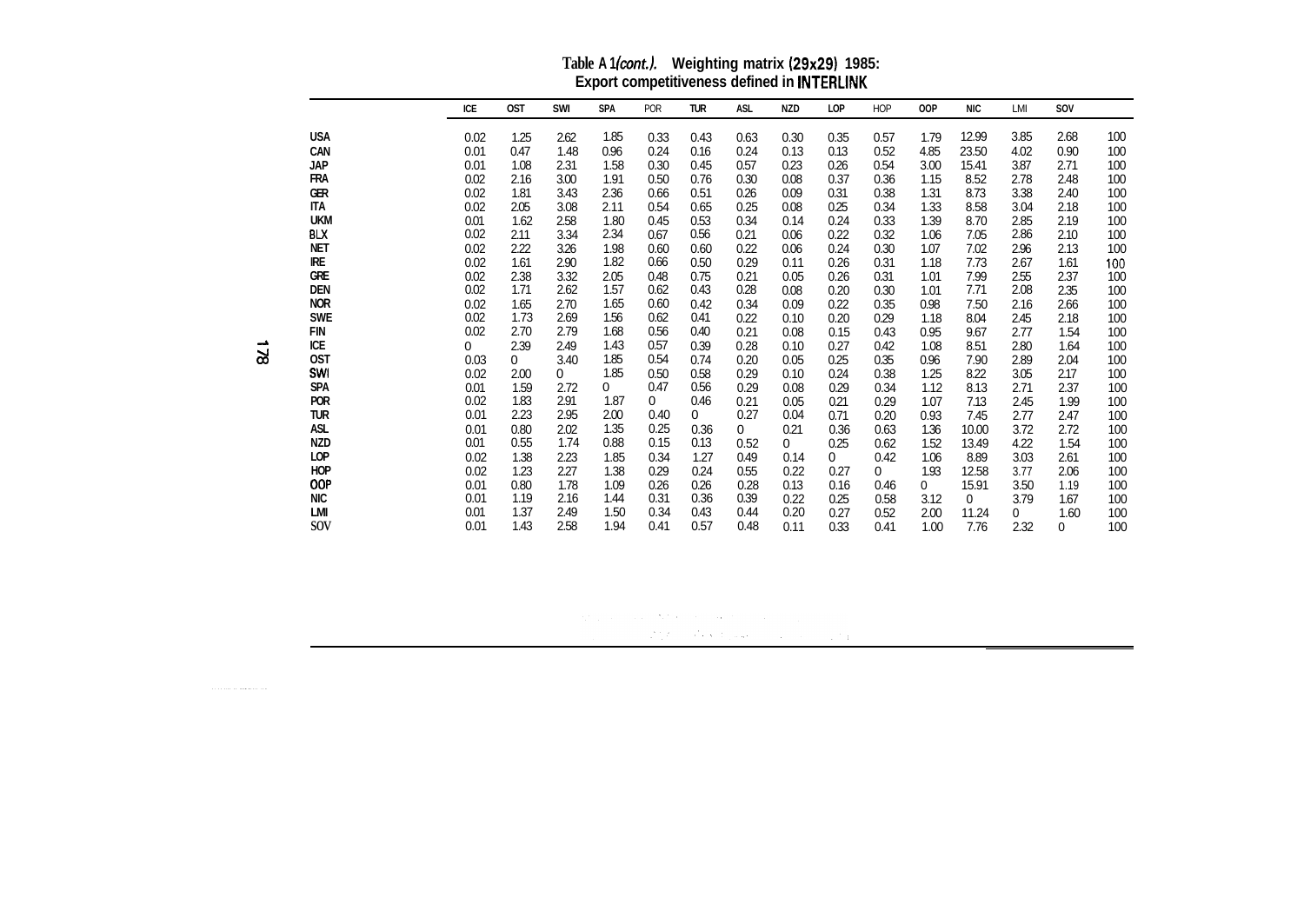**Table A 1*(cont.)*. Weighting matrix (29x29) 1985: Export competitiveness defined in INTERLINK**

| | ICE | OST | SWI | SPA | POR | TUR | ASL | NZD | LOP | HOP | OOP | NIC | LMI | SOV | |
|---|---|---|---|---|---|---|---|---|---|---|---|---|---|---|---|
| USA | 0.02 | 1.25 | 2.62 | 1.85 | 0.33 | 0.43 | 0.63 | 0.30 | 0.35 | 0.57 | 1.79 | 12.99 | 3.85 | 2.68 | 100 |
| CAN | 0.01 | 0.47 | 1.48 | 0.96 | 0.24 | 0.16 | 0.24 | 0.13 | 0.13 | 0.52 | 4.85 | 23.50 | 4.02 | 0.90 | 100 |
| JAP | 0.01 | 1.08 | 2.31 | 1.58 | 0.30 | 0.45 | 0.57 | 0.23 | 0.26 | 0.54 | 3.00 | 15.41 | 3.87 | 2.71 | 100 |
| FRA | 0.02 | 2.16 | 3.00 | 1.91 | 0.50 | 0.76 | 0.30 | 0.08 | 0.37 | 0.36 | 1.15 | 8.52 | 2.78 | 2.48 | 100 |
| GER | 0.02 | 1.81 | 3.43 | 2.36 | 0.66 | 0.51 | 0.26 | 0.09 | 0.31 | 0.38 | 1.31 | 8.73 | 3.38 | 2.40 | 100 |
| ITA | 0.02 | 2.05 | 3.08 | 2.11 | 0.54 | 0.65 | 0.25 | 0.08 | 0.25 | 0.34 | 1.33 | 8.58 | 3.04 | 2.18 | 100 |
| UKM | 0.01 | 1.62 | 2.58 | 1.80 | 0.45 | 0.53 | 0.34 | 0.14 | 0.24 | 0.33 | 1.39 | 8.70 | 2.85 | 2.19 | 100 |
| BLX | 0.02 | 2.11 | 3.34 | 2.34 | 0.67 | 0.56 | 0.21 | 0.06 | 0.22 | 0.32 | 1.06 | 7.05 | 2.86 | 2.10 | 100 |
| NET | 0.02 | 2.22 | 3.26 | 1.98 | 0.60 | 0.60 | 0.22 | 0.06 | 0.24 | 0.30 | 1.07 | 7.02 | 2.96 | 2.13 | 100 |
| IRE | 0.02 | 1.61 | 2.90 | 1.82 | 0.66 | 0.50 | 0.29 | 0.11 | 0.26 | 0.31 | 1.18 | 7.73 | 2.67 | 1.61 | 100 |
| GRE | 0.02 | 2.38 | 3.32 | 2.05 | 0.48 | 0.75 | 0.21 | 0.05 | 0.26 | 0.31 | 1.01 | 7.99 | 2.55 | 2.37 | 100 |
| DEN | 0.02 | 1.71 | 2.62 | 1.57 | 0.62 | 0.43 | 0.28 | 0.08 | 0.20 | 0.30 | 1.01 | 7.71 | 2.08 | 2.35 | 100 |
| NOR | 0.02 | 1.65 | 2.70 | 1.65 | 0.60 | 0.42 | 0.34 | 0.09 | 0.22 | 0.35 | 0.98 | 7.50 | 2.16 | 2.66 | 100 |
| SWE | 0.02 | 1.73 | 2.69 | 1.56 | 0.62 | 0.41 | 0.22 | 0.10 | 0.20 | 0.29 | 1.18 | 8.04 | 2.45 | 2.18 | 100 |
| FIN | 0.02 | 2.70 | 2.79 | 1.68 | 0.56 | 0.40 | 0.21 | 0.08 | 0.15 | 0.43 | 0.95 | 9.67 | 2.77 | 1.54 | 100 |
| ICE | 0 | 2.39 | 2.49 | 1.43 | 0.57 | 0.39 | 0.28 | 0.10 | 0.27 | 0.42 | 1.08 | 8.51 | 2.80 | 1.64 | 100 |
| OST | 0.03 | 0 | 3.40 | 1.85 | 0.54 | 0.74 | 0.20 | 0.05 | 0.25 | 0.35 | 0.96 | 7.90 | 2.89 | 2.04 | 100 |
| SWI | 0.02 | 2.00 | 0 | 1.85 | 0.50 | 0.58 | 0.29 | 0.10 | 0.24 | 0.38 | 1.25 | 8.22 | 3.05 | 2.17 | 100 |
| SPA | 0.01 | 1.59 | 2.72 | 0 | 0.47 | 0.56 | 0.29 | 0.08 | 0.29 | 0.34 | 1.12 | 8.13 | 2.71 | 2.37 | 100 |
| POR | 0.02 | 1.83 | 2.91 | 1.87 | 0 | 0.46 | 0.21 | 0.05 | 0.21 | 0.29 | 1.07 | 7.13 | 2.45 | 1.99 | 100 |
| TUR | 0.01 | 2.23 | 2.95 | 2.00 | 0.40 | 0 | 0.27 | 0.04 | 0.71 | 0.20 | 0.93 | 7.45 | 2.77 | 2.47 | 100 |
| ASL | 0.01 | 0.80 | 2.02 | 1.35 | 0.25 | 0.36 | 0 | 0.21 | 0.36 | 0.63 | 1.36 | 10.00 | 3.72 | 2.72 | 100 |
| NZD | 0.01 | 0.55 | 1.74 | 0.88 | 0.15 | 0.13 | 0.52 | 0 | 0.25 | 0.62 | 1.52 | 13.49 | 4.22 | 1.54 | 100 |
| LOP | 0.02 | 1.38 | 2.23 | 1.85 | 0.34 | 1.27 | 0.49 | 0.14 | 0 | 0.42 | 1.06 | 8.89 | 3.03 | 2.61 | 100 |
| HOP | 0.02 | 1.23 | 2.27 | 1.38 | 0.29 | 0.24 | 0.55 | 0.22 | 0.27 | 0 | 1.93 | 12.58 | 3.77 | 2.06 | 100 |
| OOP | 0.01 | 0.80 | 1.78 | 1.09 | 0.26 | 0.26 | 0.28 | 0.13 | 0.16 | 0.46 | 0 | 15.91 | 3.50 | 1.19 | 100 |
| NIC | 0.01 | 1.19 | 2.16 | 1.44 | 0.31 | 0.36 | 0.39 | 0.22 | 0.25 | 0.58 | 3.12 | 0 | 3.79 | 1.67 | 100 |
| LMI | 0.01 | 1.37 | 2.49 | 1.50 | 0.34 | 0.43 | 0.44 | 0.20 | 0.27 | 0.52 | 2.00 | 11.24 | 0 | 1.60 | 100 |
| SOV | 0.01 | 1.43 | 2.58 | 1.94 | 0.41 | 0.57 | 0.48 | 0.11 | 0.33 | 0.41 | 1.00 | 7.76 | 2.32 | 0 | 100 |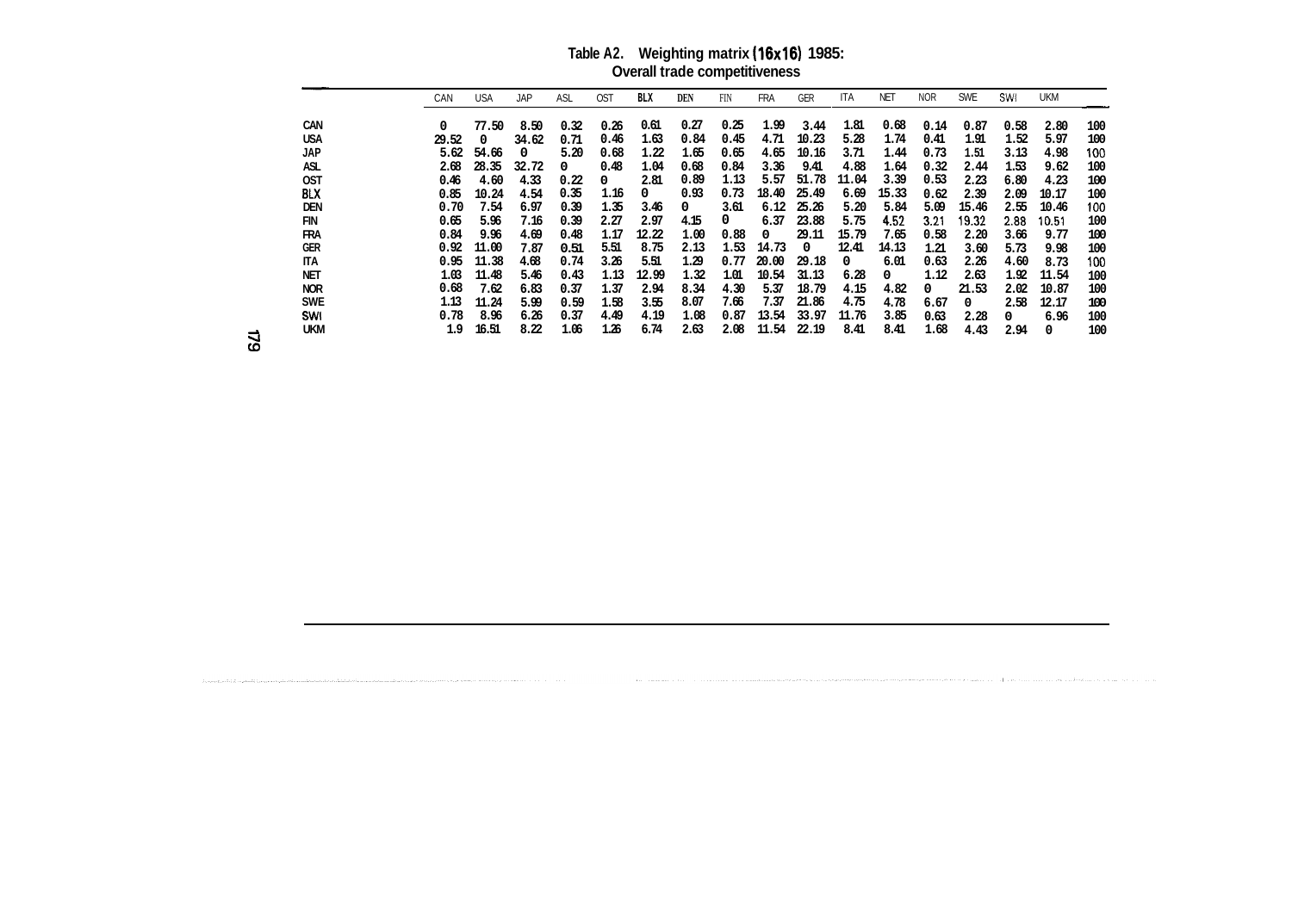**Table A2. Weighting matrix (16x16) 1985: Overall trade competitiveness**

| | CAN | USA | JAP | ASL | OST | BLX | DEN | FIN | FRA | GER | ITA | NET | NOR | SWE | SWI | UKM | |
|---|---|---|---|---|---|---|---|---|---|---|---|---|---|---|---|---|---|
| CAN | 0 | 77.50 | 8.50 | 0.32 | 0.26 | 0.61 | 0.27 | 0.25 | 1.99 | 3.44 | 1.81 | 0.68 | 0.14 | 0.87 | 0.58 | 2.80 | 100 |
| USA | 29.52 | 0 | 34.62 | 0.71 | 0.46 | 1.63 | 0.84 | 0.45 | 4.71 | 10.23 | 5.28 | 1.74 | 0.41 | 1.91 | 1.52 | 5.97 | 100 |
| JAP | 5.62 | 54.66 | 0 | 5.20 | 0.68 | 1.22 | 1.65 | 0.65 | 4.65 | 10.16 | 3.71 | 1.44 | 0.73 | 1.51 | 3.13 | 4.98 | 100 |
| ASL | 2.68 | 28.35 | 32.72 | 0 | 0.48 | 1.04 | 0.68 | 0.84 | 3.36 | 9.41 | 4.88 | 1.64 | 0.32 | 2.44 | 1.53 | 9.62 | 100 |
| OST | 0.46 | 4.60 | 4.33 | 0.22 | 0 | 2.81 | 0.89 | 1.13 | 5.57 | 51.78 | 11.04 | 3.39 | 0.53 | 2.23 | 6.80 | 4.23 | 100 |
| BLX | 0.85 | 10.24 | 4.54 | 0.35 | 1.16 | 0 | 0.93 | 0.73 | 18.40 | 25.49 | 6.69 | 15.33 | 0.62 | 2.39 | 2.09 | 10.17 | 100 |
| DEN | 0.70 | 7.54 | 6.97 | 0.39 | 1.35 | 3.46 | 0 | 3.61 | 6.12 | 25.26 | 5.20 | 5.84 | 5.09 | 15.46 | 2.55 | 10.46 | 100 |
| FIN | 0.65 | 5.96 | 7.16 | 0.39 | 2.27 | 2.97 | 4.15 | 0 | 6.37 | 23.88 | 5.75 | 4.52 | 3.21 | 19.32 | 2.88 | 10.51 | 100 |
| FRA | 0.84 | 9.96 | 4.69 | 0.48 | 1.17 | 12.22 | 1.00 | 0.88 | 0 | 29.11 | 15.79 | 7.65 | 0.58 | 2.20 | 3.66 | 9.77 | 100 |
| GER | 0.92 | 11.00 | 7.87 | 0.51 | 5.51 | 8.75 | 2.13 | 1.53 | 14.73 | 0 | 12.41 | 14.13 | 1.21 | 3.60 | 5.73 | 9.98 | 100 |
| ITA | 0.95 | 11.38 | 4.68 | 0.74 | 3.26 | 5.51 | 1.29 | 0.77 | 20.00 | 29.18 | 0 | 6.01 | 0.63 | 2.26 | 4.60 | 8.73 | 100 |
| NET | 1.03 | 11.48 | 5.46 | 0.43 | 1.13 | 12.99 | 1.32 | 1.01 | 10.54 | 31.13 | 6.28 | 0 | 1.12 | 2.63 | 1.92 | 11.54 | 100 |
| NOR | 0.68 | 7.62 | 6.83 | 0.37 | 1.37 | 2.94 | 8.34 | 4.30 | 5.37 | 18.79 | 4.15 | 4.82 | 0 | 21.53 | 2.02 | 10.87 | 100 |
| SWE | 1.13 | 11.24 | 5.99 | 0.59 | 1.58 | 3.55 | 8.07 | 7.66 | 7.37 | 21.86 | 4.75 | 4.78 | 6.67 | 0 | 2.58 | 12.17 | 100 |
| SWI | 0.78 | 8.96 | 6.26 | 0.37 | 4.49 | 4.19 | 1.08 | 0.87 | 13.54 | 33.97 | 11.76 | 3.85 | 0.63 | 2.28 | 0 | 6.96 | 100 |
| UKM | 1.9 | 16.51 | 8.22 | 1.06 | 1.26 | 6.74 | 2.63 | 2.08 | 11.54 | 22.19 | 8.41 | 8.41 | 1.68 | 4.43 | 2.94 | 0 | 100 |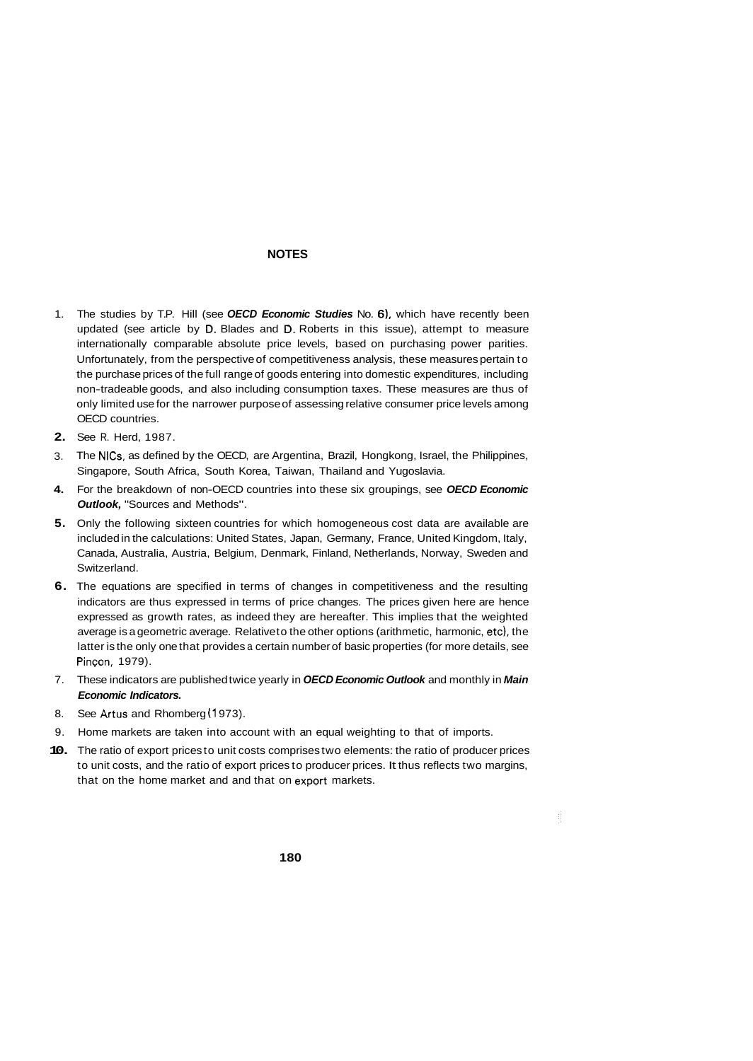## NOTES

1. The studies by T.P. Hill (see ***OECD Economic Studies*** No. 6), which have recently been updated (see article by D. Blades and D. Roberts in this issue), attempt to measure internationally comparable absolute price levels, based on purchasing power parities. Unfortunately, from the perspective of competitiveness analysis, these measures pertain to the purchase prices of the full range of goods entering into domestic expenditures, including non-tradeable goods, and also including consumption taxes. These measures are thus of only limited use for the narrower purpose of assessing relative consumer price levels among OECD countries.
2. See R. Herd, 1987.
3. The NICs, as defined by the OECD, are Argentina, Brazil, Hongkong, Israel, the Philippines, Singapore, South Africa, South Korea, Taiwan, Thailand and Yugoslavia.
4. For the breakdown of non-OECD countries into these six groupings, see ***OECD Economic Outlook,*** "Sources and Methods".
5. Only the following sixteen countries for which homogeneous cost data are available are included in the calculations: United States, Japan, Germany, France, United Kingdom, Italy, Canada, Australia, Austria, Belgium, Denmark, Finland, Netherlands, Norway, Sweden and Switzerland.
6. The equations are specified in terms of changes in competitiveness and the resulting indicators are thus expressed in terms of price changes. The prices given here are hence expressed as growth rates, as indeed they are hereafter. This implies that the weighted average is a geometric average. Relative to the other options (arithmetic, harmonic, etc), the latter is the only one that provides a certain number of basic properties (for more details, see Pinçon, 1979).
7. These indicators are published twice yearly in ***OECD Economic Outlook*** and monthly in ***Main Economic Indicators.***
8. See Artus and Rhomberg (1973).
9. Home markets are taken into account with an equal weighting to that of imports.
10. The ratio of export prices to unit costs comprises two elements: the ratio of producer prices to unit costs, and the ratio of export prices to producer prices. It thus reflects two margins, that on the home market and and that on export markets.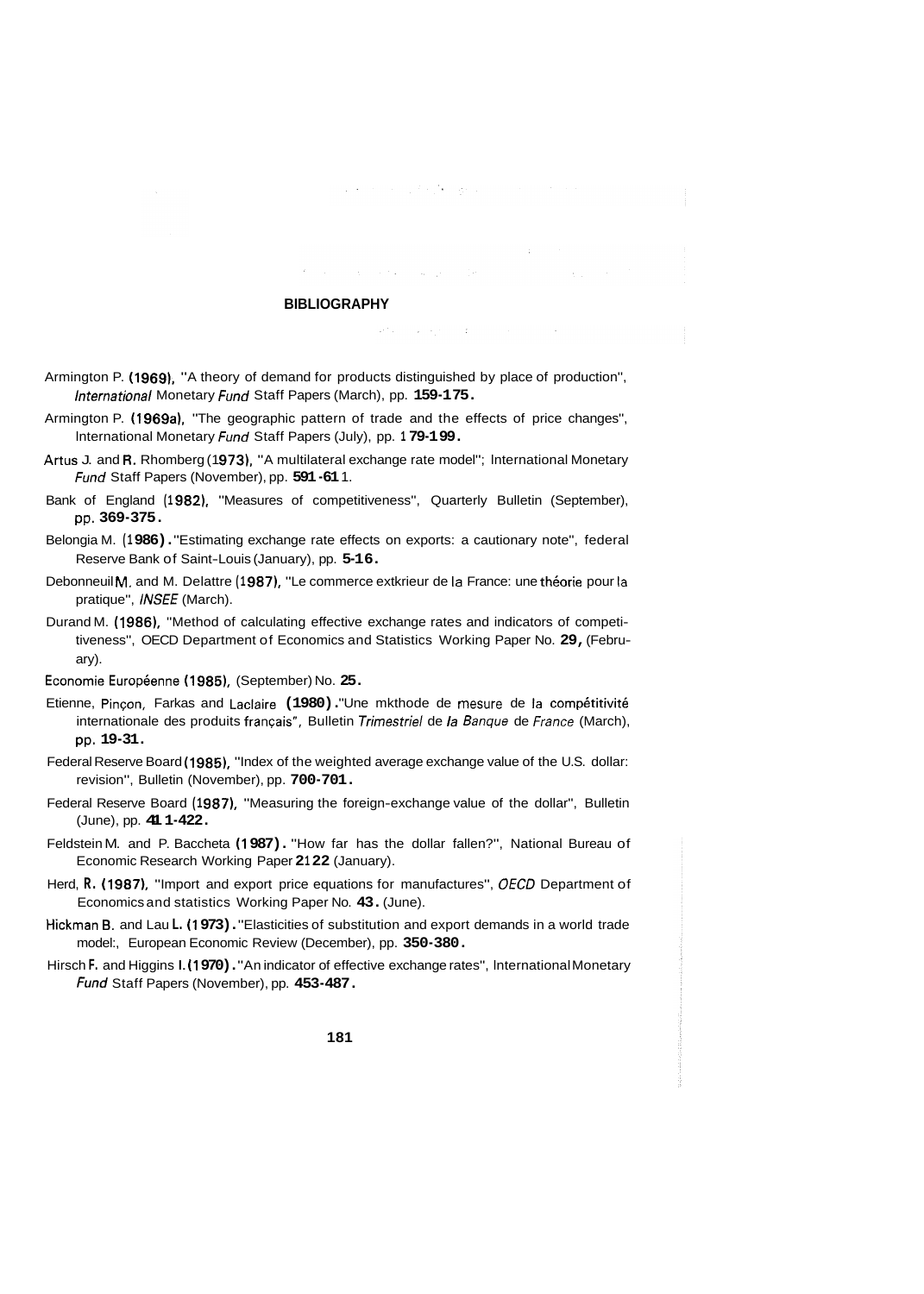## BIBLIOGRAPHY

Armington P. (1969), "A theory of demand for products distinguished by place of production", *International* Monetary *Fund* Staff Papers (March), pp. 159-175.

Armington P. (1969a), "The geographic pattern of trade and the effects of price changes", International Monetary *Fund* Staff Papers (July), pp. 179-199.

Artus J. and R. Rhomberg (1973), "A multilateral exchange rate model"; International Monetary *Fund* Staff Papers (November), pp. 591-611.

Bank of England (1982), "Measures of competitiveness", Quarterly Bulletin (September), pp. 369-375.

Belongia M. (1986). "Estimating exchange rate effects on exports: a cautionary note", federal Reserve Bank of Saint-Louis (January), pp. 5-16.

Debonneuil M. and M. Delattre (1987), "Le commerce extkrieur de la France: une théorie pour la pratique", *INSEE* (March).

Durand M. (1986), "Method of calculating effective exchange rates and indicators of competitiveness", OECD Department of Economics and Statistics Working Paper No. 29, (February).

Economie Européenne (1985), (September) No. 25.

Etienne, Pinçon, Farkas and Laclaire (1980). "Une mkthode de mesure de la compétitivité internationale des produits français", Bulletin *Trimestriel* de *la Banque* de *France* (March), pp. 19-31.

Federal Reserve Board (1985), "Index of the weighted average exchange value of the U.S. dollar: revision", Bulletin (November), pp. 700-701.

Federal Reserve Board (1987), "Measuring the foreign-exchange value of the dollar", Bulletin (June), pp. 411-422.

Feldstein M. and P. Baccheta (1987). "How far has the dollar fallen?", National Bureau of Economic Research Working Paper 2122 (January).

Herd, R. (1987), "Import and export price equations for manufactures", *OECD* Department of Economics and statistics Working Paper No. 43. (June).

Hickman B. and Lau L. (1973). "Elasticities of substitution and export demands in a world trade model:, European Economic Review (December), pp. 350-380.

Hirsch F. and Higgins I. (1970). "An indicator of effective exchange rates", International Monetary *Fund* Staff Papers (November), pp. 453-487.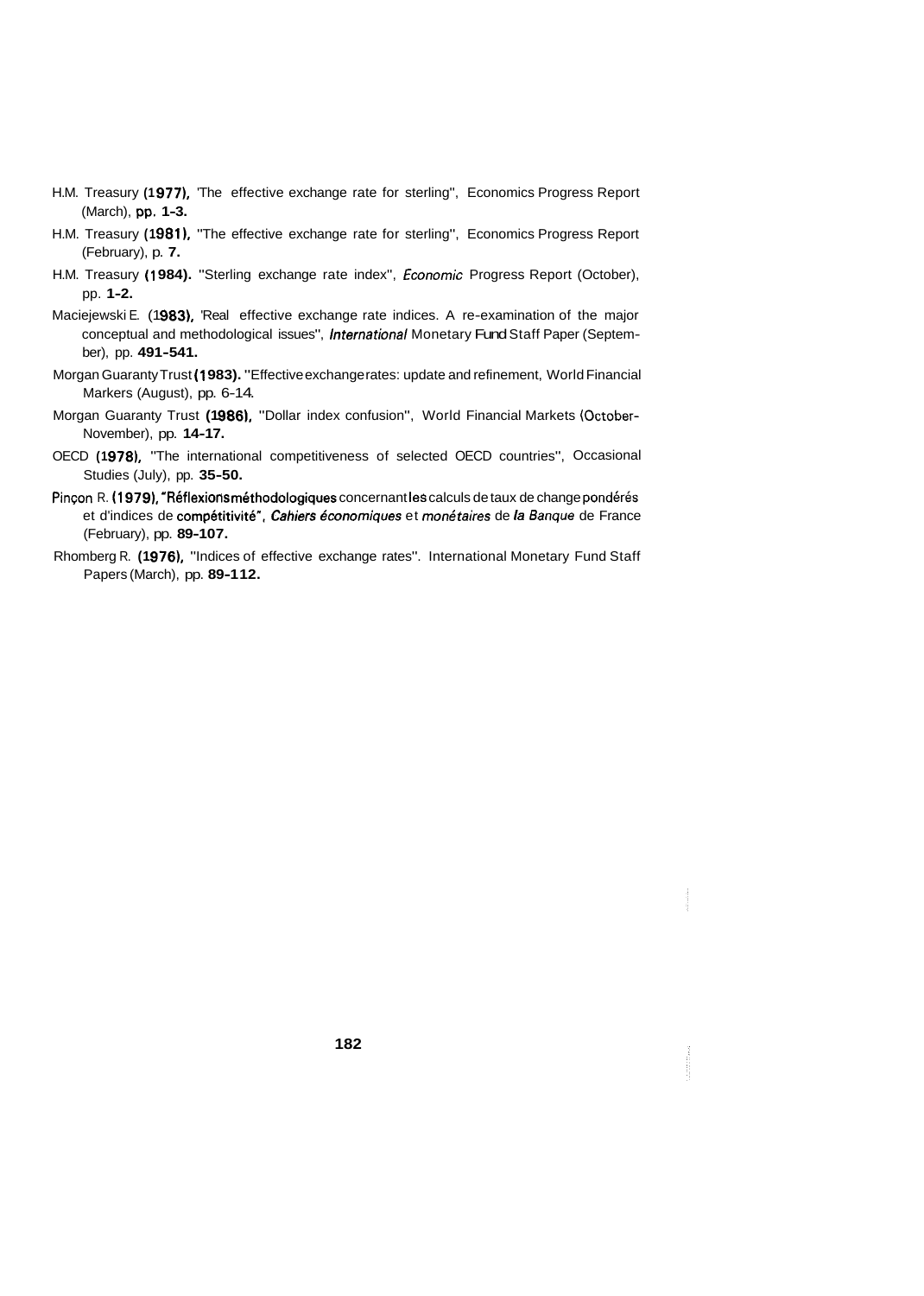H.M. Treasury (1977), 'The effective exchange rate for sterling", Economics Progress Report (March), pp. 1-3.

H.M. Treasury (1981), "The effective exchange rate for sterling", Economics Progress Report (February), p. 7.

H.M. Treasury (1984). "Sterling exchange rate index", *Economic* Progress Report (October), pp. 1-2.

Maciejewski E. (1983), 'Real effective exchange rate indices. A re-examination of the major conceptual and methodological issues", *International* Monetary Fund Staff Paper (September), pp. 491-541.

Morgan Guaranty Trust (1983). "Effective exchange rates: update and refinement, World Financial Markers (August), pp. 6-14.

Morgan Guaranty Trust (1986), "Dollar index confusion", World Financial Markets (October-November), pp. 14-17.

OECD (1978), "The international competitiveness of selected OECD countries", Occasional Studies (July), pp. 35-50.

Pinçon R. (1979), "Réflexions méthodologiques concernant les calculs de taux de change pondérés et d'indices de compétitivité", *Cahiers économiques* et *monétaires* de *la Banque* de France (February), pp. 89-107.

Rhomberg R. (1976), "Indices of effective exchange rates". International Monetary Fund Staff Papers (March), pp. 89-112.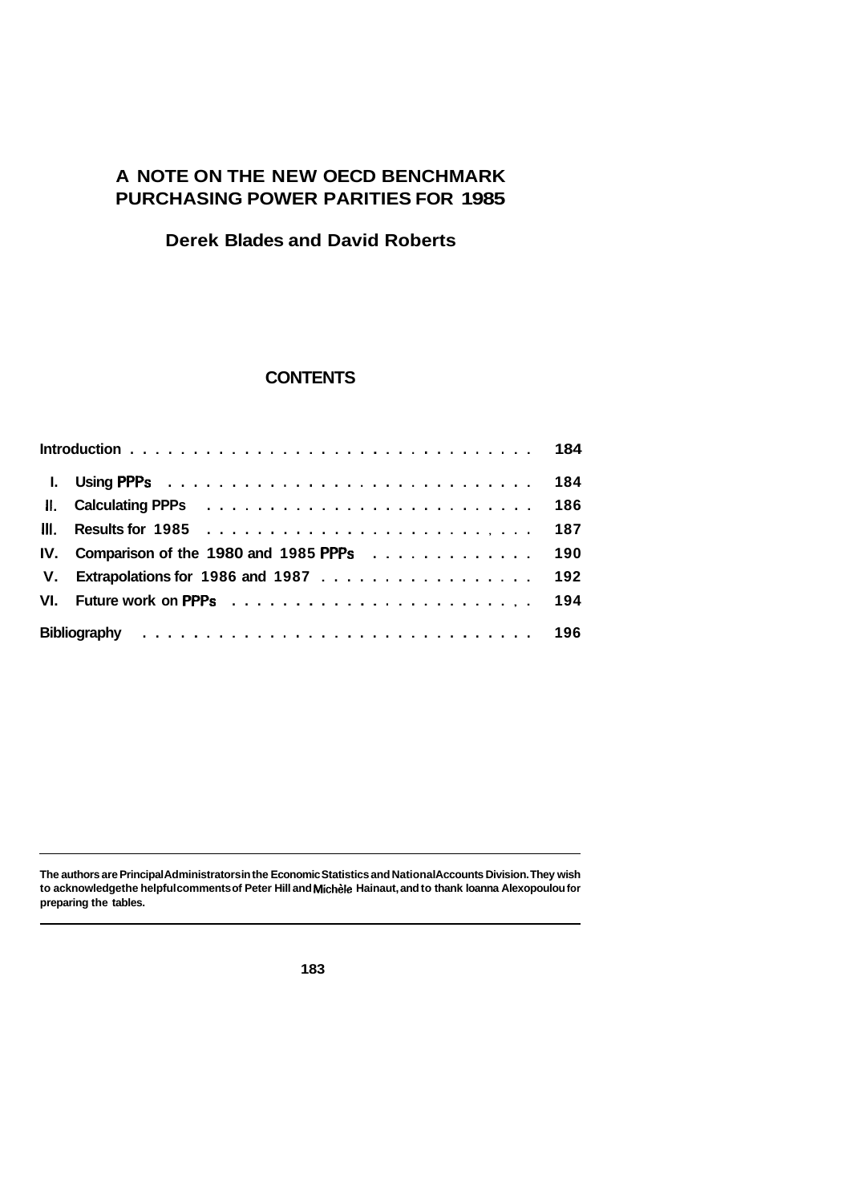# A NOTE ON THE NEW OECD BENCHMARK PURCHASING POWER PARITIES FOR 1985

**Derek Blades and David Roberts**

## CONTENTS

| | |
|---|---|
| **Introduction** | 184 |
| **I. Using PPPs** | 184 |
| **II. Calculating PPPs** | 186 |
| **III. Results for 1985** | 187 |
| **IV. Comparison of the 1980 and 1985 PPPs** | 190 |
| **V. Extrapolations for 1986 and 1987** | 192 |
| **VI. Future work on PPPs** | 194 |
| **Bibliography** | 196 |

---

**The authors are Principal Administrators in the Economic Statistics and National Accounts Division. They wish to acknowledge the helpful comments of Peter Hill and Michèle Hainaut, and to thank Ioanna Alexopoulou for preparing the tables.**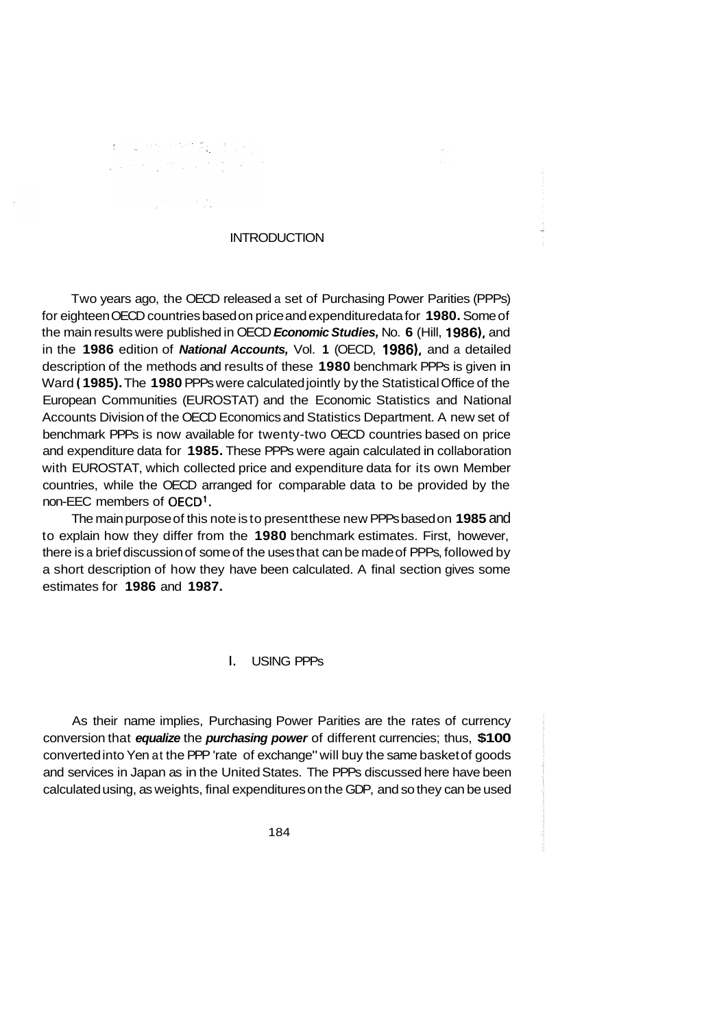## INTRODUCTION

Two years ago, the OECD released a set of Purchasing Power Parities (PPPs) for eighteen OECD countries based on price and expenditure data for **1980.** Some of the main results were published in OECD ***Economic Studies,*** No. **6** (Hill, **1986),** and in the **1986** edition of ***National Accounts,*** Vol. **1** (OECD, **1986),** and a detailed description of the methods and results of these **1980** benchmark PPPs is given in Ward **(1985).** The **1980** PPPs were calculated jointly by the Statistical Office of the European Communities (EUROSTAT) and the Economic Statistics and National Accounts Division of the OECD Economics and Statistics Department. A new set of benchmark PPPs is now available for twenty-two OECD countries based on price and expenditure data for **1985.** These PPPs were again calculated in collaboration with EUROSTAT, which collected price and expenditure data for its own Member countries, while the OECD arranged for comparable data to be provided by the non-EEC members of OECD[1].

The main purpose of this note is to present these new PPPs based on **1985** and to explain how they differ from the **1980** benchmark estimates. First, however, there is a brief discussion of some of the uses that can be made of PPPs, followed by a short description of how they have been calculated. A final section gives some estimates for **1986** and **1987.**

## I. USING PPPs

As their name implies, Purchasing Power Parities are the rates of currency conversion that ***equalize*** the ***purchasing power*** of different currencies; thus, **$100** converted into Yen at the PPP 'rate of exchange" will buy the same basket of goods and services in Japan as in the United States. The PPPs discussed here have been calculated using, as weights, final expenditures on the GDP, and so they can be used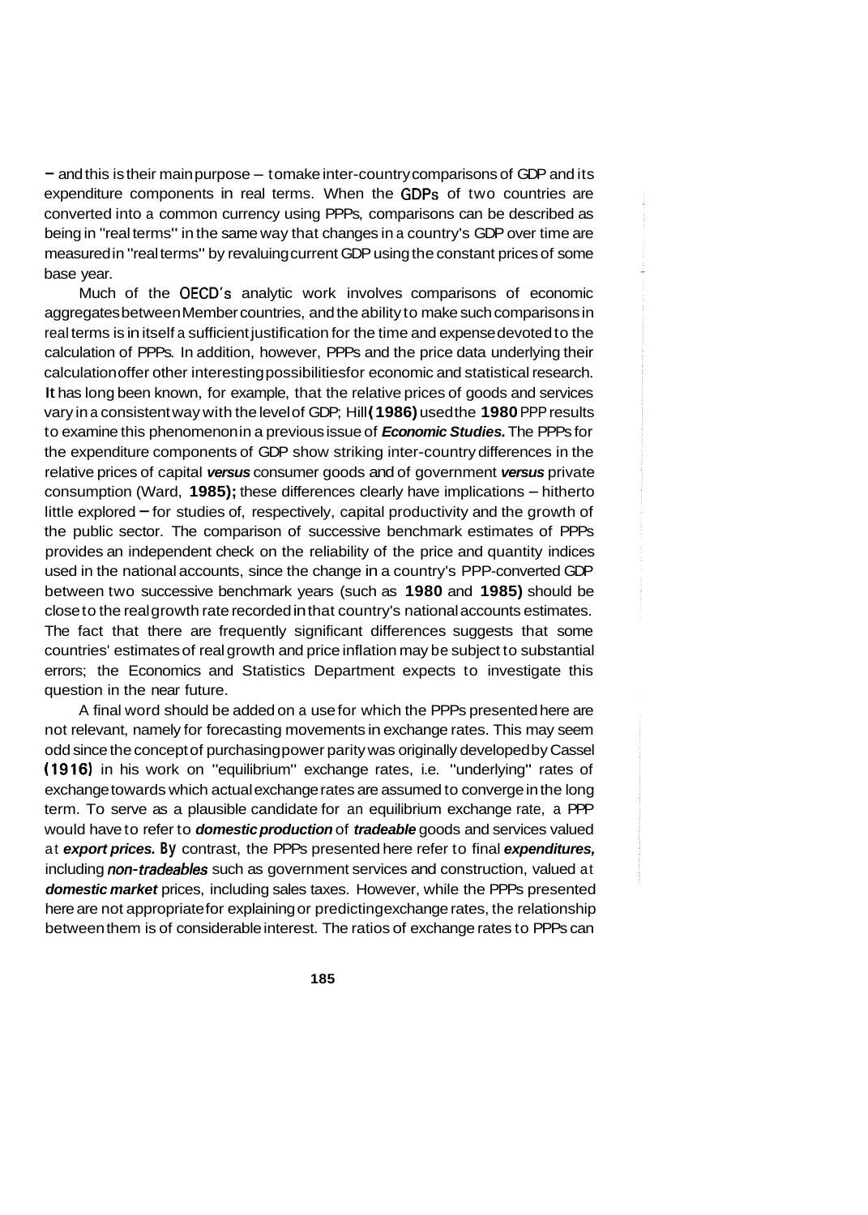– and this is their main purpose – to make inter-country comparisons of GDP and its expenditure components in real terms. When the GDPs of two countries are converted into a common currency using PPPs, comparisons can be described as being in "real terms" in the same way that changes in a country's GDP over time are measured in "real terms" by revaluing current GDP using the constant prices of some base year.

Much of the OECD's analytic work involves comparisons of economic aggregates between Member countries, and the ability to make such comparisons in real terms is in itself a sufficient justification for the time and expense devoted to the calculation of PPPs. In addition, however, PPPs and the price data underlying their calculation offer other interesting possibilities for economic and statistical research. It has long been known, for example, that the relative prices of goods and services vary in a consistent way with the level of GDP; Hill **(1986)** used the **1980** PPP results to examine this phenomenon in a previous issue of ***Economic Studies.*** The PPPs for the expenditure components of GDP show striking inter-country differences in the relative prices of capital ***versus*** consumer goods and of government ***versus*** private consumption (Ward, **1985);** these differences clearly have implications – hitherto little explored – for studies of, respectively, capital productivity and the growth of the public sector. The comparison of successive benchmark estimates of PPPs provides an independent check on the reliability of the price and quantity indices used in the national accounts, since the change in a country's PPP-converted GDP between two successive benchmark years (such as **1980** and **1985)** should be close to the real growth rate recorded in that country's national accounts estimates. The fact that there are frequently significant differences suggests that some countries' estimates of real growth and price inflation may be subject to substantial errors; the Economics and Statistics Department expects to investigate this question in the near future.

A final word should be added on a use for which the PPPs presented here are not relevant, namely for forecasting movements in exchange rates. This may seem odd since the concept of purchasing power parity was originally developed by Cassel **(1916)** in his work on "equilibrium" exchange rates, i.e. "underlying" rates of exchange towards which actual exchange rates are assumed to converge in the long term. To serve as a plausible candidate for an equilibrium exchange rate, a PPP would have to refer to ***domestic production*** of ***tradeable*** goods and services valued at ***export prices.*** By contrast, the PPPs presented here refer to final ***expenditures,*** including ***non-tradeables*** such as government services and construction, valued at ***domestic market*** prices, including sales taxes. However, while the PPPs presented here are not appropriate for explaining or predicting exchange rates, the relationship between them is of considerable interest. The ratios of exchange rates to PPPs can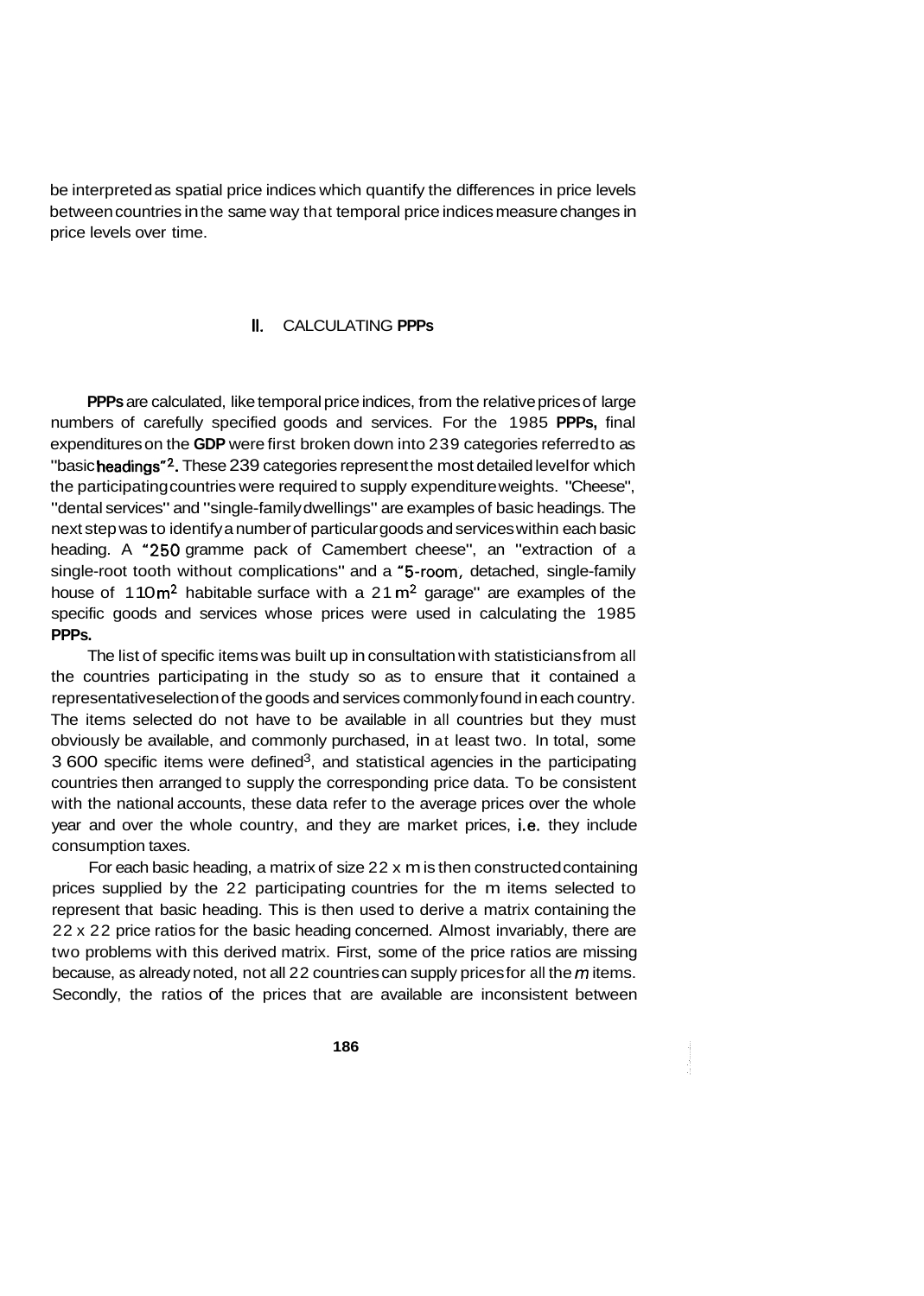be interpreted as spatial price indices which quantify the differences in price levels between countries in the same way that temporal price indices measure changes in price levels over time.

## II. CALCULATING PPPs

**PPPs** are calculated, like temporal price indices, from the relative prices of large numbers of carefully specified goods and services. For the 1985 **PPPs,** final expenditures on the **GDP** were first broken down into 239 categories referred to as "basic **headings**"[2]. These 239 categories represent the most detailed level for which the participating countries were required to supply expenditure weights. "Cheese", "dental services" and "single-family dwellings" are examples of basic headings. The next step was to identify a number of particular goods and services within each basic heading. A "250 gramme pack of Camembert cheese", an "extraction of a single-root tooth without complications" and a "5-room, detached, single-family house of 110 $m^2$ habitable surface with a 21 $m^2$ garage" are examples of the specific goods and services whose prices were used in calculating the 1985 **PPPs.**

The list of specific items was built up in consultation with statisticians from all the countries participating in the study so as to ensure that it contained a representative selection of the goods and services commonly found in each country. The items selected do not have to be available in all countries but they must obviously be available, and commonly purchased, in at least two. In total, some 3 600 specific items were defined[3], and statistical agencies in the participating countries then arranged to supply the corresponding price data. To be consistent with the national accounts, these data refer to the average prices over the whole year and over the whole country, and they are market prices, i.e. they include consumption taxes.

For each basic heading, a matrix of size 22 x m is then constructed containing prices supplied by the 22 participating countries for the m items selected to represent that basic heading. This is then used to derive a matrix containing the 22 x 22 price ratios for the basic heading concerned. Almost invariably, there are two problems with this derived matrix. First, some of the price ratios are missing because, as already noted, not all 22 countries can supply prices for all the $m$ items. Secondly, the ratios of the prices that are available are inconsistent between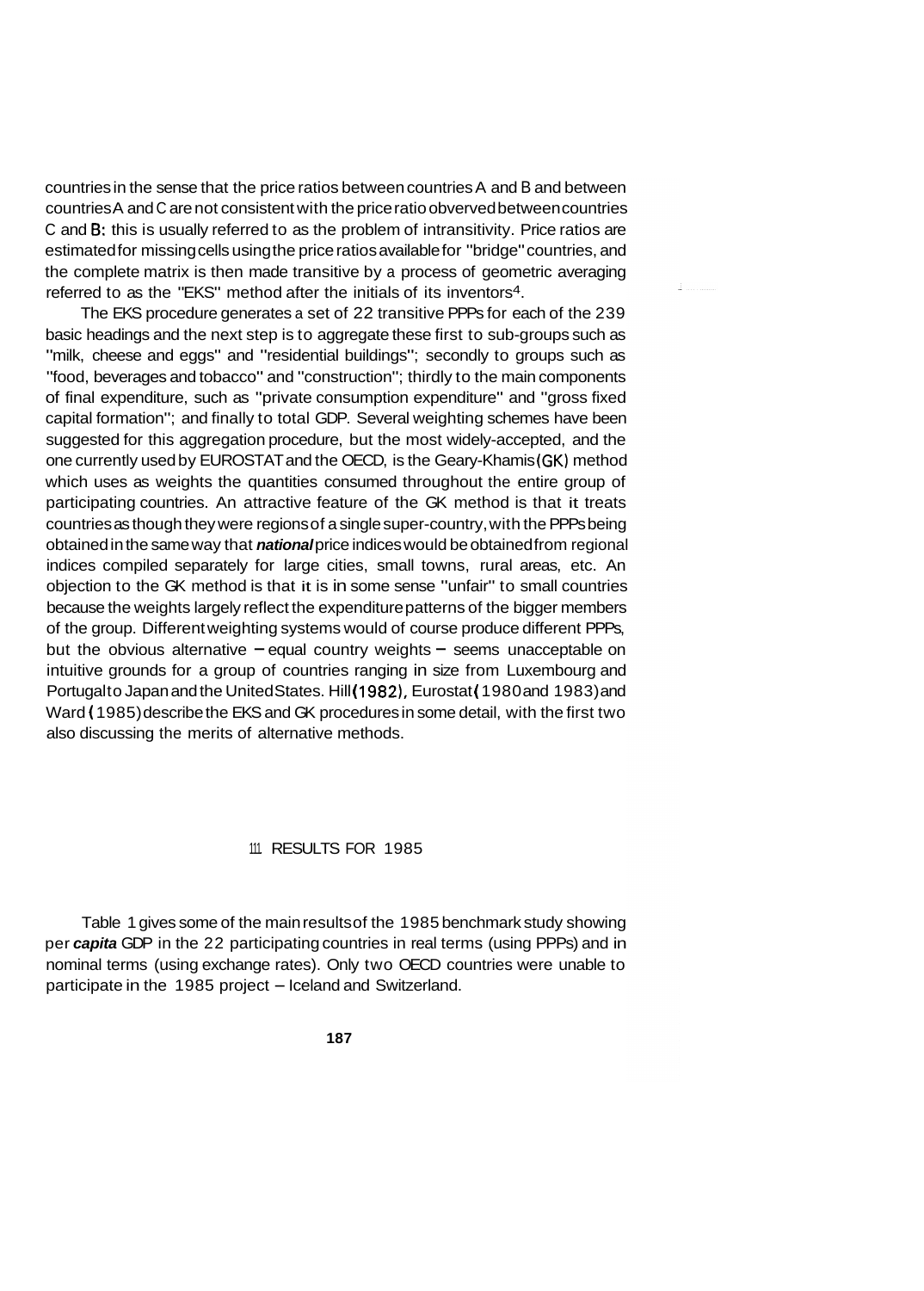countries in the sense that the price ratios between countries A and B and between countries A and C are not consistent with the price ratio obverved between countries C and B: this is usually referred to as the problem of intransitivity. Price ratios are estimated for missing cells using the price ratios available for "bridge" countries, and the complete matrix is then made transitive by a process of geometric averaging referred to as the "EKS" method after the initials of its inventors[4].

The EKS procedure generates a set of 22 transitive PPPs for each of the 239 basic headings and the next step is to aggregate these first to sub-groups such as "milk, cheese and eggs" and "residential buildings"; secondly to groups such as "food, beverages and tobacco" and "construction"; thirdly to the main components of final expenditure, such as "private consumption expenditure" and "gross fixed capital formation"; and finally to total GDP. Several weighting schemes have been suggested for this aggregation procedure, but the most widely-accepted, and the one currently used by EUROSTAT and the OECD, is the Geary-Khamis (GK) method which uses as weights the quantities consumed throughout the entire group of participating countries. An attractive feature of the GK method is that it treats countries as though they were regions of a single super-country, with the PPPs being obtained in the same way that ***national*** price indices would be obtained from regional indices compiled separately for large cities, small towns, rural areas, etc. An objection to the GK method is that it is in some sense "unfair" to small countries because the weights largely reflect the expenditure patterns of the bigger members of the group. Different weighting systems would of course produce different PPPs, but the obvious alternative – equal country weights – seems unacceptable on intuitive grounds for a group of countries ranging in size from Luxembourg and Portugal to Japan and the United States. Hill (1982), Eurostat (1980 and 1983) and Ward (1985) describe the EKS and GK procedures in some detail, with the first two also discussing the merits of alternative methods.

## III. RESULTS FOR 1985

Table 1 gives some of the main results of the 1985 benchmark study showing per ***capita*** GDP in the 22 participating countries in real terms (using PPPs) and in nominal terms (using exchange rates). Only two OECD countries were unable to participate in the 1985 project – Iceland and Switzerland.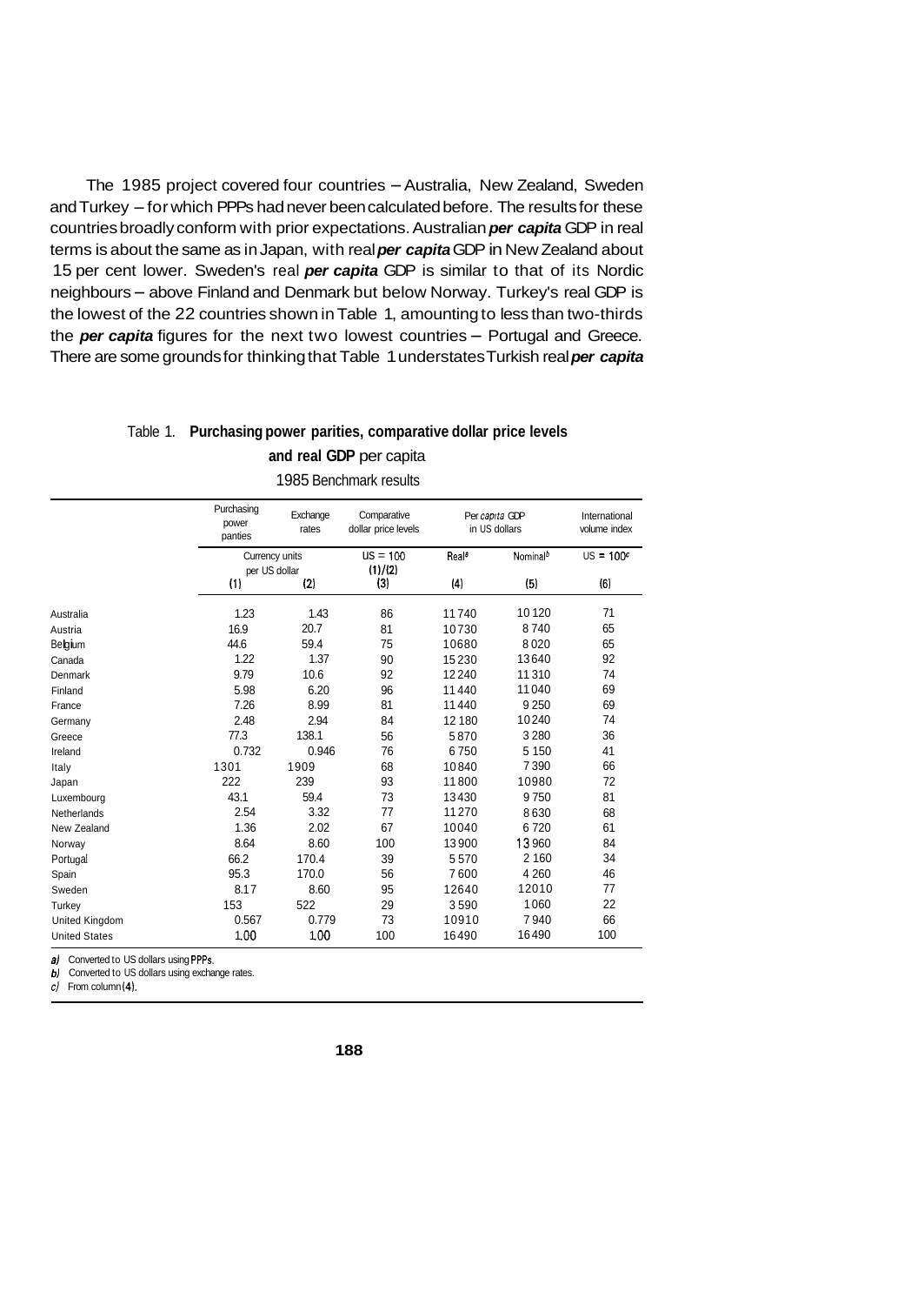The 1985 project covered four countries – Australia, New Zealand, Sweden and Turkey – for which PPPs had never been calculated before. The results for these countries broadly conform with prior expectations. Australian ***per capita*** GDP in real terms is about the same as in Japan, with real ***per capita*** GDP in New Zealand about 15 per cent lower. Sweden's real ***per capita*** GDP is similar to that of its Nordic neighbours – above Finland and Denmark but below Norway. Turkey's real GDP is the lowest of the 22 countries shown in Table 1, amounting to less than two-thirds the ***per capita*** figures for the next two lowest countries – Portugal and Greece. There are some grounds for thinking that Table 1 understates Turkish real ***per capita***

Table 1. **Purchasing power parities, comparative dollar price levels and real GDP per capita**

1985 Benchmark results

| | Purchasing power panties | Exchange rates | Comparative dollar price levels | Per *capita* GDP in US dollars | | International volume index |
|---|---|---|---|---|---|---|
| | Currency units per US dollar | | US = 100 (1)/(2) | Real[a] | Nominal[b] | US = 100[c] |
| | (1) | (2) | (3) | (4) | (5) | (6) |
| Australia | 1.23 | 1.43 | 86 | 11740 | 10120 | 71 |
| Austria | 16.9 | 20.7 | 81 | 10730 | 8740 | 65 |
| Belgium | 44.6 | 59.4 | 75 | 10680 | 8020 | 65 |
| Canada | 1.22 | 1.37 | 90 | 15230 | 13640 | 92 |
| Denmark | 9.79 | 10.6 | 92 | 12240 | 11310 | 74 |
| Finland | 5.98 | 6.20 | 96 | 11440 | 11040 | 69 |
| France | 7.26 | 8.99 | 81 | 11440 | 9250 | 69 |
| Germany | 2.48 | 2.94 | 84 | 12180 | 10240 | 74 |
| Greece | 77.3 | 138.1 | 56 | 5870 | 3280 | 36 |
| Ireland | 0.732 | 0.946 | 76 | 6750 | 5150 | 41 |
| Italy | 1301 | 1909 | 68 | 10840 | 7390 | 66 |
| Japan | 222 | 239 | 93 | 11800 | 10980 | 72 |
| Luxembourg | 43.1 | 59.4 | 73 | 13430 | 9750 | 81 |
| Netherlands | 2.54 | 3.32 | 77 | 11270 | 8630 | 68 |
| New Zealand | 1.36 | 2.02 | 67 | 10040 | 6720 | 61 |
| Norway | 8.64 | 8.60 | 100 | 13900 | 13960 | 84 |
| Portugal | 66.2 | 170.4 | 39 | 5570 | 2160 | 34 |
| Spain | 95.3 | 170.0 | 56 | 7600 | 4260 | 46 |
| Sweden | 8.17 | 8.60 | 95 | 12640 | 12010 | 77 |
| Turkey | 153 | 522 | 29 | 3590 | 1060 | 22 |
| United Kingdom | 0.567 | 0.779 | 73 | 10910 | 7940 | 66 |
| United States | 1.00 | 1.00 | 100 | 16490 | 16490 | 100 |

*a)* Converted to US dollars using PPPs.
*b)* Converted to US dollars using exchange rates.
*c)* From column (4).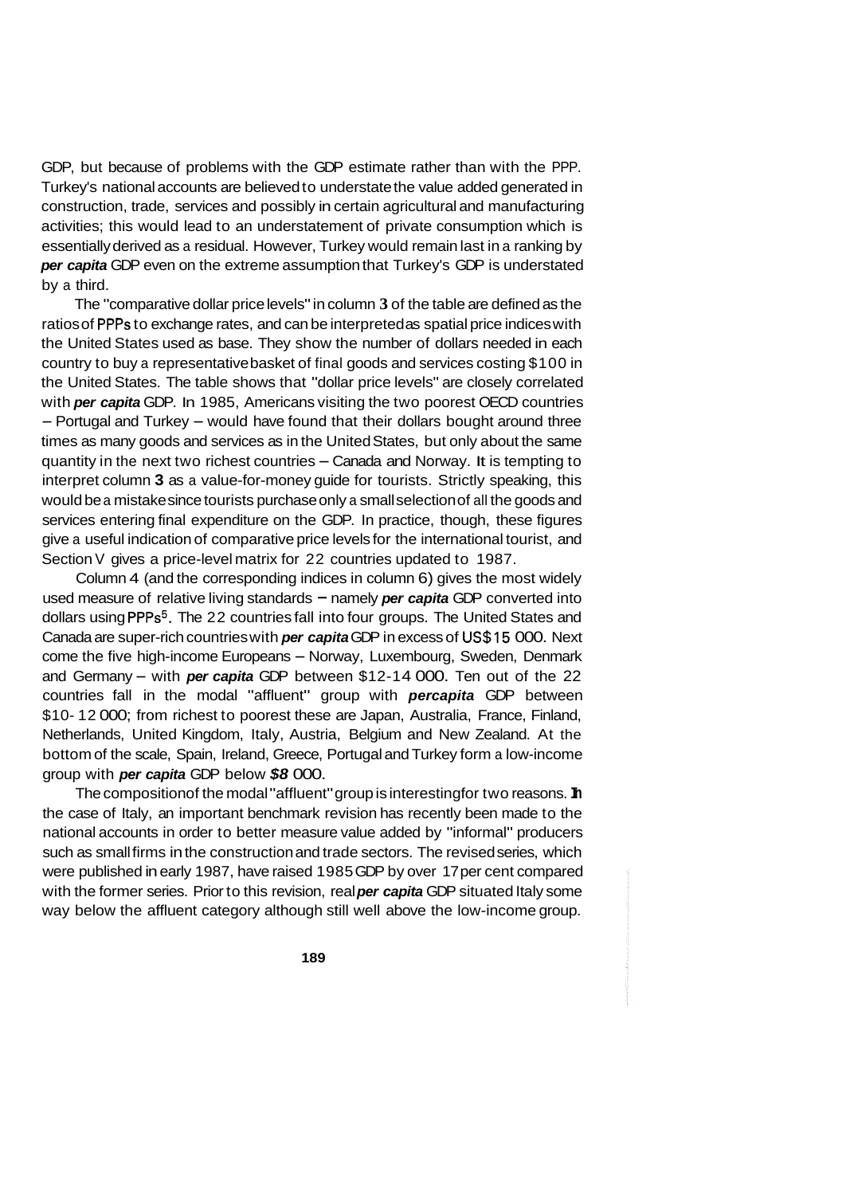GDP, but because of problems with the GDP estimate rather than with the PPP. Turkey's national accounts are believed to understate the value added generated in construction, trade, services and possibly in certain agricultural and manufacturing activities; this would lead to an understatement of private consumption which is essentially derived as a residual. However, Turkey would remain last in a ranking by ***per capita*** GDP even on the extreme assumption that Turkey's GDP is understated by a third.

The "comparative dollar price levels" in column **3** of the table are defined as the ratios of PPPs to exchange rates, and can be interpreted as spatial price indices with the United States used as base. They show the number of dollars needed in each country to buy a representative basket of final goods and services costing $100 in the United States. The table shows that "dollar price levels" are closely correlated with ***per capita*** GDP. In 1985, Americans visiting the two poorest OECD countries – Portugal and Turkey – would have found that their dollars bought around three times as many goods and services as in the United States, but only about the same quantity in the next two richest countries – Canada and Norway. It is tempting to interpret column **3** as a value-for-money guide for tourists. Strictly speaking, this would be a mistake since tourists purchase only a small selection of all the goods and services entering final expenditure on the GDP. In practice, though, these figures give a useful indication of comparative price levels for the international tourist, and Section V gives a price-level matrix for 22 countries updated to 1987.

Column 4 (and the corresponding indices in column 6) gives the most widely used measure of relative living standards – namely ***per capita*** GDP converted into dollars using PPPs[5]. The 22 countries fall into four groups. The United States and Canada are super-rich countries with ***per capita*** GDP in excess of US$15 000. Next come the five high-income Europeans – Norway, Luxembourg, Sweden, Denmark and Germany – with ***per capita*** GDP between $12-14 000. Ten out of the 22 countries fall in the modal "affluent" group with ***percapita*** GDP between $10-12 000; from richest to poorest these are Japan, Australia, France, Finland, Netherlands, United Kingdom, Italy, Austria, Belgium and New Zealand. At the bottom of the scale, Spain, Ireland, Greece, Portugal and Turkey form a low-income group with ***per capita*** GDP below ***$8*** 000.

The composition of the modal "affluent" group is interesting for two reasons. In the case of Italy, an important benchmark revision has recently been made to the national accounts in order to better measure value added by "informal" producers such as small firms in the construction and trade sectors. The revised series, which were published in early 1987, have raised 1985 GDP by over 17 per cent compared with the former series. Prior to this revision, real ***per capita*** GDP situated Italy some way below the affluent category although still well above the low-income group.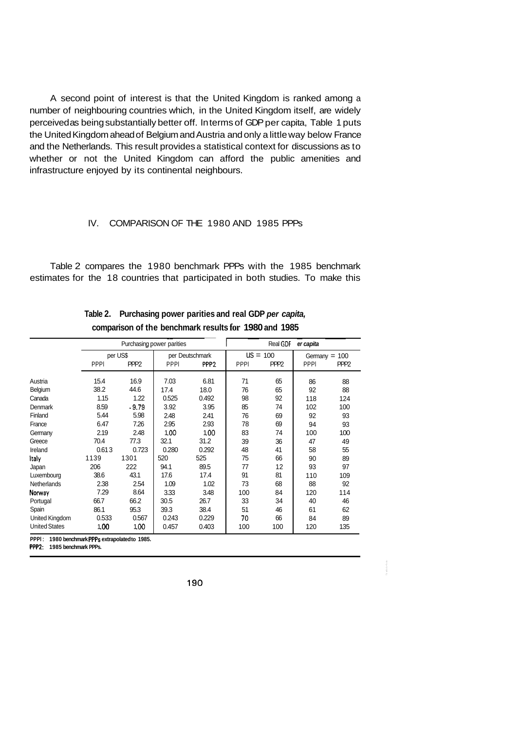A second point of interest is that the United Kingdom is ranked among a number of neighbouring countries which, in the United Kingdom itself, are widely perceived as being substantially better off. In terms of GDP per capita, Table 1 puts the United Kingdom ahead of Belgium and Austria and only a little way below France and the Netherlands. This result provides a statistical context for discussions as to whether or not the United Kingdom can afford the public amenities and infrastructure enjoyed by its continental neighbours.

## IV. COMPARISON OF THE 1980 AND 1985 PPPs

Table 2 compares the 1980 benchmark PPPs with the 1985 benchmark estimates for the 18 countries that participated in both studies. To make this

**Table 2. Purchasing power parities and real GDP *per capita*, comparison of the benchmark results for 1980 and 1985**

| | Purchasing power parities | | | | Real GDP *per capita* | | | |
|---|---|---|---|---|---|---|---|---|
| | per US$ | | per Deutschmark | | US = 100 | | Germany = 100 | |
| | PPPI | PPP2 | PPPI | PPP2 | PPPI | PPP2 | PPPI | PPP2 |
| Austria | 15.4 | 16.9 | 7.03 | 6.81 | 71 | 65 | 86 | 88 |
| Belgium | 38.2 | 44.6 | 17.4 | 18.0 | 76 | 65 | 92 | 88 |
| Canada | 1.15 | 1.22 | 0.525 | 0.492 | 98 | 92 | 118 | 124 |
| Denmark | 8.59 | 9.79 | 3.92 | 3.95 | 85 | 74 | 102 | 100 |
| Finland | 5.44 | 5.98 | 2.48 | 2.41 | 76 | 69 | 92 | 93 |
| France | 6.47 | 7.26 | 2.95 | 2.93 | 78 | 69 | 94 | 93 |
| Germany | 2.19 | 2.48 | 1.00 | 1.00 | 83 | 74 | 100 | 100 |
| Greece | 70.4 | 77.3 | 32.1 | 31.2 | 39 | 36 | 47 | 49 |
| Ireland | 0.613 | 0.723 | 0.280 | 0.292 | 48 | 41 | 58 | 55 |
| Italy | 1139 | 1301 | 520 | 525 | 75 | 66 | 90 | 89 |
| Japan | 206 | 222 | 94.1 | 89.5 | 77 | 12 | 93 | 97 |
| Luxembourg | 38.6 | 43.1 | 17.6 | 17.4 | 91 | 81 | 110 | 109 |
| Netherlands | 2.38 | 2.54 | 1.09 | 1.02 | 73 | 68 | 88 | 92 |
| Norway | 7.29 | 8.64 | 3.33 | 3.48 | 100 | 84 | 120 | 114 |
| Portugal | 66.7 | 66.2 | 30.5 | 26.7 | 33 | 34 | 40 | 46 |
| Spain | 86.1 | 95.3 | 39.3 | 38.4 | 51 | 46 | 61 | 62 |
| United Kingdom | 0.533 | 0.567 | 0.243 | 0.229 | 70 | 66 | 84 | 89 |
| United States | 1.00 | 1.00 | 0.457 | 0.403 | 100 | 100 | 120 | 135 |

**PPPI: 1980 benchmark PPPs extrapolated to 1985.**
**PPP2: 1985 benchmark PPPs.**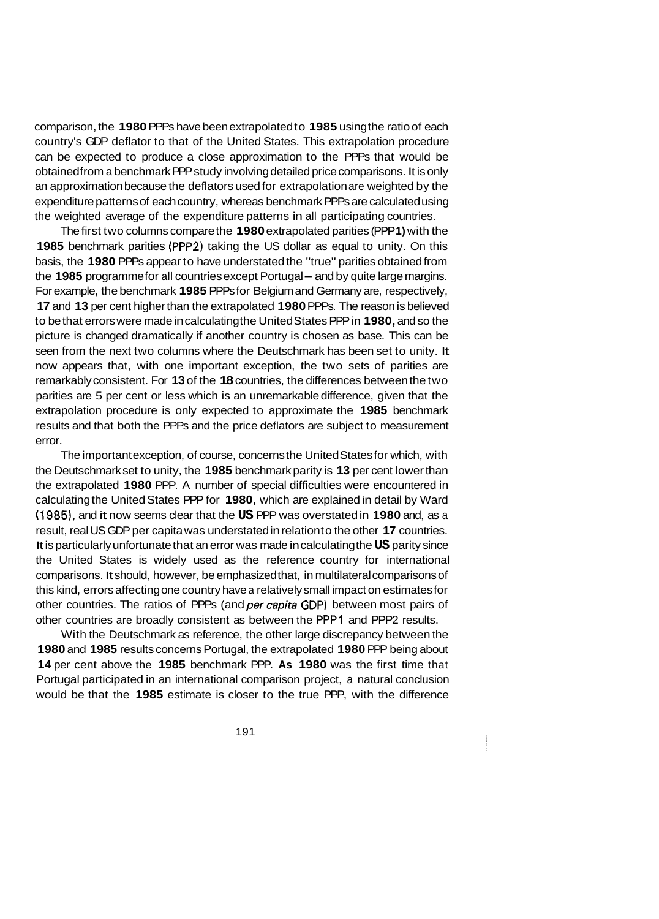comparison, the 1980 PPPs have been extrapolated to 1985 using the ratio of each country's GDP deflator to that of the United States. This extrapolation procedure can be expected to produce a close approximation to the PPPs that would be obtained from a benchmark PPP study involving detailed price comparisons. It is only an approximation because the deflators used for extrapolation are weighted by the expenditure patterns of each country, whereas benchmark PPPs are calculated using the weighted average of the expenditure patterns in all participating countries.

The first two columns compare the 1980 extrapolated parities (PPP1) with the 1985 benchmark parities (PPP2) taking the US dollar as equal to unity. On this basis, the 1980 PPPs appear to have understated the "true" parities obtained from the 1985 programme for all countries except Portugal – and by quite large margins. For example, the benchmark 1985 PPPs for Belgium and Germany are, respectively, 17 and 13 per cent higher than the extrapolated 1980 PPPs. The reason is believed to be that errors were made in calculating the United States PPP in 1980, and so the picture is changed dramatically if another country is chosen as base. This can be seen from the next two columns where the Deutschmark has been set to unity. It now appears that, with one important exception, the two sets of parities are remarkably consistent. For 13 of the 18 countries, the differences between the two parities are 5 per cent or less which is an unremarkable difference, given that the extrapolation procedure is only expected to approximate the 1985 benchmark results and that both the PPPs and the price deflators are subject to measurement error.

The important exception, of course, concerns the United States for which, with the Deutschmark set to unity, the 1985 benchmark parity is 13 per cent lower than the extrapolated 1980 PPP. A number of special difficulties were encountered in calculating the United States PPP for 1980, which are explained in detail by Ward (1985), and it now seems clear that the US PPP was overstated in 1980 and, as a result, real US GDP per capita was understated in relation to the other 17 countries. It is particularly unfortunate that an error was made in calculating the US parity since the United States is widely used as the reference country for international comparisons. It should, however, be emphasized that, in multilateral comparisons of this kind, errors affecting one country have a relatively small impact on estimates for other countries. The ratios of PPPs (and *per capita* GDP) between most pairs of other countries are broadly consistent as between the PPP1 and PPP2 results.

With the Deutschmark as reference, the other large discrepancy between the 1980 and 1985 results concerns Portugal, the extrapolated 1980 PPP being about 14 per cent above the 1985 benchmark PPP. As 1980 was the first time that Portugal participated in an international comparison project, a natural conclusion would be that the 1985 estimate is closer to the true PPP, with the difference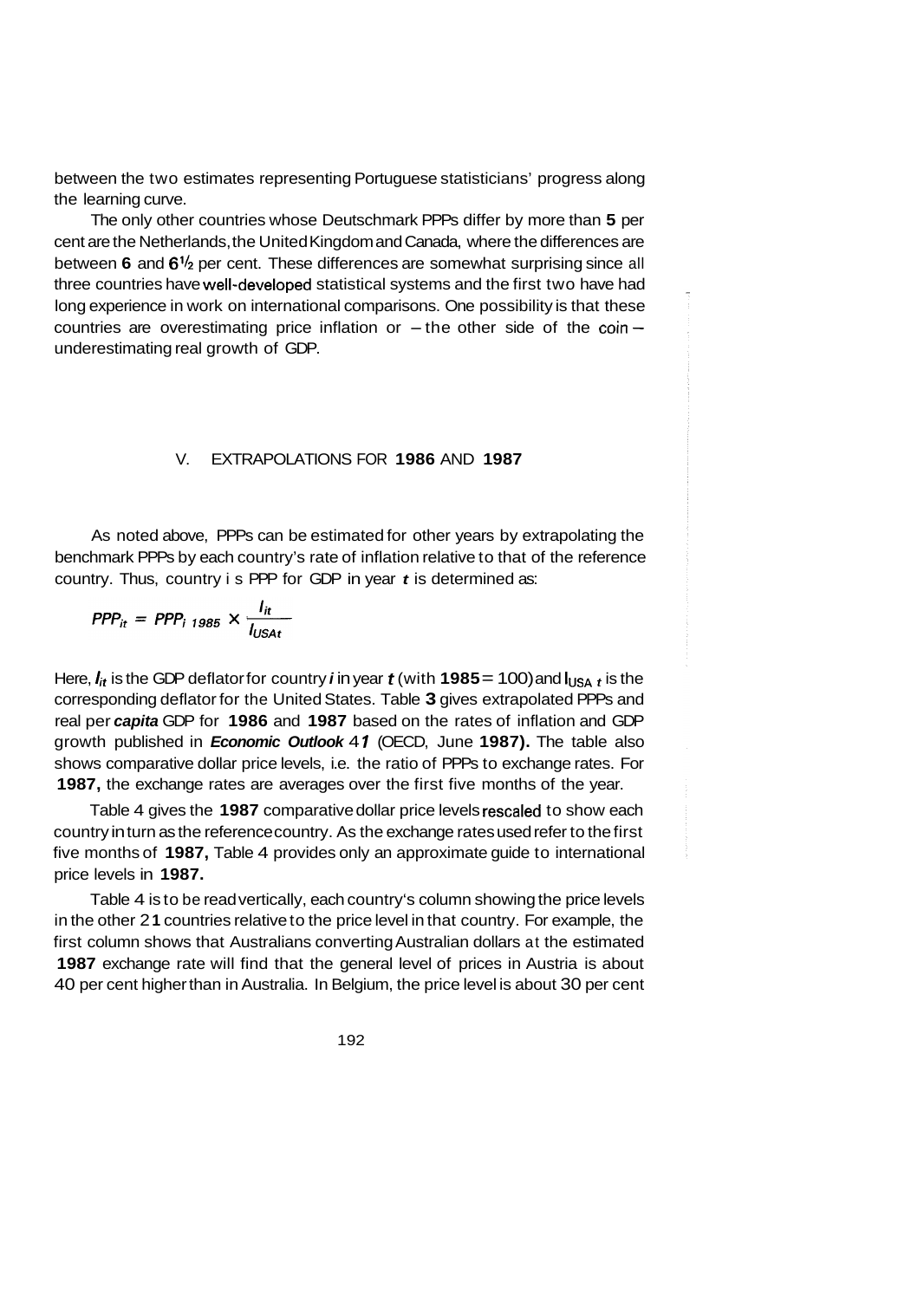between the two estimates representing Portuguese statisticians' progress along the learning curve.

The only other countries whose Deutschmark PPPs differ by more than **5** per cent are the Netherlands, the United Kingdom and Canada, where the differences are between **6** and **6½** per cent. These differences are somewhat surprising since all three countries have well-developed statistical systems and the first two have had long experience in work on international comparisons. One possibility is that these countries are overestimating price inflation or – the other side of the coin – underestimating real growth of GDP.

## V. EXTRAPOLATIONS FOR **1986** AND **1987**

As noted above, PPPs can be estimated for other years by extrapolating the benchmark PPPs by each country's rate of inflation relative to that of the reference country. Thus, country i s PPP for GDP in year $t$ is determined as:

$$PPP_{it} = PPP_{i\ 1985} \times \frac{I_{it}}{I_{USAt}}$$

Here, $I_{it}$ is the GDP deflator for country $i$ in year $t$ (with **1985** = 100) and $I_{USA\ t}$ is the corresponding deflator for the United States. Table **3** gives extrapolated PPPs and real per ***capita*** GDP for **1986** and **1987** based on the rates of inflation and GDP growth published in ***Economic Outlook*** *41* (OECD, June **1987).** The table also shows comparative dollar price levels, i.e. the ratio of PPPs to exchange rates. For **1987,** the exchange rates are averages over the first five months of the year.

Table 4 gives the **1987** comparative dollar price levels rescaled to show each country in turn as the reference country. As the exchange rates used refer to the first five months of **1987,** Table 4 provides only an approximate guide to international price levels in **1987.**

Table 4 is to be read vertically, each country's column showing the price levels in the other 2**1** countries relative to the price level in that country. For example, the first column shows that Australians converting Australian dollars at the estimated **1987** exchange rate will find that the general level of prices in Austria is about 40 per cent higher than in Australia. In Belgium, the price level is about 30 per cent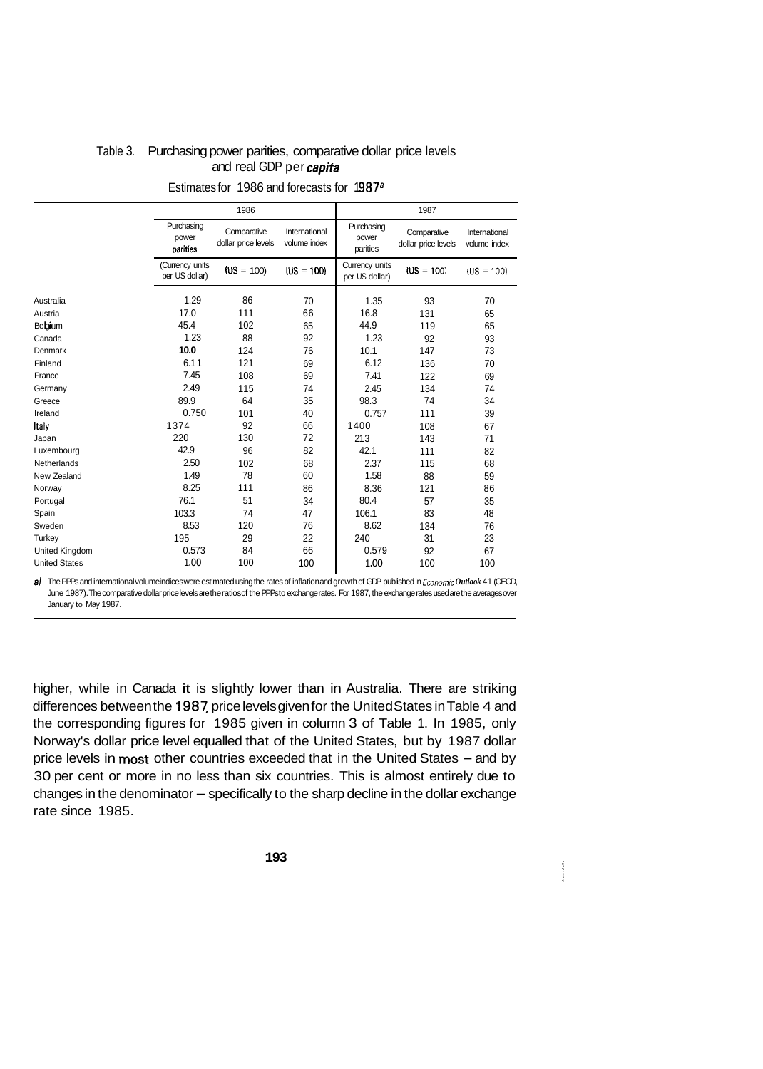Table 3. Purchasing power parities, comparative dollar price levels and real GDP per *capita*

Estimates for 1986 and forecasts for 1987[a]

| | 1986 | | | 1987 | | |
|---|---|---|---|---|---|---|
| | Purchasing power parities | Comparative dollar price levels | International volume index | Purchasing power parities | Comparative dollar price levels | International volume index |
| | (Currency units per US dollar) | (US = 100) | (US = 100) | Currency units per US dollar) | (US = 100) | (US = 100) |
| Australia | 1.29 | 86 | 70 | 1.35 | 93 | 70 |
| Austria | 17.0 | 111 | 66 | 16.8 | 131 | 65 |
| Belgium | 45.4 | 102 | 65 | 44.9 | 119 | 65 |
| Canada | 1.23 | 88 | 92 | 1.23 | 92 | 93 |
| Denmark | 10.0 | 124 | 76 | 10.1 | 147 | 73 |
| Finland | 6.11 | 121 | 69 | 6.12 | 136 | 70 |
| France | 7.45 | 108 | 69 | 7.41 | 122 | 69 |
| Germany | 2.49 | 115 | 74 | 2.45 | 134 | 74 |
| Greece | 89.9 | 64 | 35 | 98.3 | 74 | 34 |
| Ireland | 0.750 | 101 | 40 | 0.757 | 111 | 39 |
| Italy | 1374 | 92 | 66 | 1400 | 108 | 67 |
| Japan | 220 | 130 | 72 | 213 | 143 | 71 |
| Luxembourg | 42.9 | 96 | 82 | 42.1 | 111 | 82 |
| Netherlands | 2.50 | 102 | 68 | 2.37 | 115 | 68 |
| New Zealand | 1.49 | 78 | 60 | 1.58 | 88 | 59 |
| Norway | 8.25 | 111 | 86 | 8.36 | 121 | 86 |
| Portugal | 76.1 | 51 | 34 | 80.4 | 57 | 35 |
| Spain | 103.3 | 74 | 47 | 106.1 | 83 | 48 |
| Sweden | 8.53 | 120 | 76 | 8.62 | 134 | 76 |
| Turkey | 195 | 29 | 22 | 240 | 31 | 23 |
| United Kingdom | 0.573 | 84 | 66 | 0.579 | 92 | 67 |
| United States | 1.00 | 100 | 100 | 1.00 | 100 | 100 |

a) The PPPs and international volume indices were estimated using the rates of inflation and growth of GDP published in *Economic Outlook* 41 (OECD, June 1987). The comparative dollar price levels are the ratios of the PPPs to exchange rates. For 1987, the exchange rates used are the averages over January to May 1987.

higher, while in Canada it is slightly lower than in Australia. There are striking differences between the 1987 price levels given for the United States in Table 4 and the corresponding figures for 1985 given in column 3 of Table 1. In 1985, only Norway's dollar price level equalled that of the United States, but by 1987 dollar price levels in most other countries exceeded that in the United States – and by 30 per cent or more in no less than six countries. This is almost entirely due to changes in the denominator – specifically to the sharp decline in the dollar exchange rate since 1985.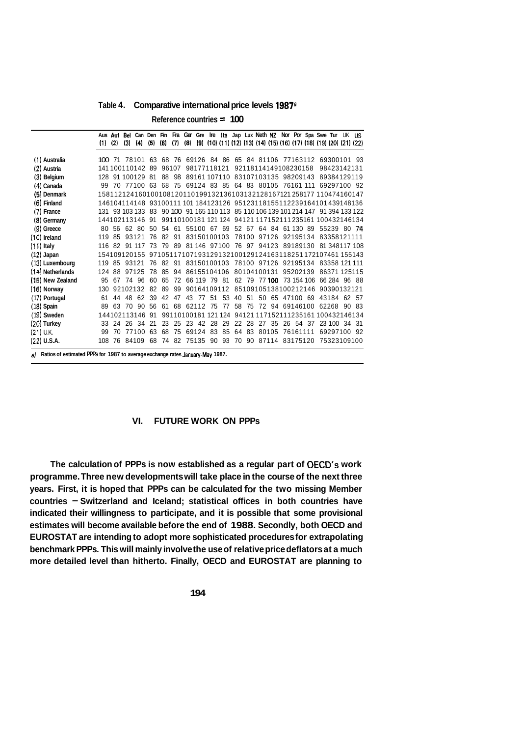**Table 4. Comparative international price levels 1987[a]**

Reference countries = 100

| | Aus (1) | Aut (2) | Bel (3) | Can (4) | Den (5) | Fin (6) | Fra (7) | Ger (8) | Gre (9) | Ire (10) | Ita (11) | Jap (12) | Lux (13) | Neth (14) | NZ (15) | Nor (16) | Por (17) | Spa (18) | Swe (19) | Tur (20) | UK (21) | US (22) |
|---|---|---|---|---|---|---|---|---|---|---|---|---|---|---|---|---|---|---|---|---|---|---|
| (1) Australia | 100 | 71 | 78 | 101 | 63 | 68 | 76 | 69 | 126 | 84 | 86 | 65 | 84 | 81 | 106 | 77 | 163 | 112 | 69 | 300 | 101 | 93 |
| (2) Austria | 141 | 100 | 110 | 142 | 89 | 96 | 107 | 98 | 177 | 118 | 121 | 92 | 118 | 114 | 149 | 108 | 230 | 158 | 98 | 423 | 142 | 131 |
| (3) Belgium | 128 | 91 | 100 | 129 | 81 | 88 | 98 | 89 | 161 | 107 | 110 | 83 | 107 | 103 | 135 | 98 | 209 | 143 | 89 | 384 | 129 | 119 |
| (4) Canada | 99 | 70 | 77 | 100 | 63 | 68 | 75 | 69 | 124 | 83 | 85 | 64 | 83 | 80 | 105 | 76 | 161 | 111 | 69 | 297 | 100 | 92 |
| (5) Denmark | 158 | 112 | 124 | 160 | 100 | 108 | 120 | 110 | 199 | 132 | 136 | 103 | 132 | 128 | 167 | 121 | 258 | 177 | 110 | 474 | 160 | 147 |
| (6) Finland | 146 | 104 | 114 | 148 | 93 | 100 | 111 | 101 | 184 | 123 | 126 | 95 | 123 | 118 | 155 | 112 | 239 | 164 | 101 | 439 | 148 | 136 |
| (7) France | 131 | 93 | 103 | 133 | 83 | 90 | 100 | 91 | 165 | 110 | 113 | 85 | 110 | 106 | 139 | 101 | 214 | 147 | 91 | 394 | 133 | 122 |
| (8) Germany | 144 | 102 | 113 | 146 | 91 | 99 | 110 | 100 | 181 | 121 | 124 | 94 | 121 | 117 | 152 | 111 | 235 | 161 | 100 | 432 | 146 | 134 |
| (9) Greece | 80 | 56 | 62 | 80 | 50 | 54 | 61 | 55 | 100 | 67 | 69 | 52 | 67 | 64 | 84 | 61 | 130 | 89 | 55 | 239 | 80 | 74 |
| (10) Ireland | 119 | 85 | 93 | 121 | 76 | 82 | 91 | 83 | 150 | 100 | 103 | 78 | 100 | 97 | 126 | 92 | 195 | 134 | 83 | 358 | 121 | 111 |
| (11) Italy | 116 | 82 | 91 | 117 | 73 | 79 | 89 | 81 | 146 | 97 | 100 | 76 | 97 | 94 | 123 | 89 | 189 | 130 | 81 | 348 | 117 | 108 |
| (12) Japan | 154 | 109 | 120 | 155 | 97 | 105 | 117 | 107 | 193 | 129 | 132 | 100 | 129 | 124 | 163 | 118 | 251 | 172 | 107 | 461 | 155 | 143 |
| (13) Luxembourg | 119 | 85 | 93 | 121 | 76 | 82 | 91 | 83 | 150 | 100 | 103 | 78 | 100 | 97 | 126 | 92 | 195 | 134 | 83 | 358 | 121 | 111 |
| (14) Netherlands | 124 | 88 | 97 | 125 | 78 | 85 | 94 | 86 | 155 | 104 | 106 | 80 | 104 | 100 | 131 | 95 | 202 | 139 | 86 | 371 | 125 | 115 |
| (15) New Zealand | 95 | 67 | 74 | 96 | 60 | 65 | 72 | 66 | 119 | 79 | 81 | 62 | 79 | 77 | 100 | 73 | 154 | 106 | 66 | 284 | 96 | 88 |
| (16) Norway | 130 | 92 | 102 | 132 | 82 | 89 | 99 | 90 | 164 | 109 | 112 | 85 | 109 | 105 | 138 | 100 | 212 | 146 | 90 | 390 | 132 | 121 |
| (17) Portugal | 61 | 44 | 48 | 62 | 39 | 42 | 47 | 43 | 77 | 51 | 53 | 40 | 51 | 50 | 65 | 47 | 100 | 69 | 43 | 184 | 62 | 57 |
| (18) Spain | 89 | 63 | 70 | 90 | 56 | 61 | 68 | 62 | 112 | 75 | 77 | 58 | 75 | 72 | 94 | 69 | 146 | 100 | 62 | 268 | 90 | 83 |
| (19) Sweden | 144 | 102 | 113 | 146 | 91 | 99 | 110 | 100 | 181 | 121 | 124 | 94 | 121 | 117 | 152 | 111 | 235 | 161 | 100 | 432 | 146 | 134 |
| (20) Turkey | 33 | 24 | 26 | 34 | 21 | 23 | 25 | 23 | 42 | 28 | 29 | 22 | 28 | 27 | 35 | 26 | 54 | 37 | 23 | 100 | 34 | 31 |
| (21) U.K. | 99 | 70 | 77 | 100 | 63 | 68 | 75 | 69 | 124 | 83 | 85 | 64 | 83 | 80 | 105 | 76 | 161 | 111 | 69 | 297 | 100 | 92 |
| (22) U.S.A. | 108 | 76 | 84 | 109 | 68 | 74 | 82 | 75 | 135 | 90 | 93 | 70 | 90 | 87 | 114 | 83 | 175 | 120 | 75 | 323 | 109 | 100 |

a) Ratios of estimated PPPs for 1987 to average exchange rates January-May 1987.

## VI. FUTURE WORK ON PPPs

The calculation of PPPs is now established as a regular part of OECD's work programme. Three new developments will take place in the course of the next three years. First, it is hoped that PPPs can be calculated for the two missing Member countries – Switzerland and Iceland; statistical offices in both countries have indicated their willingness to participate, and it is possible that some provisional estimates will become available before the end of 1988. Secondly, both OECD and EUROSTAT are intending to adopt more sophisticated procedures for extrapolating benchmark PPPs. This will mainly involve the use of relative price deflators at a much more detailed level than hitherto. Finally, OECD and EUROSTAT are planning to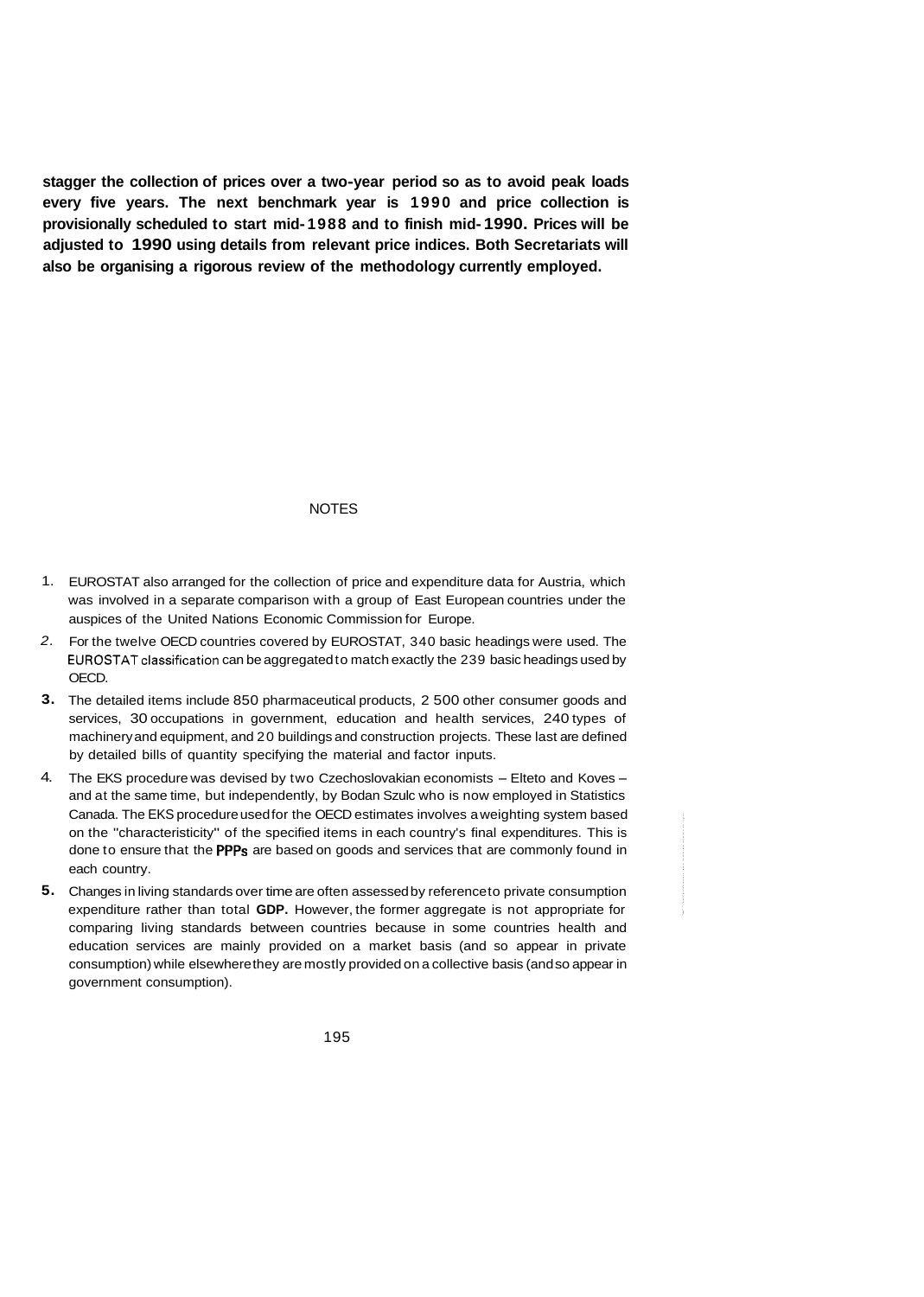**stagger the collection of prices over a two-year period so as to avoid peak loads every five years. The next benchmark year is 1990 and price collection is provisionally scheduled to start mid-1988 and to finish mid-1990. Prices will be adjusted to 1990 using details from relevant price indices. Both Secretariats will also be organising a rigorous review of the methodology currently employed.**

## NOTES

1. EUROSTAT also arranged for the collection of price and expenditure data for Austria, which was involved in a separate comparison with a group of East European countries under the auspices of the United Nations Economic Commission for Europe.
2. For the twelve OECD countries covered by EUROSTAT, 340 basic headings were used. The EUROSTAT classification can be aggregated to match exactly the 239 basic headings used by OECD.
3. The detailed items include 850 pharmaceutical products, 2 500 other consumer goods and services, 30 occupations in government, education and health services, 240 types of machinery and equipment, and 20 buildings and construction projects. These last are defined by detailed bills of quantity specifying the material and factor inputs.
4. The EKS procedure was devised by two Czechoslovakian economists – Elteto and Koves – and at the same time, but independently, by Bodan Szulc who is now employed in Statistics Canada. The EKS procedure used for the OECD estimates involves a weighting system based on the "characteristicity" of the specified items in each country's final expenditures. This is done to ensure that the PPPs are based on goods and services that are commonly found in each country.
5. Changes in living standards over time are often assessed by reference to private consumption expenditure rather than total **GDP.** However, the former aggregate is not appropriate for comparing living standards between countries because in some countries health and education services are mainly provided on a market basis (and so appear in private consumption) while elsewhere they are mostly provided on a collective basis (and so appear in government consumption).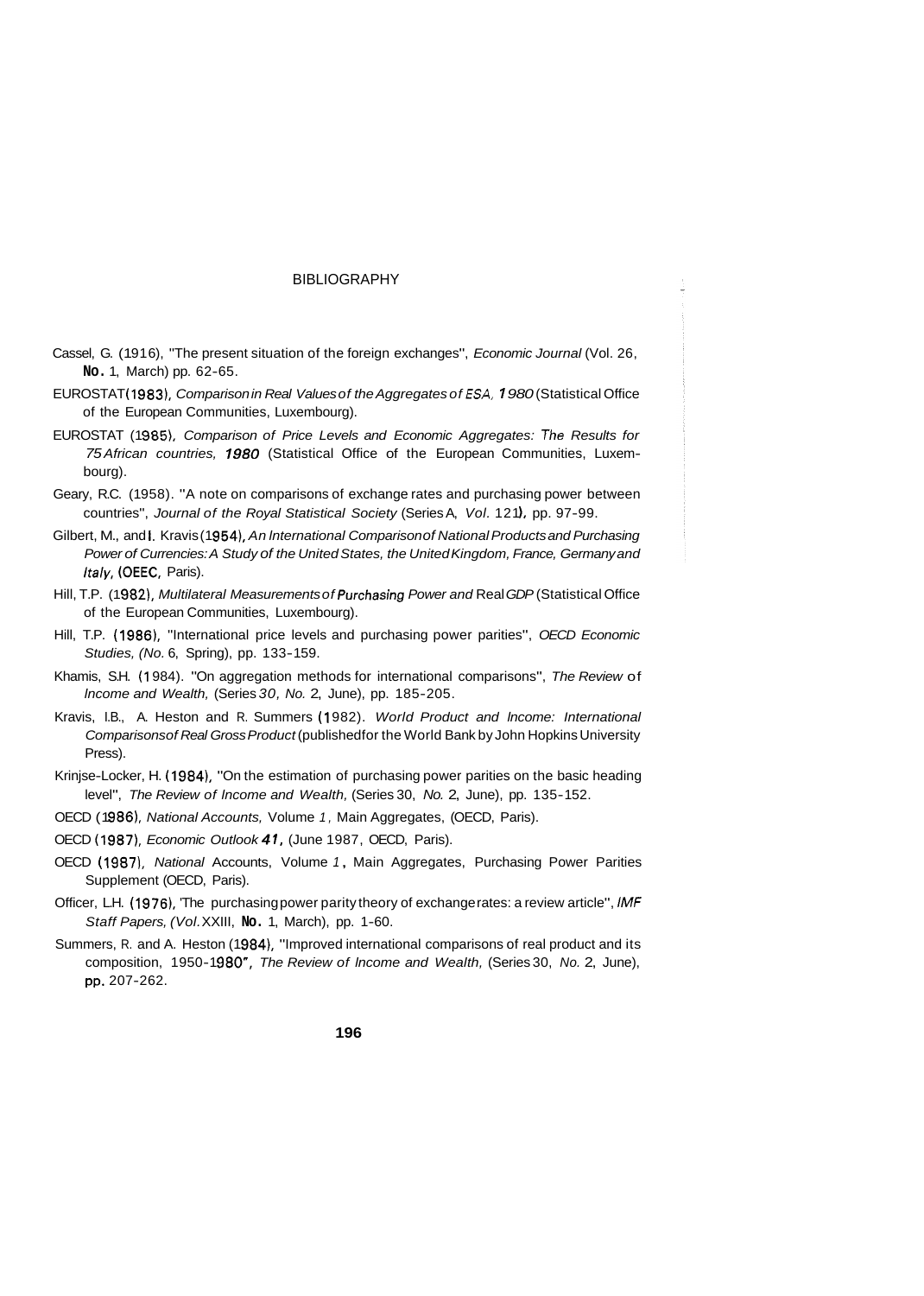# BIBLIOGRAPHY

Cassel, G. (1916), "The present situation of the foreign exchanges", *Economic Journal* (Vol. 26, No. 1, March) pp. 62-65.

EUROSTAT (1983), *Comparison in Real Values of the Aggregates of ESA, 1980* (Statistical Office of the European Communities, Luxembourg).

EUROSTAT (1985), *Comparison of Price Levels and Economic Aggregates: The Results for 75 African countries, 1980* (Statistical Office of the European Communities, Luxembourg).

Geary, R.C. (1958). "A note on comparisons of exchange rates and purchasing power between countries", *Journal of the Royal Statistical Society* (Series A, *Vol.* 121), pp. 97-99.

Gilbert, M., and I. Kravis (1954), *An International Comparison of National Products and Purchasing Power of Currencies: A Study of the United States, the United Kingdom, France, Germany and Italy*, (OEEC, Paris).

Hill, T.P. (1982), *Multilateral Measurements of Purchasing Power and Real GDP* (Statistical Office of the European Communities, Luxembourg).

Hill, T.P. (1986), "International price levels and purchasing power parities", *OECD Economic Studies, (No.* 6, Spring), pp. 133-159.

Khamis, S.H. (1984). "On aggregation methods for international comparisons", *The Review of Income and Wealth,* (Series *30, No.* 2, June), pp. 185-205.

Kravis, I.B., A. Heston and R. Summers (1982). *World Product and Income: International Comparisons of Real Gross Product* (published for the World Bank by John Hopkins University Press).

Krinjse-Locker, H. (1984), "On the estimation of purchasing power parities on the basic heading level", *The Review of Income and Wealth,* (Series 30, *No.* 2, June), pp. 135-152.

OECD (1986), *National Accounts,* Volume *1*, Main Aggregates, (OECD, Paris).

OECD (1987), *Economic Outlook 41,* (June 1987, OECD, Paris).

OECD (1987), *National* Accounts, Volume *1*, Main Aggregates, Purchasing Power Parities Supplement (OECD, Paris).

Officer, L.H. (1976), 'The purchasing power parity theory of exchange rates: a review article", *IMF Staff Papers, (Vol.* XXIII, No. 1, March), pp. 1-60.

Summers, R. and A. Heston (1984), "Improved international comparisons of real product and its composition, 1950-1980", *The Review of Income and Wealth,* (Series 30, *No.* 2, June), pp. 207-262.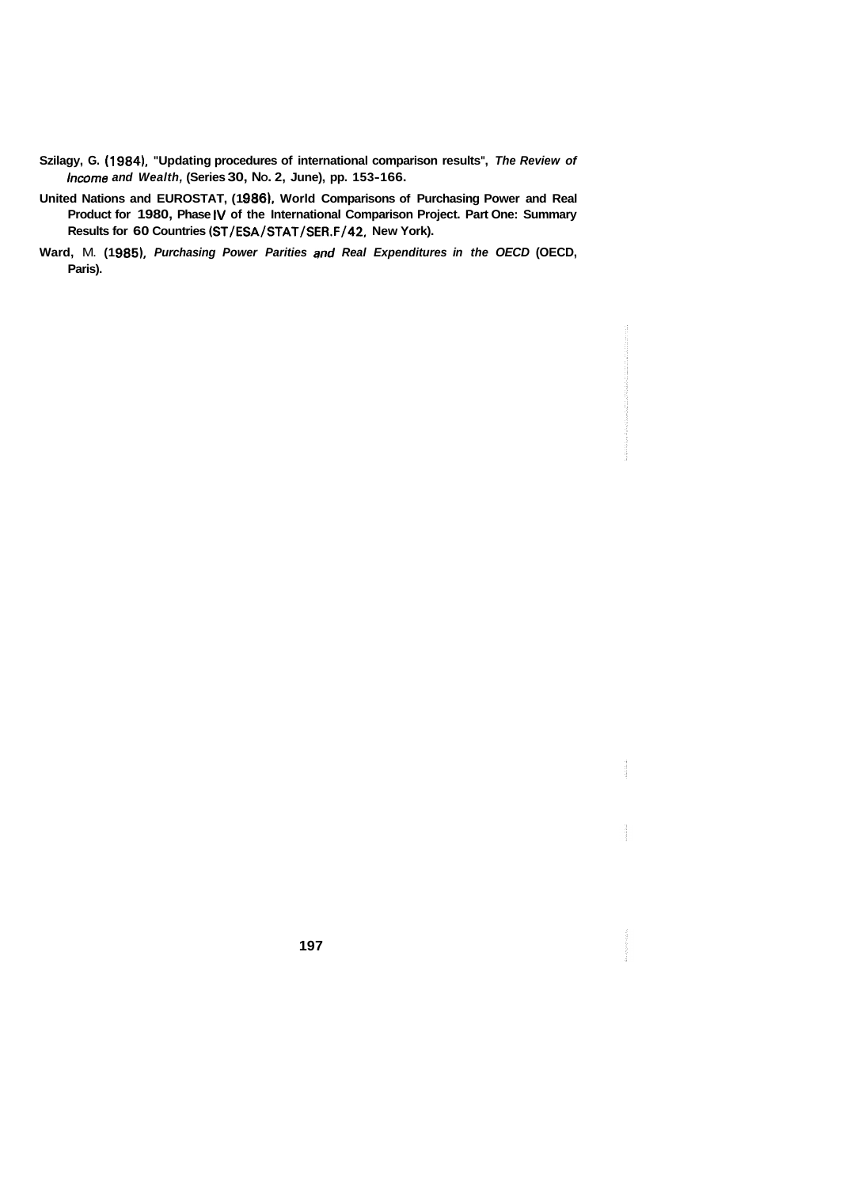Szilagy, G. (1984), "Updating procedures of international comparison results", *The Review of Income and Wealth*, (Series 30, No. 2, June), pp. 153-166.

United Nations and EUROSTAT, (1986), World Comparisons of Purchasing Power and Real Product for 1980, Phase IV of the International Comparison Project. Part One: Summary Results for 60 Countries (ST/ESA/STAT/SER.F/42, New York).

Ward, M. (1985), *Purchasing Power Parities and Real Expenditures in the OECD* (OECD, Paris).